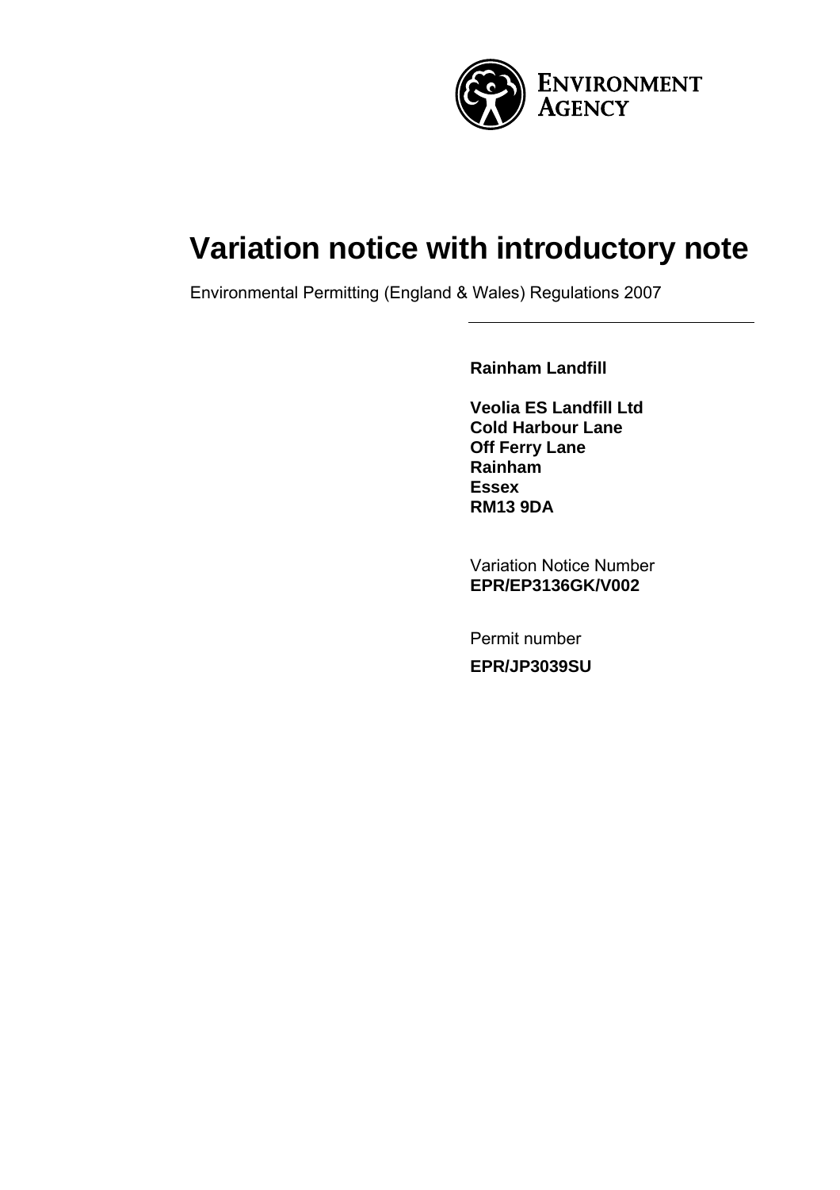Environment Agency

# Variation notice with introductory note

Environmental Permitting (England & Wales) Regulations 2007

**Rainham Landfill**

**Veolia ES Landfill Ltd**
**Cold Harbour Lane**
**Off Ferry Lane**
**Rainham**
**Essex**
**RM13 9DA**

Variation Notice Number
**EPR/EP3136GK/V002**

Permit number
**EPR/JP3039SU**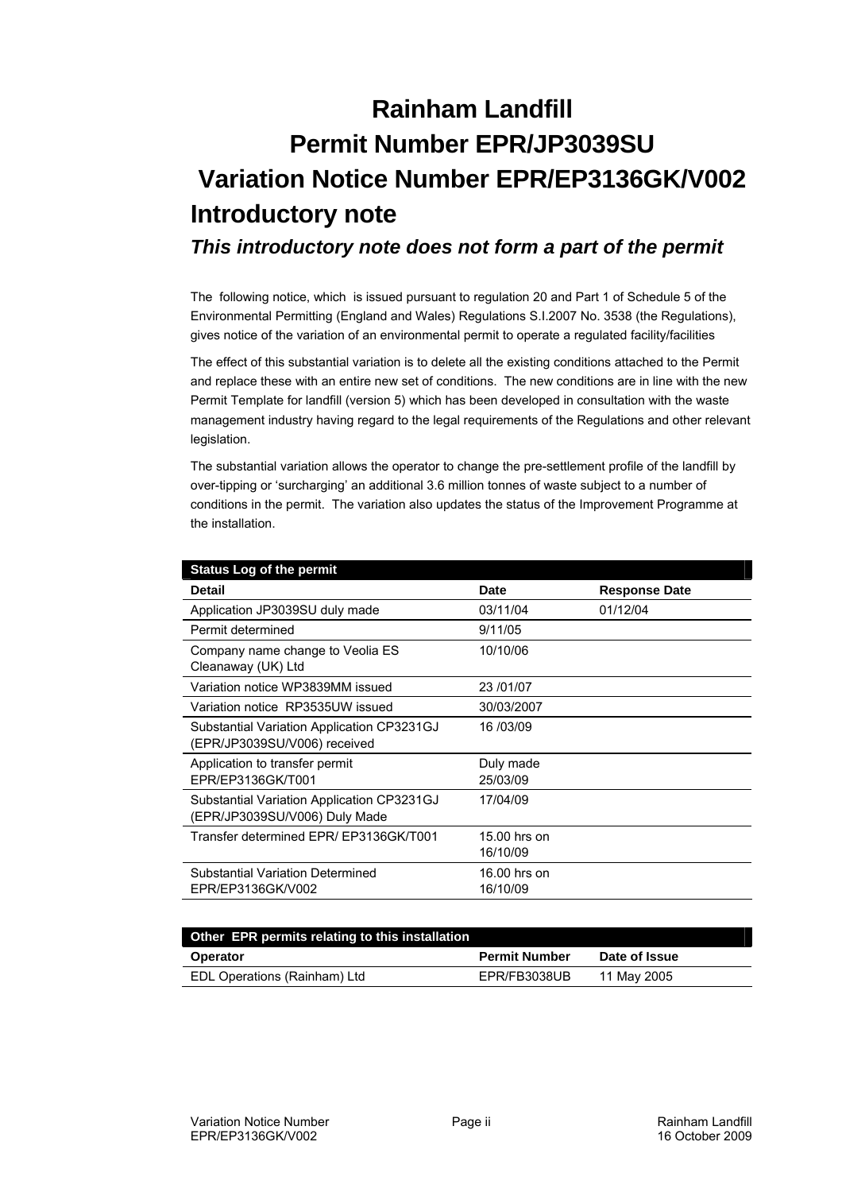# Rainham Landfill

# Permit Number EPR/JP3039SU

# Variation Notice Number EPR/EP3136GK/V002

## Introductory note

### *This introductory note does not form a part of the permit*

The following notice, which is issued pursuant to regulation 20 and Part 1 of Schedule 5 of the Environmental Permitting (England and Wales) Regulations S.I.2007 No. 3538 (the Regulations), gives notice of the variation of an environmental permit to operate a regulated facility/facilities

The effect of this substantial variation is to delete all the existing conditions attached to the Permit and replace these with an entire new set of conditions. The new conditions are in line with the new Permit Template for landfill (version 5) which has been developed in consultation with the waste management industry having regard to the legal requirements of the Regulations and other relevant legislation.

The substantial variation allows the operator to change the pre-settlement profile of the landfill by over-tipping or 'surcharging' an additional 3.6 million tonnes of waste subject to a number of conditions in the permit. The variation also updates the status of the Improvement Programme at the installation.

| Status Log of the permit | | |
|---|---|---|
| **Detail** | **Date** | **Response Date** |
| Application JP3039SU duly made | 03/11/04 | 01/12/04 |
| Permit determined | 9/11/05 | |
| Company name change to Veolia ES Cleanaway (UK) Ltd | 10/10/06 | |
| Variation notice WP3839MM issued | 23 /01/07 | |
| Variation notice RP3535UW issued | 30/03/2007 | |
| Substantial Variation Application CP3231GJ (EPR/JP3039SU/V006) received | 16 /03/09 | |
| Application to transfer permit EPR/EP3136GK/T001 | Duly made 25/03/09 | |
| Substantial Variation Application CP3231GJ (EPR/JP3039SU/V006) Duly Made | 17/04/09 | |
| Transfer determined EPR/ EP3136GK/T001 | 15.00 hrs on 16/10/09 | |
| Substantial Variation Determined EPR/EP3136GK/V002 | 16.00 hrs on 16/10/09 | |

| Other EPR permits relating to this installation | | |
|---|---|---|
| **Operator** | **Permit Number** | **Date of Issue** |
| EDL Operations (Rainham) Ltd | EPR/FB3038UB | 11 May 2005 |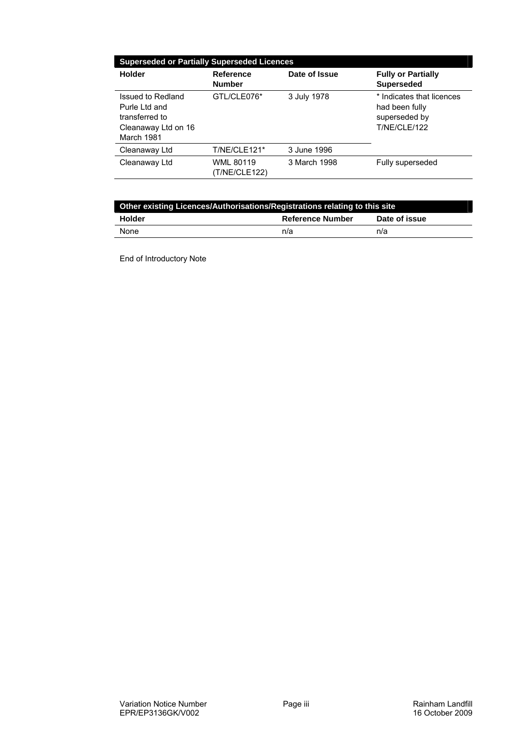| Superseded or Partially Superseded Licences | | | |
|---|---|---|---|
| **Holder** | **Reference Number** | **Date of Issue** | **Fully or Partially Superseded** |
| Issued to Redland Purle Ltd and transferred to Cleanaway Ltd on 16 March 1981 | GTL/CLE076* | 3 July 1978 | * Indicates that licences had been fully superseded by T/NE/CLE/122 |
| Cleanaway Ltd | T/NE/CLE121* | 3 June 1996 | |
| Cleanaway Ltd | WML 80119 (T/NE/CLE122) | 3 March 1998 | Fully superseded |

| Other existing Licences/Authorisations/Registrations relating to this site | | |
|---|---|---|
| **Holder** | **Reference Number** | **Date of issue** |
| None | n/a | n/a |

End of Introductory Note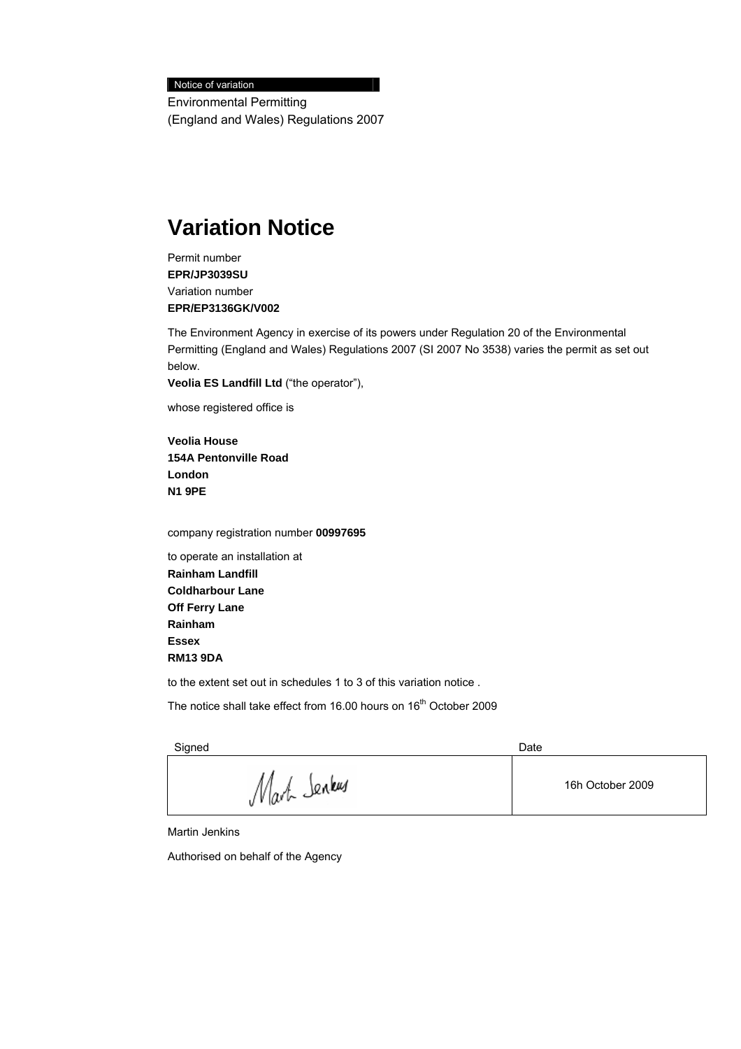Notice of variation

Environmental Permitting
(England and Wales) Regulations 2007

# Variation Notice

Permit number
**EPR/JP3039SU**
Variation number
**EPR/EP3136GK/V002**

The Environment Agency in exercise of its powers under Regulation 20 of the Environmental Permitting (England and Wales) Regulations 2007 (SI 2007 No 3538) varies the permit as set out below.
**Veolia ES Landfill Ltd** ("the operator"),

whose registered office is

**Veolia House**
**154A Pentonville Road**
**London**
**N1 9PE**

company registration number **00997695**

to operate an installation at
**Rainham Landfill**
**Coldharbour Lane**
**Off Ferry Lane**
**Rainham**
**Essex**
**RM13 9DA**

to the extent set out in schedules 1 to 3 of this variation notice .

The notice shall take effect from 16.00 hours on 16th October 2009

| Signed | Date |
|---|---|
| Martin Jenkins | 16h October 2009 |

Martin Jenkins

Authorised on behalf of the Agency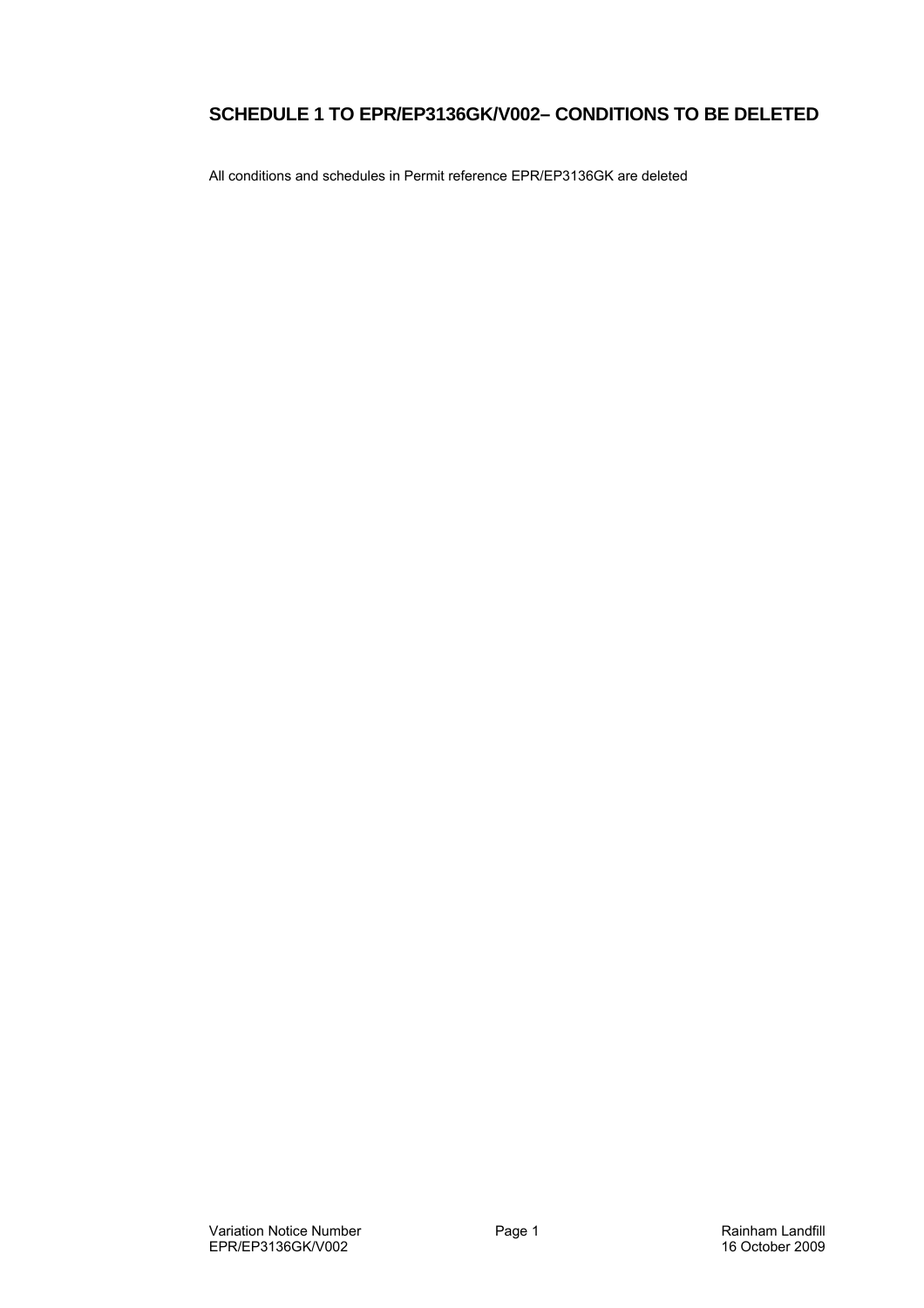## SCHEDULE 1 TO EPR/EP3136GK/V002– CONDITIONS TO BE DELETED

All conditions and schedules in Permit reference EPR/EP3136GK are deleted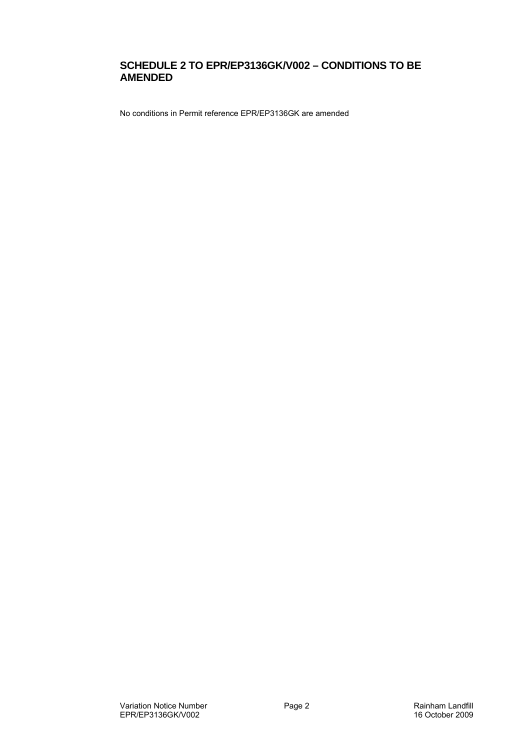## SCHEDULE 2 TO EPR/EP3136GK/V002 – CONDITIONS TO BE AMENDED

No conditions in Permit reference EPR/EP3136GK are amended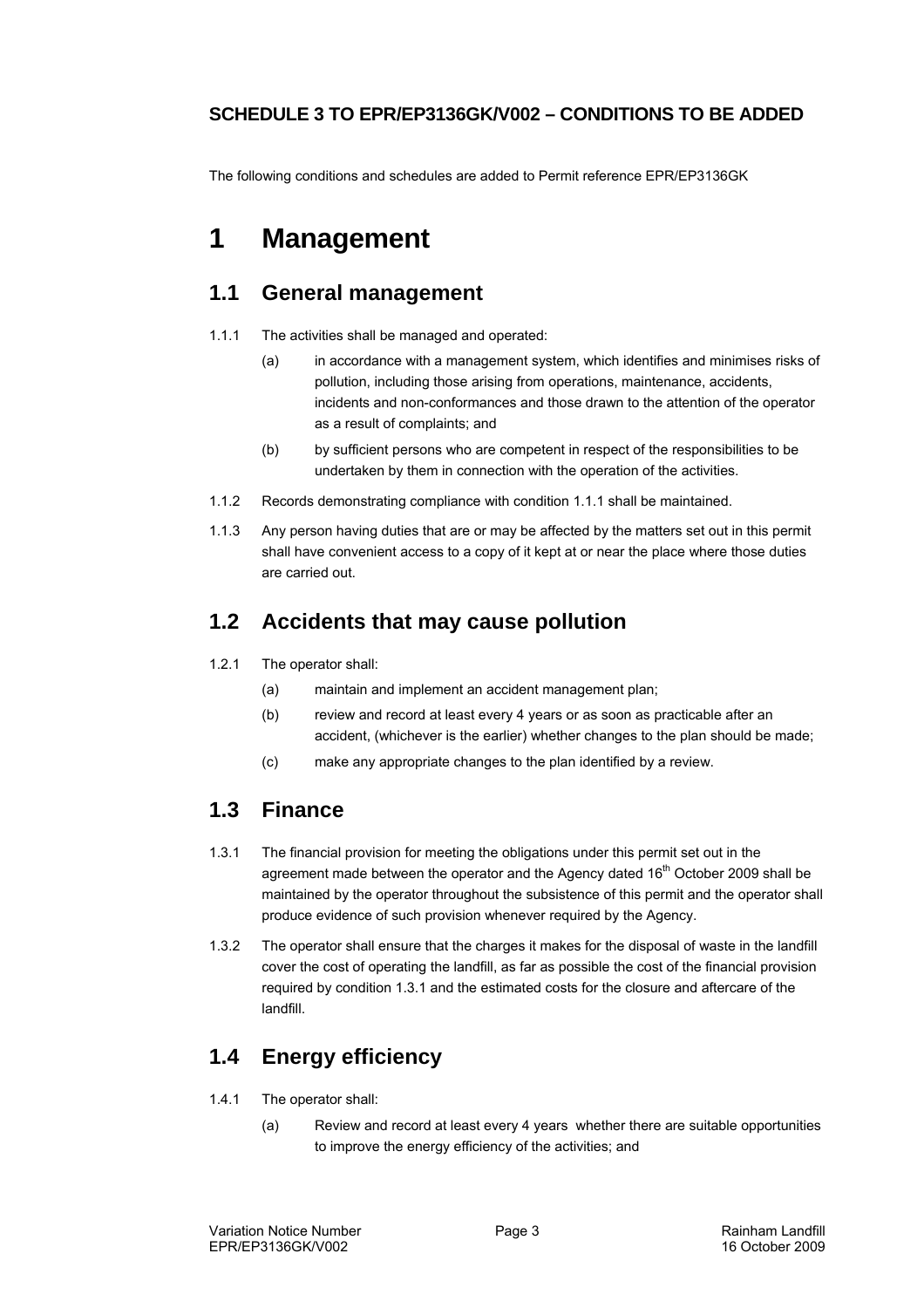**SCHEDULE 3 TO EPR/EP3136GK/V002 – CONDITIONS TO BE ADDED**

The following conditions and schedules are added to Permit reference EPR/EP3136GK

# 1 Management

## 1.1 General management

1.1.1 The activities shall be managed and operated:

(a) in accordance with a management system, which identifies and minimises risks of pollution, including those arising from operations, maintenance, accidents, incidents and non-conformances and those drawn to the attention of the operator as a result of complaints; and

(b) by sufficient persons who are competent in respect of the responsibilities to be undertaken by them in connection with the operation of the activities.

1.1.2 Records demonstrating compliance with condition 1.1.1 shall be maintained.

1.1.3 Any person having duties that are or may be affected by the matters set out in this permit shall have convenient access to a copy of it kept at or near the place where those duties are carried out.

## 1.2 Accidents that may cause pollution

1.2.1 The operator shall:

(a) maintain and implement an accident management plan;

(b) review and record at least every 4 years or as soon as practicable after an accident, (whichever is the earlier) whether changes to the plan should be made;

(c) make any appropriate changes to the plan identified by a review.

## 1.3 Finance

1.3.1 The financial provision for meeting the obligations under this permit set out in the agreement made between the operator and the Agency dated 16th October 2009 shall be maintained by the operator throughout the subsistence of this permit and the operator shall produce evidence of such provision whenever required by the Agency.

1.3.2 The operator shall ensure that the charges it makes for the disposal of waste in the landfill cover the cost of operating the landfill, as far as possible the cost of the financial provision required by condition 1.3.1 and the estimated costs for the closure and aftercare of the landfill.

## 1.4 Energy efficiency

1.4.1 The operator shall:

(a) Review and record at least every 4 years whether there are suitable opportunities to improve the energy efficiency of the activities; and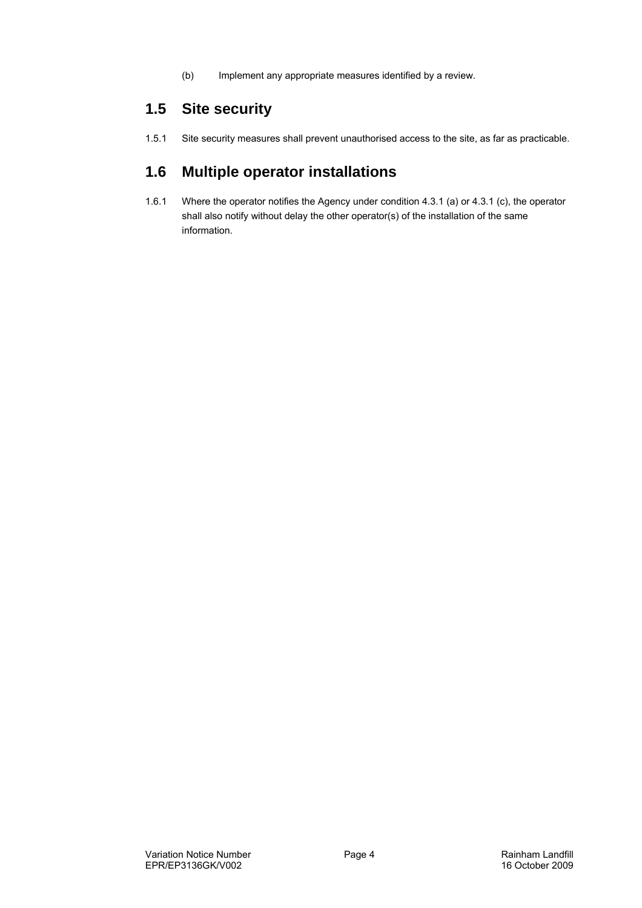(b) Implement any appropriate measures identified by a review.

## 1.5 Site security

1.5.1 Site security measures shall prevent unauthorised access to the site, as far as practicable.

## 1.6 Multiple operator installations

1.6.1 Where the operator notifies the Agency under condition 4.3.1 (a) or 4.3.1 (c), the operator shall also notify without delay the other operator(s) of the installation of the same information.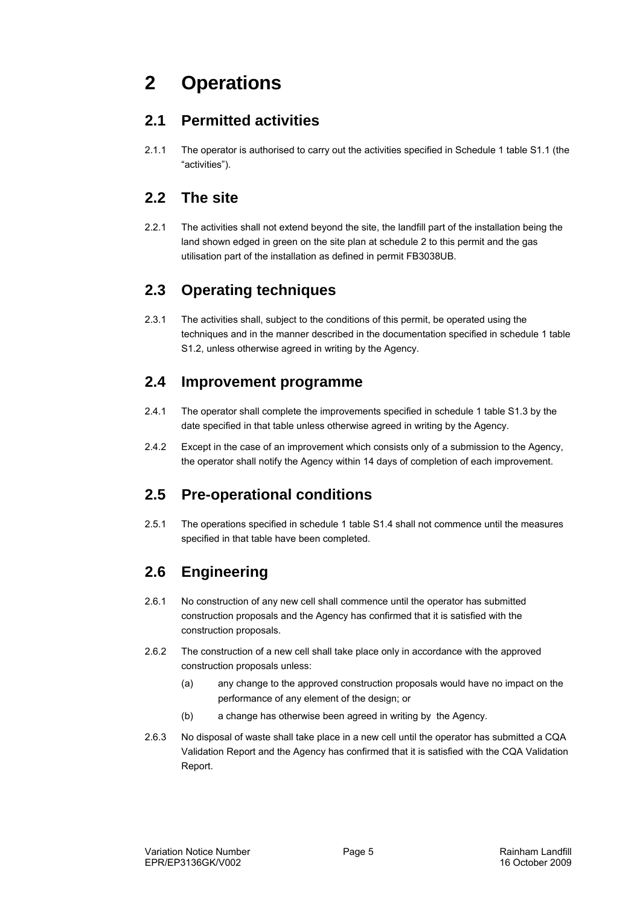# 2 Operations

## 2.1 Permitted activities

2.1.1 The operator is authorised to carry out the activities specified in Schedule 1 table S1.1 (the "activities").

## 2.2 The site

2.2.1 The activities shall not extend beyond the site, the landfill part of the installation being the land shown edged in green on the site plan at schedule 2 to this permit and the gas utilisation part of the installation as defined in permit FB3038UB.

## 2.3 Operating techniques

2.3.1 The activities shall, subject to the conditions of this permit, be operated using the techniques and in the manner described in the documentation specified in schedule 1 table S1.2, unless otherwise agreed in writing by the Agency.

## 2.4 Improvement programme

2.4.1 The operator shall complete the improvements specified in schedule 1 table S1.3 by the date specified in that table unless otherwise agreed in writing by the Agency.

2.4.2 Except in the case of an improvement which consists only of a submission to the Agency, the operator shall notify the Agency within 14 days of completion of each improvement.

## 2.5 Pre-operational conditions

2.5.1 The operations specified in schedule 1 table S1.4 shall not commence until the measures specified in that table have been completed.

## 2.6 Engineering

2.6.1 No construction of any new cell shall commence until the operator has submitted construction proposals and the Agency has confirmed that it is satisfied with the construction proposals.

2.6.2 The construction of a new cell shall take place only in accordance with the approved construction proposals unless:

(a) any change to the approved construction proposals would have no impact on the performance of any element of the design; or

(b) a change has otherwise been agreed in writing by the Agency.

2.6.3 No disposal of waste shall take place in a new cell until the operator has submitted a CQA Validation Report and the Agency has confirmed that it is satisfied with the CQA Validation Report.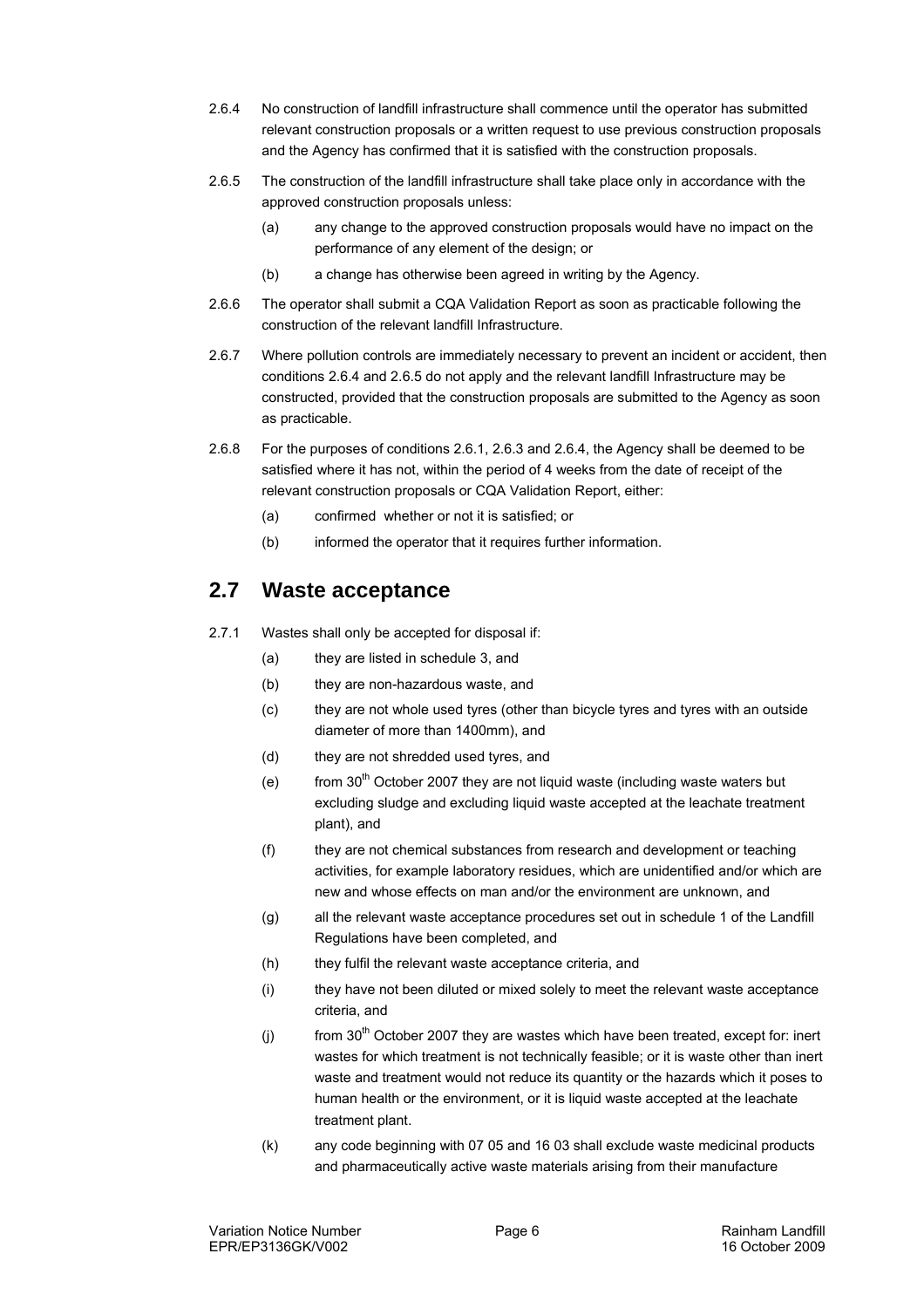2.6.4 No construction of landfill infrastructure shall commence until the operator has submitted relevant construction proposals or a written request to use previous construction proposals and the Agency has confirmed that it is satisfied with the construction proposals.

2.6.5 The construction of the landfill infrastructure shall take place only in accordance with the approved construction proposals unless:

(a) any change to the approved construction proposals would have no impact on the performance of any element of the design; or

(b) a change has otherwise been agreed in writing by the Agency.

2.6.6 The operator shall submit a CQA Validation Report as soon as practicable following the construction of the relevant landfill Infrastructure.

2.6.7 Where pollution controls are immediately necessary to prevent an incident or accident, then conditions 2.6.4 and 2.6.5 do not apply and the relevant landfill Infrastructure may be constructed, provided that the construction proposals are submitted to the Agency as soon as practicable.

2.6.8 For the purposes of conditions 2.6.1, 2.6.3 and 2.6.4, the Agency shall be deemed to be satisfied where it has not, within the period of 4 weeks from the date of receipt of the relevant construction proposals or CQA Validation Report, either:

(a) confirmed whether or not it is satisfied; or

(b) informed the operator that it requires further information.

## 2.7 Waste acceptance

2.7.1 Wastes shall only be accepted for disposal if:

(a) they are listed in schedule 3, and

(b) they are non-hazardous waste, and

(c) they are not whole used tyres (other than bicycle tyres and tyres with an outside diameter of more than 1400mm), and

(d) they are not shredded used tyres, and

(e) from 30th October 2007 they are not liquid waste (including waste waters but excluding sludge and excluding liquid waste accepted at the leachate treatment plant), and

(f) they are not chemical substances from research and development or teaching activities, for example laboratory residues, which are unidentified and/or which are new and whose effects on man and/or the environment are unknown, and

(g) all the relevant waste acceptance procedures set out in schedule 1 of the Landfill Regulations have been completed, and

(h) they fulfil the relevant waste acceptance criteria, and

(i) they have not been diluted or mixed solely to meet the relevant waste acceptance criteria, and

(j) from 30th October 2007 they are wastes which have been treated, except for: inert wastes for which treatment is not technically feasible; or it is waste other than inert waste and treatment would not reduce its quantity or the hazards which it poses to human health or the environment, or it is liquid waste accepted at the leachate treatment plant.

(k) any code beginning with 07 05 and 16 03 shall exclude waste medicinal products and pharmaceutically active waste materials arising from their manufacture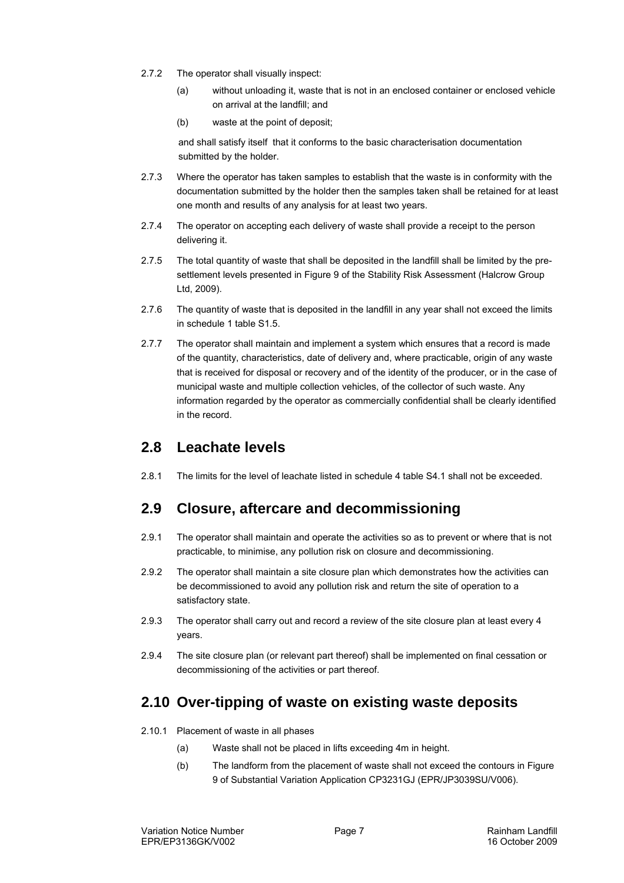2.7.2 The operator shall visually inspect:

- (a) without unloading it, waste that is not in an enclosed container or enclosed vehicle on arrival at the landfill; and
- (b) waste at the point of deposit;

and shall satisfy itself that it conforms to the basic characterisation documentation submitted by the holder.

2.7.3 Where the operator has taken samples to establish that the waste is in conformity with the documentation submitted by the holder then the samples taken shall be retained for at least one month and results of any analysis for at least two years.

2.7.4 The operator on accepting each delivery of waste shall provide a receipt to the person delivering it.

2.7.5 The total quantity of waste that shall be deposited in the landfill shall be limited by the pre-settlement levels presented in Figure 9 of the Stability Risk Assessment (Halcrow Group Ltd, 2009).

2.7.6 The quantity of waste that is deposited in the landfill in any year shall not exceed the limits in schedule 1 table S1.5.

2.7.7 The operator shall maintain and implement a system which ensures that a record is made of the quantity, characteristics, date of delivery and, where practicable, origin of any waste that is received for disposal or recovery and of the identity of the producer, or in the case of municipal waste and multiple collection vehicles, of the collector of such waste. Any information regarded by the operator as commercially confidential shall be clearly identified in the record.

## 2.8 Leachate levels

2.8.1 The limits for the level of leachate listed in schedule 4 table S4.1 shall not be exceeded.

## 2.9 Closure, aftercare and decommissioning

2.9.1 The operator shall maintain and operate the activities so as to prevent or where that is not practicable, to minimise, any pollution risk on closure and decommissioning.

2.9.2 The operator shall maintain a site closure plan which demonstrates how the activities can be decommissioned to avoid any pollution risk and return the site of operation to a satisfactory state.

2.9.3 The operator shall carry out and record a review of the site closure plan at least every 4 years.

2.9.4 The site closure plan (or relevant part thereof) shall be implemented on final cessation or decommissioning of the activities or part thereof.

## 2.10 Over-tipping of waste on existing waste deposits

2.10.1 Placement of waste in all phases

- (a) Waste shall not be placed in lifts exceeding 4m in height.
- (b) The landform from the placement of waste shall not exceed the contours in Figure 9 of Substantial Variation Application CP3231GJ (EPR/JP3039SU/V006).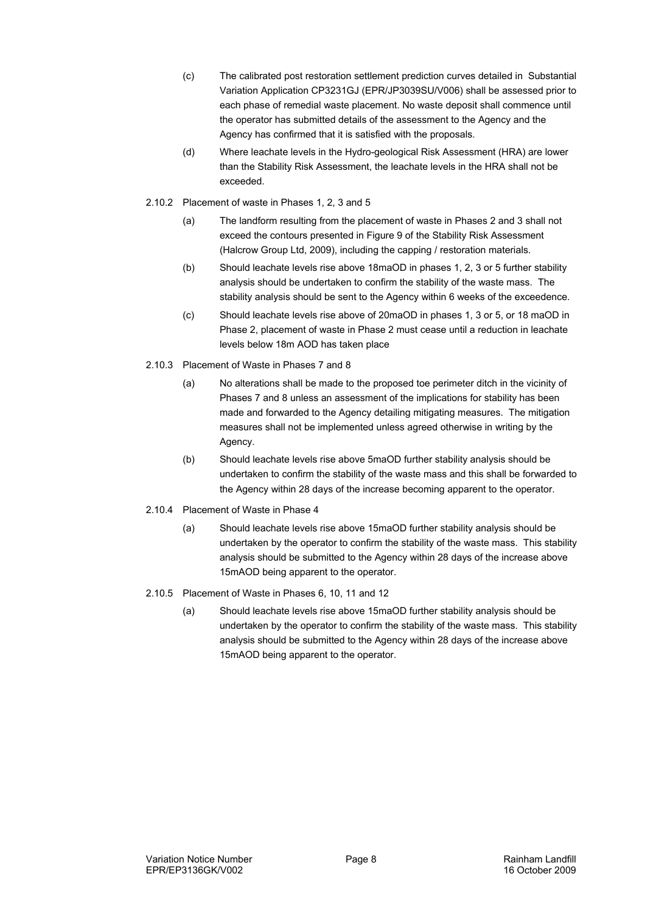(c) The calibrated post restoration settlement prediction curves detailed in Substantial Variation Application CP3231GJ (EPR/JP3039SU/V006) shall be assessed prior to each phase of remedial waste placement. No waste deposit shall commence until the operator has submitted details of the assessment to the Agency and the Agency has confirmed that it is satisfied with the proposals.

(d) Where leachate levels in the Hydro-geological Risk Assessment (HRA) are lower than the Stability Risk Assessment, the leachate levels in the HRA shall not be exceeded.

2.10.2 Placement of waste in Phases 1, 2, 3 and 5

(a) The landform resulting from the placement of waste in Phases 2 and 3 shall not exceed the contours presented in Figure 9 of the Stability Risk Assessment (Halcrow Group Ltd, 2009), including the capping / restoration materials.

(b) Should leachate levels rise above 18maOD in phases 1, 2, 3 or 5 further stability analysis should be undertaken to confirm the stability of the waste mass. The stability analysis should be sent to the Agency within 6 weeks of the exceedence.

(c) Should leachate levels rise above of 20maOD in phases 1, 3 or 5, or 18 maOD in Phase 2, placement of waste in Phase 2 must cease until a reduction in leachate levels below 18m AOD has taken place

2.10.3 Placement of Waste in Phases 7 and 8

(a) No alterations shall be made to the proposed toe perimeter ditch in the vicinity of Phases 7 and 8 unless an assessment of the implications for stability has been made and forwarded to the Agency detailing mitigating measures. The mitigation measures shall not be implemented unless agreed otherwise in writing by the Agency.

(b) Should leachate levels rise above 5maOD further stability analysis should be undertaken to confirm the stability of the waste mass and this shall be forwarded to the Agency within 28 days of the increase becoming apparent to the operator.

2.10.4 Placement of Waste in Phase 4

(a) Should leachate levels rise above 15maOD further stability analysis should be undertaken by the operator to confirm the stability of the waste mass. This stability analysis should be submitted to the Agency within 28 days of the increase above 15mAOD being apparent to the operator.

2.10.5 Placement of Waste in Phases 6, 10, 11 and 12

(a) Should leachate levels rise above 15maOD further stability analysis should be undertaken by the operator to confirm the stability of the waste mass. This stability analysis should be submitted to the Agency within 28 days of the increase above 15mAOD being apparent to the operator.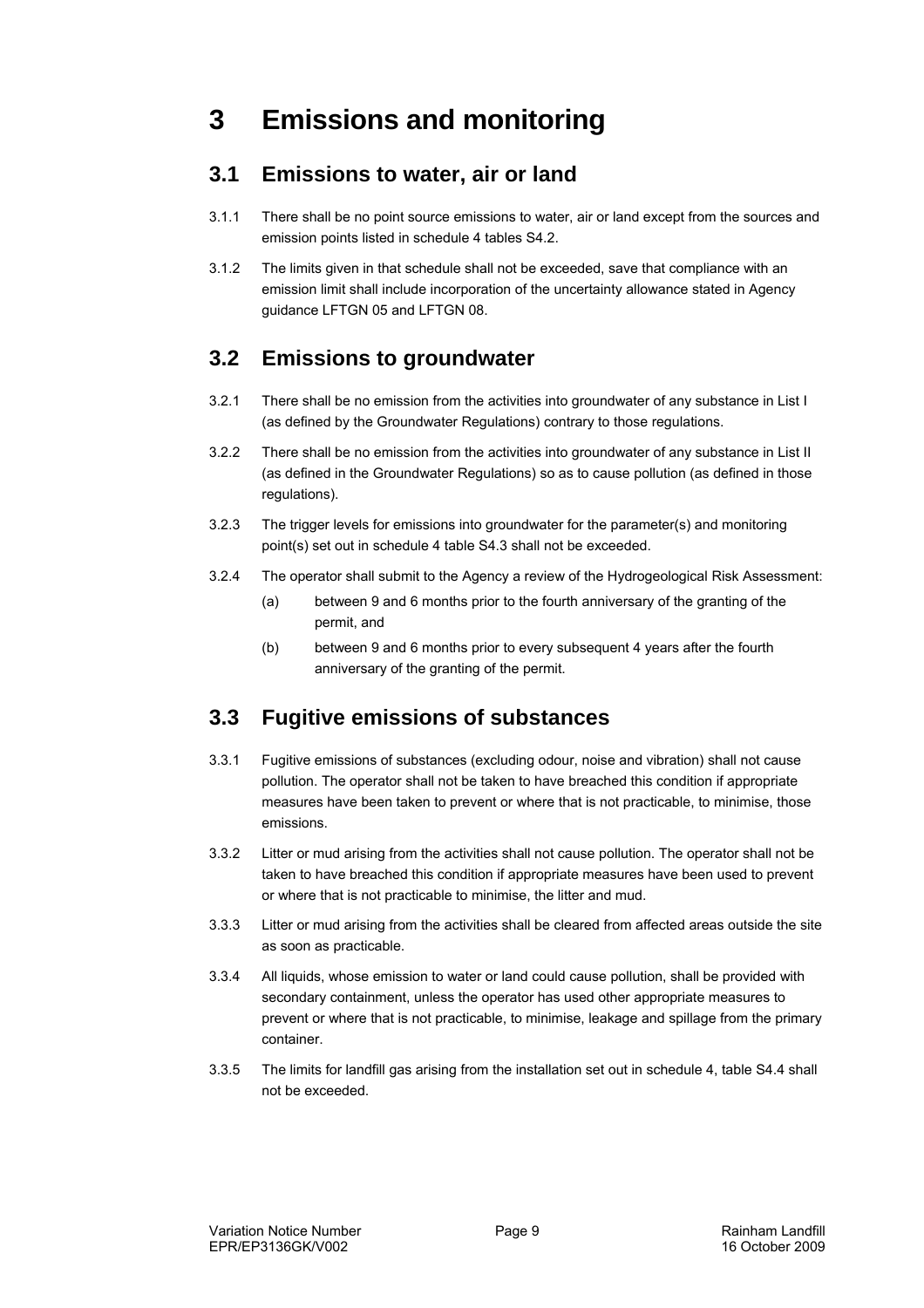# 3 Emissions and monitoring

## 3.1 Emissions to water, air or land

3.1.1 There shall be no point source emissions to water, air or land except from the sources and emission points listed in schedule 4 tables S4.2.

3.1.2 The limits given in that schedule shall not be exceeded, save that compliance with an emission limit shall include incorporation of the uncertainty allowance stated in Agency guidance LFTGN 05 and LFTGN 08.

## 3.2 Emissions to groundwater

3.2.1 There shall be no emission from the activities into groundwater of any substance in List I (as defined by the Groundwater Regulations) contrary to those regulations.

3.2.2 There shall be no emission from the activities into groundwater of any substance in List II (as defined in the Groundwater Regulations) so as to cause pollution (as defined in those regulations).

3.2.3 The trigger levels for emissions into groundwater for the parameter(s) and monitoring point(s) set out in schedule 4 table S4.3 shall not be exceeded.

3.2.4 The operator shall submit to the Agency a review of the Hydrogeological Risk Assessment:

- (a) between 9 and 6 months prior to the fourth anniversary of the granting of the permit, and
- (b) between 9 and 6 months prior to every subsequent 4 years after the fourth anniversary of the granting of the permit.

## 3.3 Fugitive emissions of substances

3.3.1 Fugitive emissions of substances (excluding odour, noise and vibration) shall not cause pollution. The operator shall not be taken to have breached this condition if appropriate measures have been taken to prevent or where that is not practicable, to minimise, those emissions.

3.3.2 Litter or mud arising from the activities shall not cause pollution. The operator shall not be taken to have breached this condition if appropriate measures have been used to prevent or where that is not practicable to minimise, the litter and mud.

3.3.3 Litter or mud arising from the activities shall be cleared from affected areas outside the site as soon as practicable.

3.3.4 All liquids, whose emission to water or land could cause pollution, shall be provided with secondary containment, unless the operator has used other appropriate measures to prevent or where that is not practicable, to minimise, leakage and spillage from the primary container.

3.3.5 The limits for landfill gas arising from the installation set out in schedule 4, table S4.4 shall not be exceeded.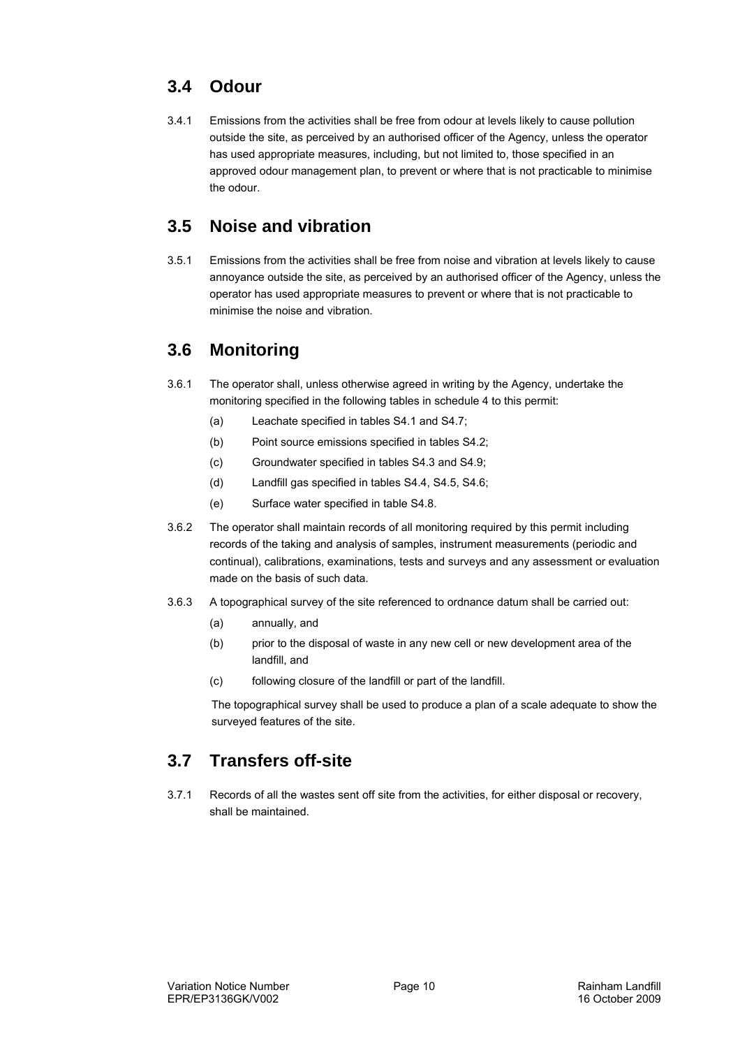## 3.4 Odour

3.4.1 Emissions from the activities shall be free from odour at levels likely to cause pollution outside the site, as perceived by an authorised officer of the Agency, unless the operator has used appropriate measures, including, but not limited to, those specified in an approved odour management plan, to prevent or where that is not practicable to minimise the odour.

## 3.5 Noise and vibration

3.5.1 Emissions from the activities shall be free from noise and vibration at levels likely to cause annoyance outside the site, as perceived by an authorised officer of the Agency, unless the operator has used appropriate measures to prevent or where that is not practicable to minimise the noise and vibration.

## 3.6 Monitoring

3.6.1 The operator shall, unless otherwise agreed in writing by the Agency, undertake the monitoring specified in the following tables in schedule 4 to this permit:

- (a) Leachate specified in tables S4.1 and S4.7;
- (b) Point source emissions specified in tables S4.2;
- (c) Groundwater specified in tables S4.3 and S4.9;
- (d) Landfill gas specified in tables S4.4, S4.5, S4.6;
- (e) Surface water specified in table S4.8.

3.6.2 The operator shall maintain records of all monitoring required by this permit including records of the taking and analysis of samples, instrument measurements (periodic and continual), calibrations, examinations, tests and surveys and any assessment or evaluation made on the basis of such data.

3.6.3 A topographical survey of the site referenced to ordnance datum shall be carried out:

- (a) annually, and
- (b) prior to the disposal of waste in any new cell or new development area of the landfill, and
- (c) following closure of the landfill or part of the landfill.

The topographical survey shall be used to produce a plan of a scale adequate to show the surveyed features of the site.

## 3.7 Transfers off-site

3.7.1 Records of all the wastes sent off site from the activities, for either disposal or recovery, shall be maintained.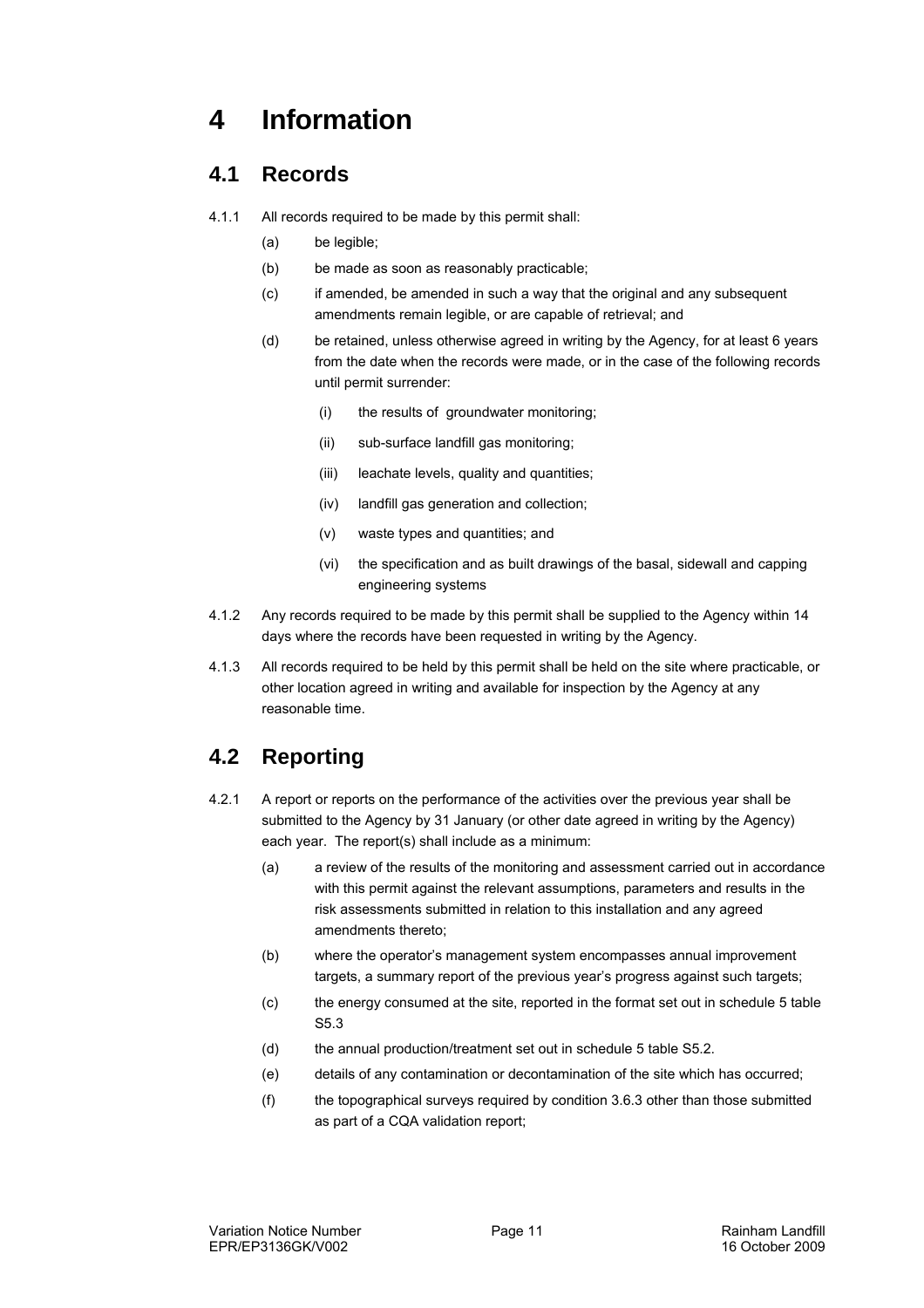# 4 Information

## 4.1 Records

4.1.1 All records required to be made by this permit shall:

(a) be legible;

(b) be made as soon as reasonably practicable;

(c) if amended, be amended in such a way that the original and any subsequent amendments remain legible, or are capable of retrieval; and

(d) be retained, unless otherwise agreed in writing by the Agency, for at least 6 years from the date when the records were made, or in the case of the following records until permit surrender:

(i) the results of groundwater monitoring;

(ii) sub-surface landfill gas monitoring;

(iii) leachate levels, quality and quantities;

(iv) landfill gas generation and collection;

(v) waste types and quantities; and

(vi) the specification and as built drawings of the basal, sidewall and capping engineering systems

4.1.2 Any records required to be made by this permit shall be supplied to the Agency within 14 days where the records have been requested in writing by the Agency.

4.1.3 All records required to be held by this permit shall be held on the site where practicable, or other location agreed in writing and available for inspection by the Agency at any reasonable time.

## 4.2 Reporting

4.2.1 A report or reports on the performance of the activities over the previous year shall be submitted to the Agency by 31 January (or other date agreed in writing by the Agency) each year. The report(s) shall include as a minimum:

(a) a review of the results of the monitoring and assessment carried out in accordance with this permit against the relevant assumptions, parameters and results in the risk assessments submitted in relation to this installation and any agreed amendments thereto;

(b) where the operator's management system encompasses annual improvement targets, a summary report of the previous year's progress against such targets;

(c) the energy consumed at the site, reported in the format set out in schedule 5 table S5.3

(d) the annual production/treatment set out in schedule 5 table S5.2.

(e) details of any contamination or decontamination of the site which has occurred;

(f) the topographical surveys required by condition 3.6.3 other than those submitted as part of a CQA validation report;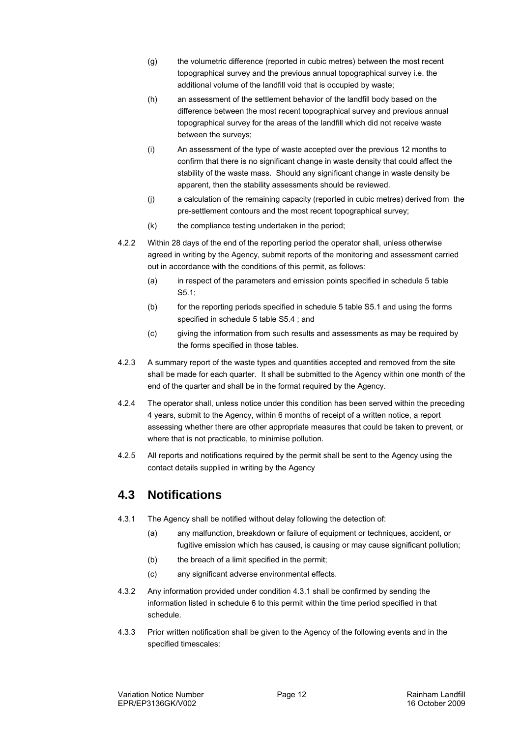(g) the volumetric difference (reported in cubic metres) between the most recent topographical survey and the previous annual topographical survey i.e. the additional volume of the landfill void that is occupied by waste;

(h) an assessment of the settlement behavior of the landfill body based on the difference between the most recent topographical survey and previous annual topographical survey for the areas of the landfill which did not receive waste between the surveys;

(i) An assessment of the type of waste accepted over the previous 12 months to confirm that there is no significant change in waste density that could affect the stability of the waste mass. Should any significant change in waste density be apparent, then the stability assessments should be reviewed.

(j) a calculation of the remaining capacity (reported in cubic metres) derived from the pre-settlement contours and the most recent topographical survey;

(k) the compliance testing undertaken in the period;

4.2.2 Within 28 days of the end of the reporting period the operator shall, unless otherwise agreed in writing by the Agency, submit reports of the monitoring and assessment carried out in accordance with the conditions of this permit, as follows:

(a) in respect of the parameters and emission points specified in schedule 5 table S5.1;

(b) for the reporting periods specified in schedule 5 table S5.1 and using the forms specified in schedule 5 table S5.4 ; and

(c) giving the information from such results and assessments as may be required by the forms specified in those tables.

4.2.3 A summary report of the waste types and quantities accepted and removed from the site shall be made for each quarter. It shall be submitted to the Agency within one month of the end of the quarter and shall be in the format required by the Agency.

4.2.4 The operator shall, unless notice under this condition has been served within the preceding 4 years, submit to the Agency, within 6 months of receipt of a written notice, a report assessing whether there are other appropriate measures that could be taken to prevent, or where that is not practicable, to minimise pollution.

4.2.5 All reports and notifications required by the permit shall be sent to the Agency using the contact details supplied in writing by the Agency

## 4.3 Notifications

4.3.1 The Agency shall be notified without delay following the detection of:

(a) any malfunction, breakdown or failure of equipment or techniques, accident, or fugitive emission which has caused, is causing or may cause significant pollution;

(b) the breach of a limit specified in the permit;

(c) any significant adverse environmental effects.

4.3.2 Any information provided under condition 4.3.1 shall be confirmed by sending the information listed in schedule 6 to this permit within the time period specified in that schedule.

4.3.3 Prior written notification shall be given to the Agency of the following events and in the specified timescales: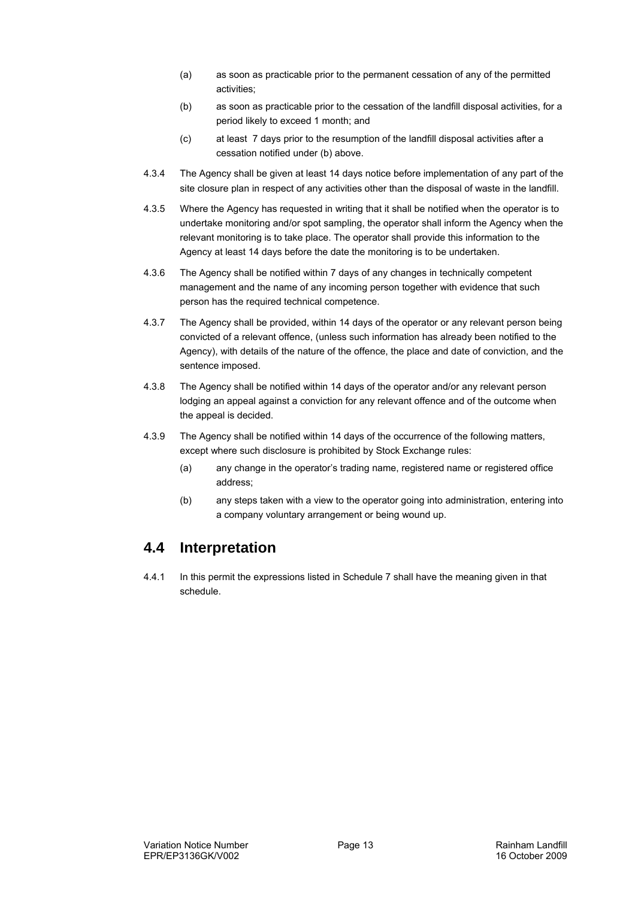(a) as soon as practicable prior to the permanent cessation of any of the permitted activities;

(b) as soon as practicable prior to the cessation of the landfill disposal activities, for a period likely to exceed 1 month; and

(c) at least 7 days prior to the resumption of the landfill disposal activities after a cessation notified under (b) above.

4.3.4 The Agency shall be given at least 14 days notice before implementation of any part of the site closure plan in respect of any activities other than the disposal of waste in the landfill.

4.3.5 Where the Agency has requested in writing that it shall be notified when the operator is to undertake monitoring and/or spot sampling, the operator shall inform the Agency when the relevant monitoring is to take place. The operator shall provide this information to the Agency at least 14 days before the date the monitoring is to be undertaken.

4.3.6 The Agency shall be notified within 7 days of any changes in technically competent management and the name of any incoming person together with evidence that such person has the required technical competence.

4.3.7 The Agency shall be provided, within 14 days of the operator or any relevant person being convicted of a relevant offence, (unless such information has already been notified to the Agency), with details of the nature of the offence, the place and date of conviction, and the sentence imposed.

4.3.8 The Agency shall be notified within 14 days of the operator and/or any relevant person lodging an appeal against a conviction for any relevant offence and of the outcome when the appeal is decided.

4.3.9 The Agency shall be notified within 14 days of the occurrence of the following matters, except where such disclosure is prohibited by Stock Exchange rules:

(a) any change in the operator's trading name, registered name or registered office address;

(b) any steps taken with a view to the operator going into administration, entering into a company voluntary arrangement or being wound up.

## 4.4 Interpretation

4.4.1 In this permit the expressions listed in Schedule 7 shall have the meaning given in that schedule.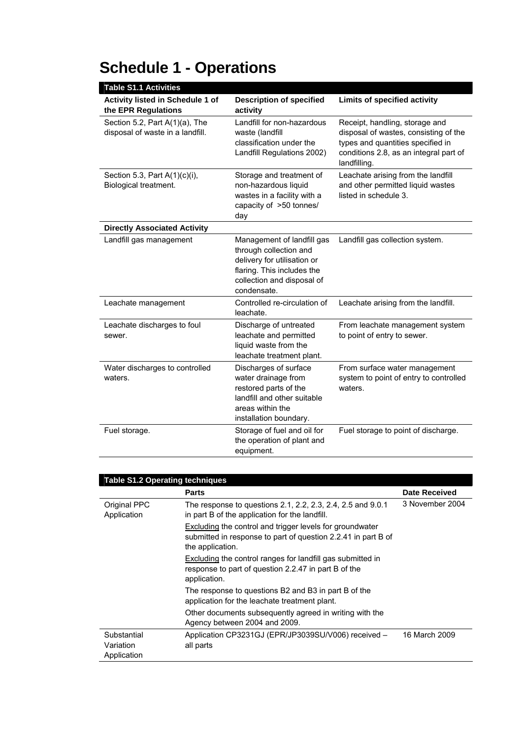# Schedule 1 - Operations

| Table S1.1 Activities | | |
|---|---|---|
| **Activity listed in Schedule 1 of the EPR Regulations** | **Description of specified activity** | **Limits of specified activity** |
| Section 5.2, Part A(1)(a), The disposal of waste in a landfill. | Landfill for non-hazardous waste (landfill classification under the Landfill Regulations 2002) | Receipt, handling, storage and disposal of wastes, consisting of the types and quantities specified in conditions 2.8, as an integral part of landfilling. |
| Section 5.3, Part A(1)(c)(i), Biological treatment. | Storage and treatment of non-hazardous liquid wastes in a facility with a capacity of >50 tonnes/ day | Leachate arising from the landfill and other permitted liquid wastes listed in schedule 3. |
| **Directly Associated Activity** | | |
| Landfill gas management | Management of landfill gas through collection and delivery for utilisation or flaring. This includes the collection and disposal of condensate. | Landfill gas collection system. |
| Leachate management | Controlled re-circulation of leachate. | Leachate arising from the landfill. |
| Leachate discharges to foul sewer. | Discharge of untreated leachate and permitted liquid waste from the leachate treatment plant. | From leachate management system to point of entry to sewer. |
| Water discharges to controlled waters. | Discharges of surface water drainage from restored parts of the landfill and other suitable areas within the installation boundary. | From surface water management system to point of entry to controlled waters. |
| Fuel storage. | Storage of fuel and oil for the operation of plant and equipment. | Fuel storage to point of discharge. |

| Table S1.2 Operating techniques | | |
|---|---|---|
| | **Parts** | **Date Received** |
| Original PPC Application | The response to questions 2.1, 2.2, 2.3, 2.4, 2.5 and 9.0.1 in part B of the application for the landfill.<br><br><u>Excluding</u> the control and trigger levels for groundwater submitted in response to part of question 2.2.41 in part B of the application.<br><br><u>Excluding</u> the control ranges for landfill gas submitted in response to part of question 2.2.47 in part B of the application.<br><br>The response to questions B2 and B3 in part B of the application for the leachate treatment plant.<br><br>Other documents subsequently agreed in writing with the Agency between 2004 and 2009. | 3 November 2004 |
| Substantial Variation Application | Application CP3231GJ (EPR/JP3039SU/V006) received – all parts | 16 March 2009 |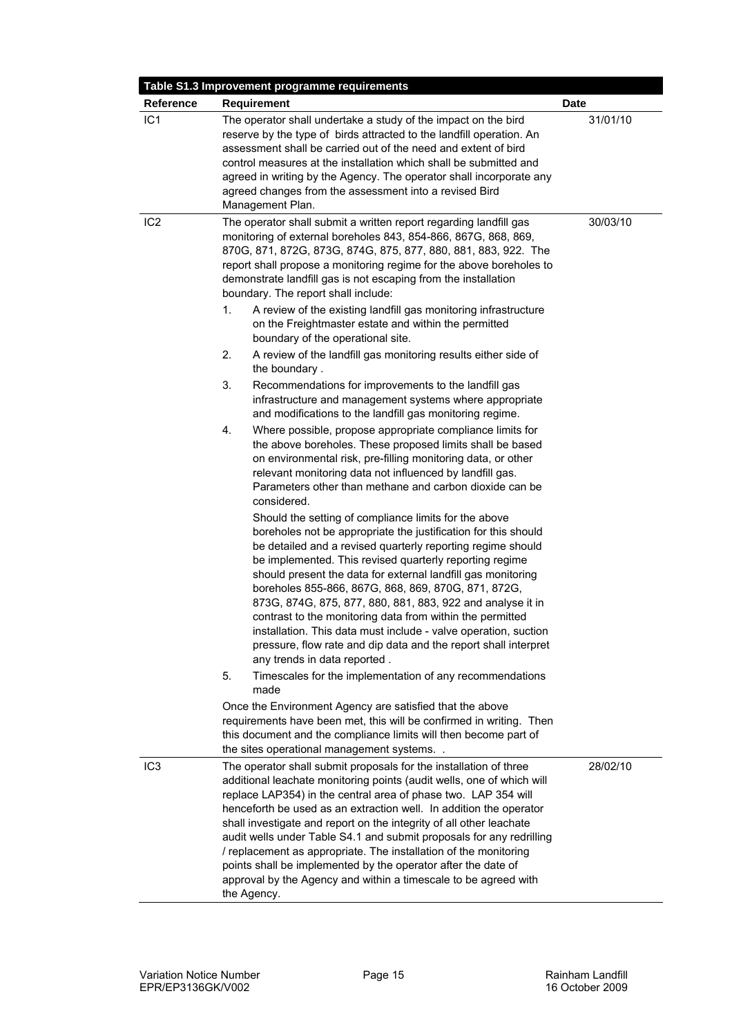| Table S1.3 Improvement programme requirements | | |
|---|---|---|
| **Reference** | **Requirement** | **Date** |
| IC1 | The operator shall undertake a study of the impact on the bird reserve by the type of birds attracted to the landfill operation. An assessment shall be carried out of the need and extent of bird control measures at the installation which shall be submitted and agreed in writing by the Agency. The operator shall incorporate any agreed changes from the assessment into a revised Bird Management Plan. | 31/01/10 |
| IC2 | The operator shall submit a written report regarding landfill gas monitoring of external boreholes 843, 854-866, 867G, 868, 869, 870G, 871, 872G, 873G, 874G, 875, 877, 880, 881, 883, 922. The report shall propose a monitoring regime for the above boreholes to demonstrate landfill gas is not escaping from the installation boundary. The report shall include:<br>1. A review of the existing landfill gas monitoring infrastructure on the Freightmaster estate and within the permitted boundary of the operational site.<br>2. A review of the landfill gas monitoring results either side of the boundary .<br>3. Recommendations for improvements to the landfill gas infrastructure and management systems where appropriate and modifications to the landfill gas monitoring regime.<br>4. Where possible, propose appropriate compliance limits for the above boreholes. These proposed limits shall be based on environmental risk, pre-filling monitoring data, or other relevant monitoring data not influenced by landfill gas. Parameters other than methane and carbon dioxide can be considered.<br>Should the setting of compliance limits for the above boreholes not be appropriate the justification for this should be detailed and a revised quarterly reporting regime should be implemented. This revised quarterly reporting regime should present the data for external landfill gas monitoring boreholes 855-866, 867G, 868, 869, 870G, 871, 872G, 873G, 874G, 875, 877, 880, 881, 883, 922 and analyse it in contrast to the monitoring data from within the permitted installation. This data must include - valve operation, suction pressure, flow rate and dip data and the report shall interpret any trends in data reported .<br>5. Timescales for the implementation of any recommendations made<br>Once the Environment Agency are satisfied that the above requirements have been met, this will be confirmed in writing. Then this document and the compliance limits will then become part of the sites operational management systems. . | 30/03/10 |
| IC3 | The operator shall submit proposals for the installation of three additional leachate monitoring points (audit wells, one of which will replace LAP354) in the central area of phase two. LAP 354 will henceforth be used as an extraction well. In addition the operator shall investigate and report on the integrity of all other leachate audit wells under Table S4.1 and submit proposals for any redrilling / replacement as appropriate. The installation of the monitoring points shall be implemented by the operator after the date of approval by the Agency and within a timescale to be agreed with the Agency. | 28/02/10 |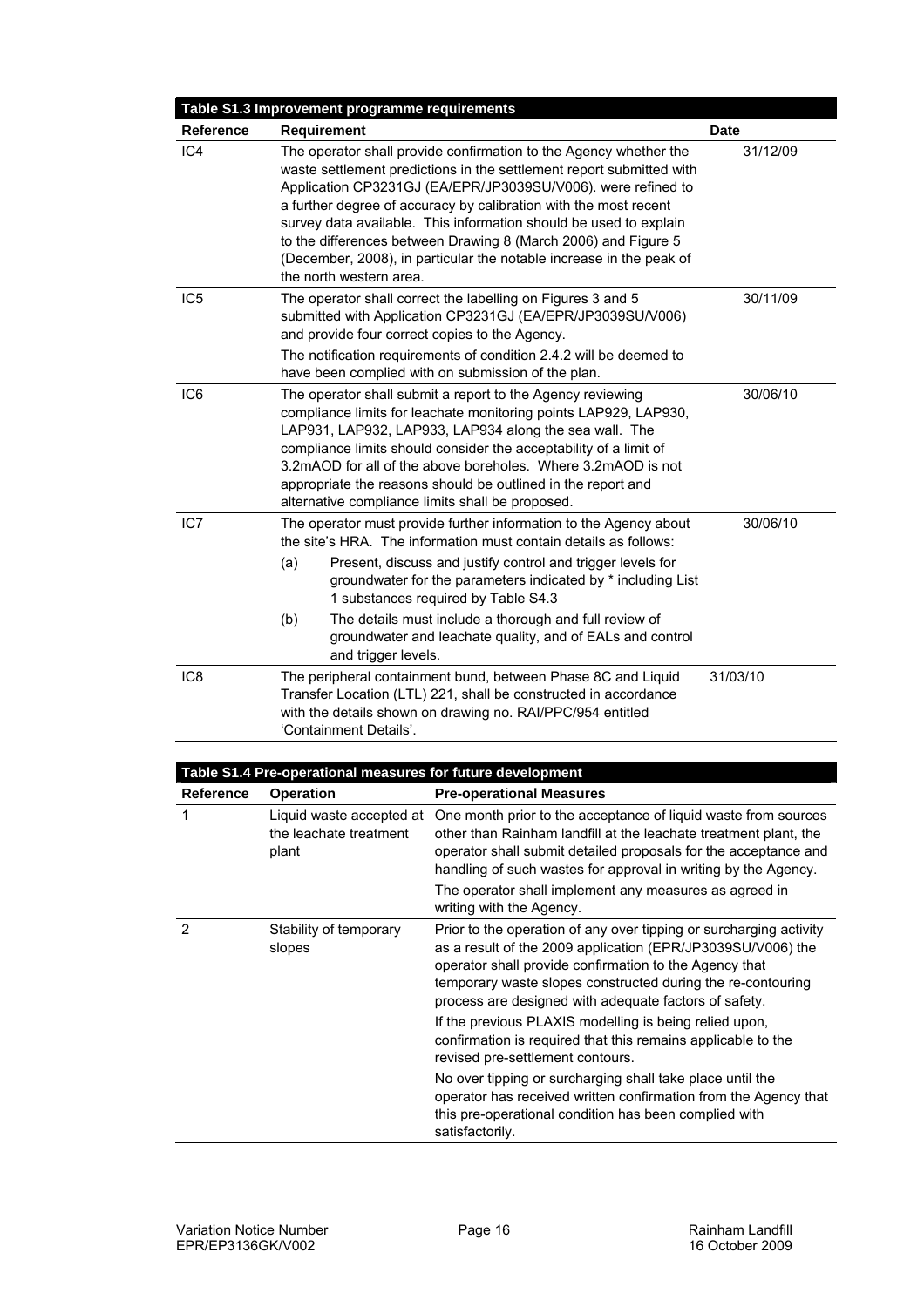| Table S1.3 Improvement programme requirements | | |
|---|---|---|
| **Reference** | **Requirement** | **Date** |
| IC4 | The operator shall provide confirmation to the Agency whether the waste settlement predictions in the settlement report submitted with Application CP3231GJ (EA/EPR/JP3039SU/V006). were refined to a further degree of accuracy by calibration with the most recent survey data available. This information should be used to explain to the differences between Drawing 8 (March 2006) and Figure 5 (December, 2008), in particular the notable increase in the peak of the north western area. | 31/12/09 |
| IC5 | The operator shall correct the labelling on Figures 3 and 5 submitted with Application CP3231GJ (EA/EPR/JP3039SU/V006) and provide four correct copies to the Agency.<br><br>The notification requirements of condition 2.4.2 will be deemed to have been complied with on submission of the plan. | 30/11/09 |
| IC6 | The operator shall submit a report to the Agency reviewing compliance limits for leachate monitoring points LAP929, LAP930, LAP931, LAP932, LAP933, LAP934 along the sea wall. The compliance limits should consider the acceptability of a limit of 3.2mAOD for all of the above boreholes. Where 3.2mAOD is not appropriate the reasons should be outlined in the report and alternative compliance limits shall be proposed. | 30/06/10 |
| IC7 | The operator must provide further information to the Agency about the site's HRA. The information must contain details as follows:<br><br>(a) Present, discuss and justify control and trigger levels for groundwater for the parameters indicated by * including List 1 substances required by Table S4.3<br><br>(b) The details must include a thorough and full review of groundwater and leachate quality, and of EALs and control and trigger levels. | 30/06/10 |
| IC8 | The peripheral containment bund, between Phase 8C and Liquid Transfer Location (LTL) 221, shall be constructed in accordance with the details shown on drawing no. RAI/PPC/954 entitled 'Containment Details'. | 31/03/10 |

| Table S1.4 Pre-operational measures for future development | | |
|---|---|---|
| **Reference** | **Operation** | **Pre-operational Measures** |
| 1 | Liquid waste accepted at the leachate treatment plant | One month prior to the acceptance of liquid waste from sources other than Rainham landfill at the leachate treatment plant, the operator shall submit detailed proposals for the acceptance and handling of such wastes for approval in writing by the Agency.<br><br>The operator shall implement any measures as agreed in writing with the Agency. |
| 2 | Stability of temporary slopes | Prior to the operation of any over tipping or surcharging activity as a result of the 2009 application (EPR/JP3039SU/V006) the operator shall provide confirmation to the Agency that temporary waste slopes constructed during the re-contouring process are designed with adequate factors of safety.<br><br>If the previous PLAXIS modelling is being relied upon, confirmation is required that this remains applicable to the revised pre-settlement contours.<br><br>No over tipping or surcharging shall take place until the operator has received written confirmation from the Agency that this pre-operational condition has been complied with satisfactorily. |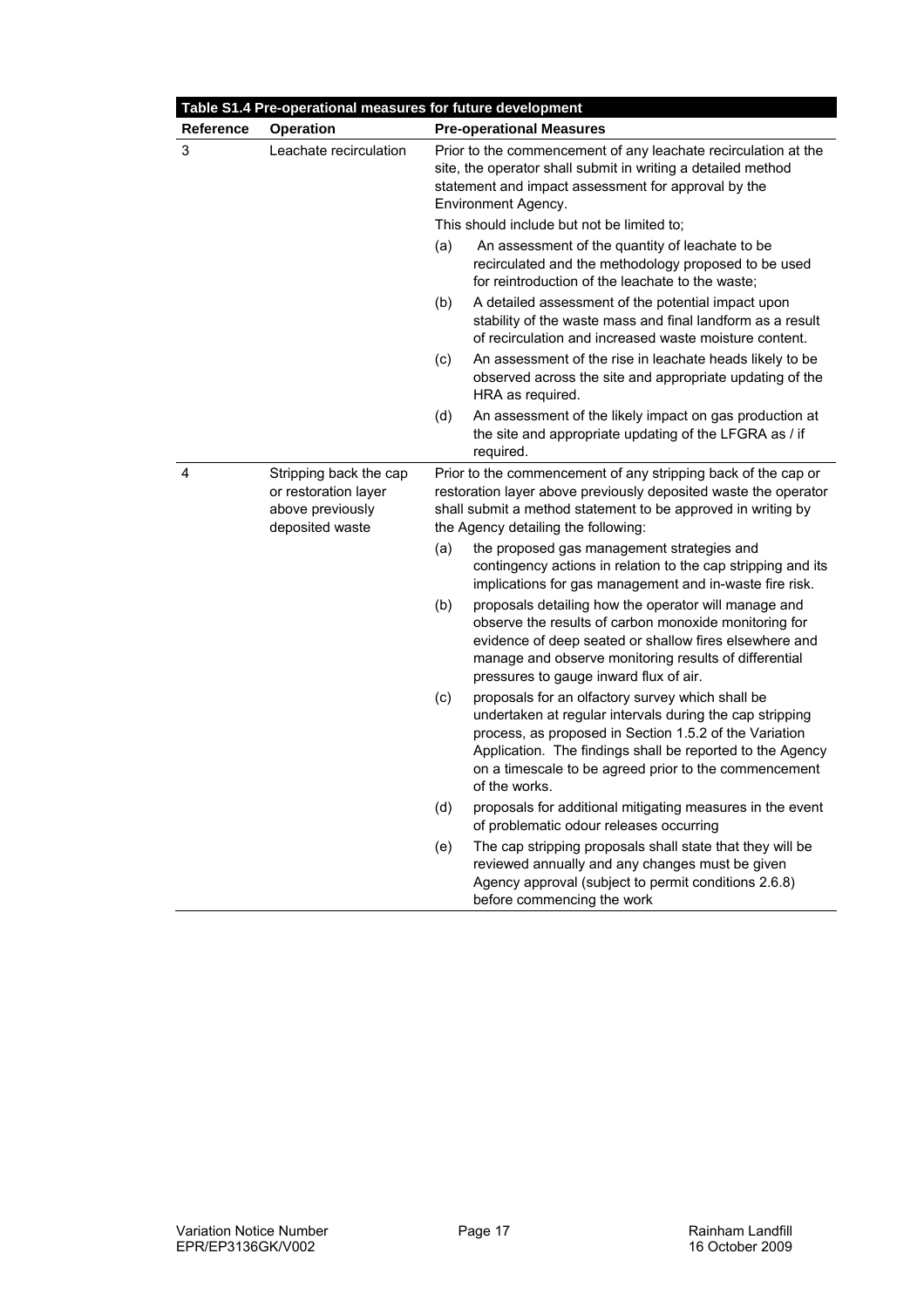| Table S1.4 Pre-operational measures for future development | | |
|---|---|---|
| **Reference** | **Operation** | **Pre-operational Measures** |
| 3 | Leachate recirculation | Prior to the commencement of any leachate recirculation at the site, the operator shall submit in writing a detailed method statement and impact assessment for approval by the Environment Agency.<br>This should include but not be limited to;<br>(a) An assessment of the quantity of leachate to be recirculated and the methodology proposed to be used for reintroduction of the leachate to the waste;<br>(b) A detailed assessment of the potential impact upon stability of the waste mass and final landform as a result of recirculation and increased waste moisture content.<br>(c) An assessment of the rise in leachate heads likely to be observed across the site and appropriate updating of the HRA as required.<br>(d) An assessment of the likely impact on gas production at the site and appropriate updating of the LFGRA as / if required. |
| 4 | Stripping back the cap or restoration layer above previously deposited waste | Prior to the commencement of any stripping back of the cap or restoration layer above previously deposited waste the operator shall submit a method statement to be approved in writing by the Agency detailing the following:<br>(a) the proposed gas management strategies and contingency actions in relation to the cap stripping and its implications for gas management and in-waste fire risk.<br>(b) proposals detailing how the operator will manage and observe the results of carbon monoxide monitoring for evidence of deep seated or shallow fires elsewhere and manage and observe monitoring results of differential pressures to gauge inward flux of air.<br>(c) proposals for an olfactory survey which shall be undertaken at regular intervals during the cap stripping process, as proposed in Section 1.5.2 of the Variation Application. The findings shall be reported to the Agency on a timescale to be agreed prior to the commencement of the works.<br>(d) proposals for additional mitigating measures in the event of problematic odour releases occurring<br>(e) The cap stripping proposals shall state that they will be reviewed annually and any changes must be given Agency approval (subject to permit conditions 2.6.8) before commencing the work |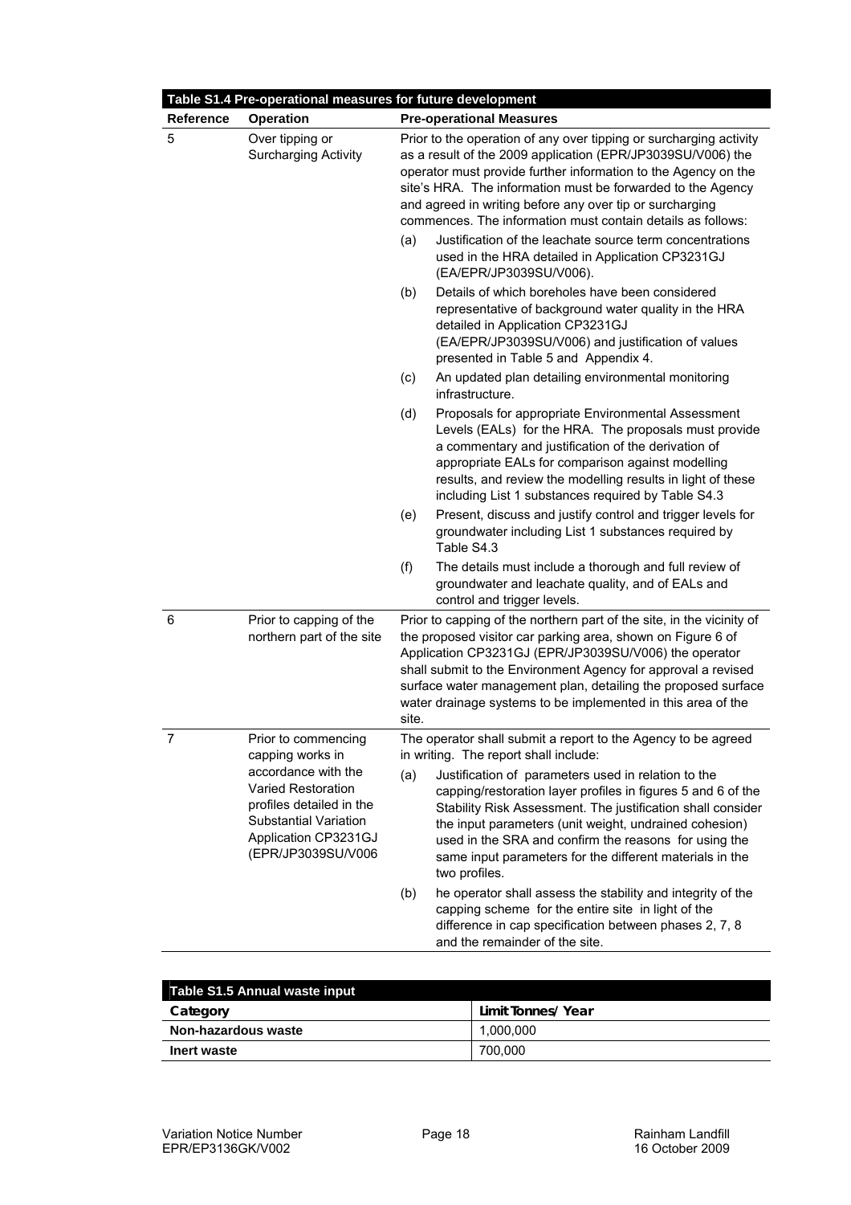| Table S1.4 Pre-operational measures for future development | | |
|---|---|---|
| **Reference** | **Operation** | **Pre-operational Measures** |
| 5 | Over tipping or Surcharging Activity | Prior to the operation of any over tipping or surcharging activity as a result of the 2009 application (EPR/JP3039SU/V006) the operator must provide further information to the Agency on the site's HRA. The information must be forwarded to the Agency and agreed in writing before any over tip or surcharging commences. The information must contain details as follows:<br>(a) Justification of the leachate source term concentrations used in the HRA detailed in Application CP3231GJ (EA/EPR/JP3039SU/V006).<br>(b) Details of which boreholes have been considered representative of background water quality in the HRA detailed in Application CP3231GJ (EA/EPR/JP3039SU/V006) and justification of values presented in Table 5 and Appendix 4.<br>(c) An updated plan detailing environmental monitoring infrastructure.<br>(d) Proposals for appropriate Environmental Assessment Levels (EALs) for the HRA. The proposals must provide a commentary and justification of the derivation of appropriate EALs for comparison against modelling results, and review the modelling results in light of these including List 1 substances required by Table S4.3<br>(e) Present, discuss and justify control and trigger levels for groundwater including List 1 substances required by Table S4.3<br>(f) The details must include a thorough and full review of groundwater and leachate quality, and of EALs and control and trigger levels. |
| 6 | Prior to capping of the northern part of the site | Prior to capping of the northern part of the site, in the vicinity of the proposed visitor car parking area, shown on Figure 6 of Application CP3231GJ (EPR/JP3039SU/V006) the operator shall submit to the Environment Agency for approval a revised surface water management plan, detailing the proposed surface water drainage systems to be implemented in this area of the site. |
| 7 | Prior to commencing capping works in accordance with the Varied Restoration profiles detailed in the Substantial Variation Application CP3231GJ (EPR/JP3039SU/V006 | The operator shall submit a report to the Agency to be agreed in writing. The report shall include:<br>(a) Justification of parameters used in relation to the capping/restoration layer profiles in figures 5 and 6 of the Stability Risk Assessment. The justification shall consider the input parameters (unit weight, undrained cohesion) used in the SRA and confirm the reasons for using the same input parameters for the different materials in the two profiles.<br>(b) he operator shall assess the stability and integrity of the capping scheme for the entire site in light of the difference in cap specification between phases 2, 7, 8 and the remainder of the site. |

| Table S1.5 Annual waste input | |
|---|---|
| **Category** | **Limit Tonnes/ Year** |
| **Non-hazardous waste** | 1,000,000 |
| **Inert waste** | 700,000 |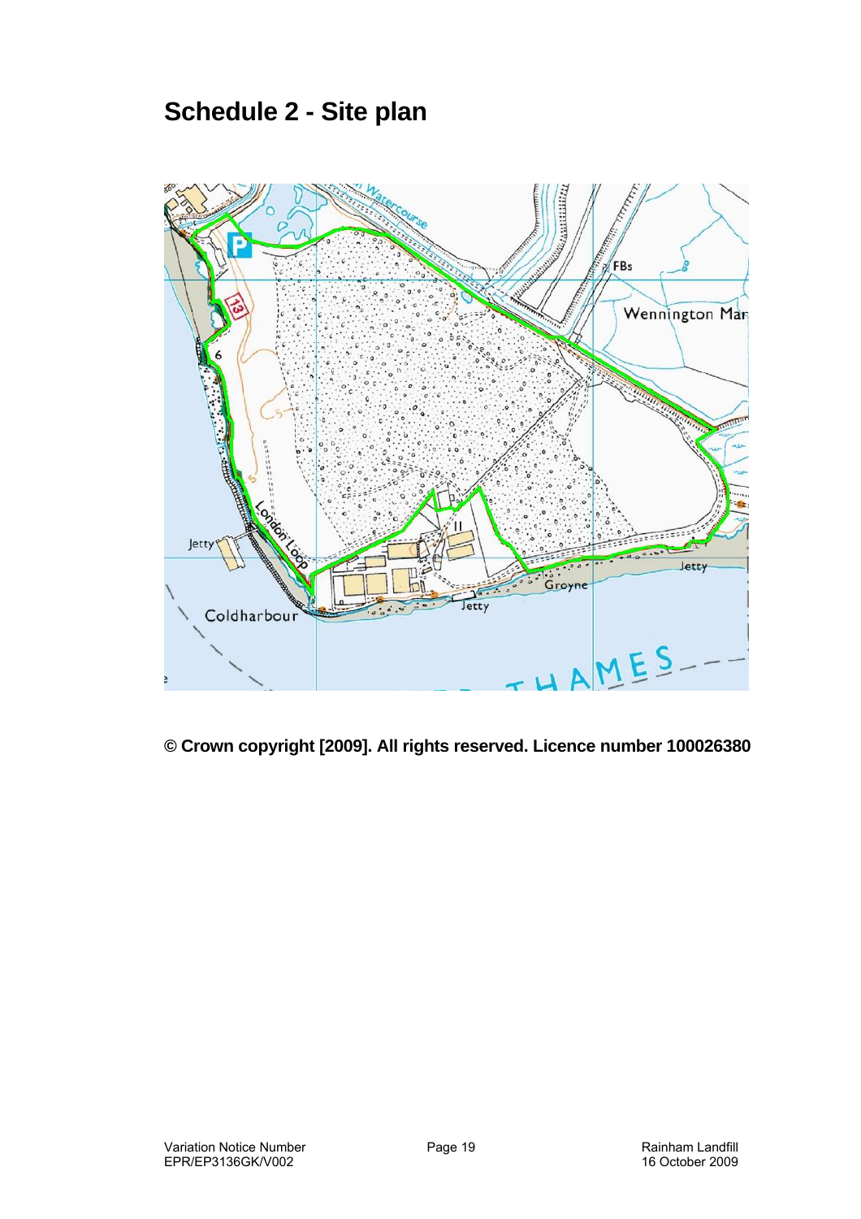# Schedule 2 - Site plan

**© Crown copyright [2009]. All rights reserved. Licence number 100026380**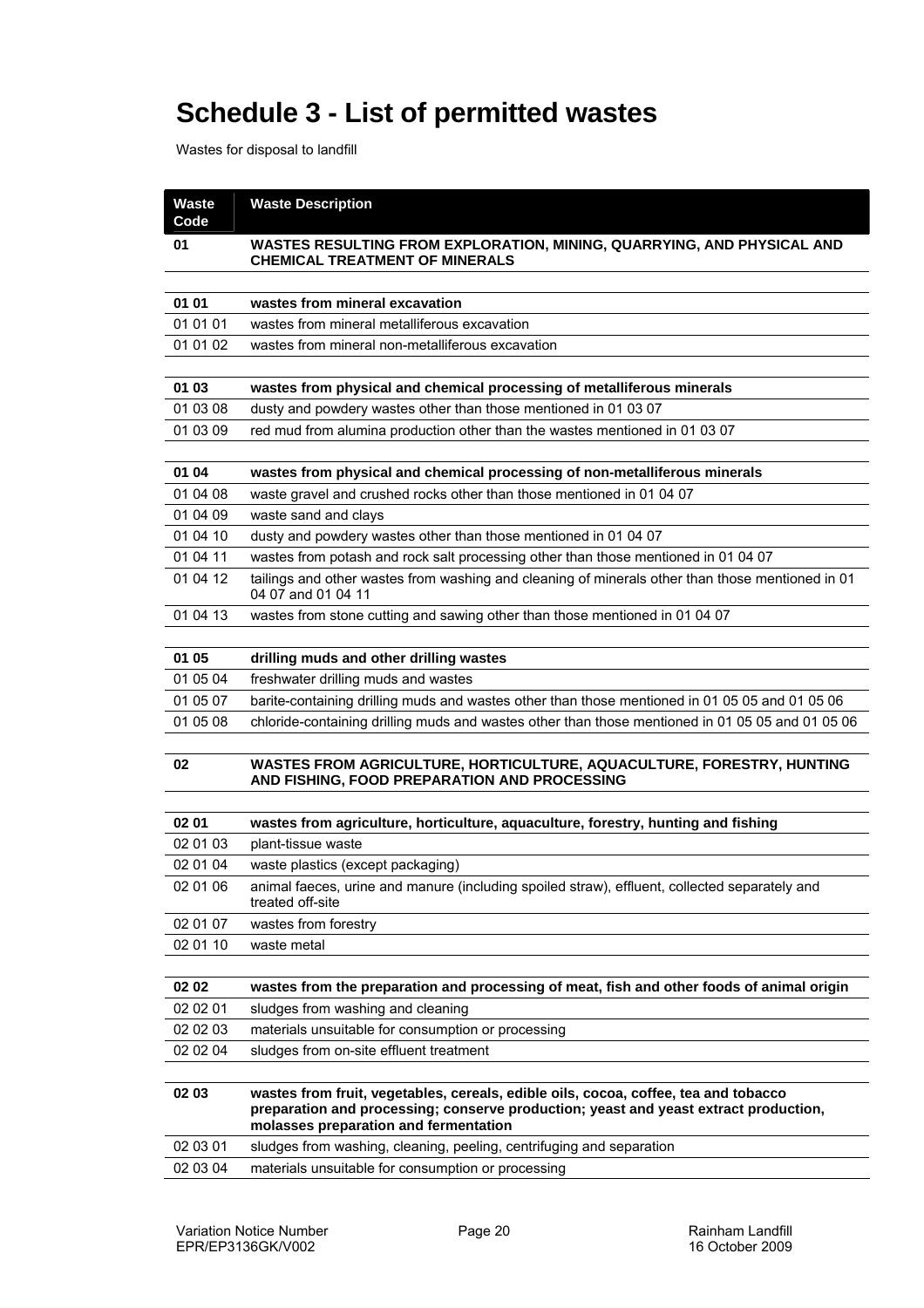# Schedule 3 - List of permitted wastes

Wastes for disposal to landfill

| Waste Code | Waste Description |
|---|---|
| **01** | **WASTES RESULTING FROM EXPLORATION, MINING, QUARRYING, AND PHYSICAL AND CHEMICAL TREATMENT OF MINERALS** |
| | |
| **01 01** | **wastes from mineral excavation** |
| 01 01 01 | wastes from mineral metalliferous excavation |
| 01 01 02 | wastes from mineral non-metalliferous excavation |
| | |
| **01 03** | **wastes from physical and chemical processing of metalliferous minerals** |
| 01 03 08 | dusty and powdery wastes other than those mentioned in 01 03 07 |
| 01 03 09 | red mud from alumina production other than the wastes mentioned in 01 03 07 |
| | |
| **01 04** | **wastes from physical and chemical processing of non-metalliferous minerals** |
| 01 04 08 | waste gravel and crushed rocks other than those mentioned in 01 04 07 |
| 01 04 09 | waste sand and clays |
| 01 04 10 | dusty and powdery wastes other than those mentioned in 01 04 07 |
| 01 04 11 | wastes from potash and rock salt processing other than those mentioned in 01 04 07 |
| 01 04 12 | tailings and other wastes from washing and cleaning of minerals other than those mentioned in 01 04 07 and 01 04 11 |
| 01 04 13 | wastes from stone cutting and sawing other than those mentioned in 01 04 07 |
| | |
| **01 05** | **drilling muds and other drilling wastes** |
| 01 05 04 | freshwater drilling muds and wastes |
| 01 05 07 | barite-containing drilling muds and wastes other than those mentioned in 01 05 05 and 01 05 06 |
| 01 05 08 | chloride-containing drilling muds and wastes other than those mentioned in 01 05 05 and 01 05 06 |
| | |
| **02** | **WASTES FROM AGRICULTURE, HORTICULTURE, AQUACULTURE, FORESTRY, HUNTING AND FISHING, FOOD PREPARATION AND PROCESSING** |
| | |
| **02 01** | **wastes from agriculture, horticulture, aquaculture, forestry, hunting and fishing** |
| 02 01 03 | plant-tissue waste |
| 02 01 04 | waste plastics (except packaging) |
| 02 01 06 | animal faeces, urine and manure (including spoiled straw), effluent, collected separately and treated off-site |
| 02 01 07 | wastes from forestry |
| 02 01 10 | waste metal |
| | |
| **02 02** | **wastes from the preparation and processing of meat, fish and other foods of animal origin** |
| 02 02 01 | sludges from washing and cleaning |
| 02 02 03 | materials unsuitable for consumption or processing |
| 02 02 04 | sludges from on-site effluent treatment |
| | |
| **02 03** | **wastes from fruit, vegetables, cereals, edible oils, cocoa, coffee, tea and tobacco preparation and processing; conserve production; yeast and yeast extract production, molasses preparation and fermentation** |
| 02 03 01 | sludges from washing, cleaning, peeling, centrifuging and separation |
| 02 03 04 | materials unsuitable for consumption or processing |

Variation Notice Number EPR/EP3136GK/V002 | Rainham Landfill | 16 October 2009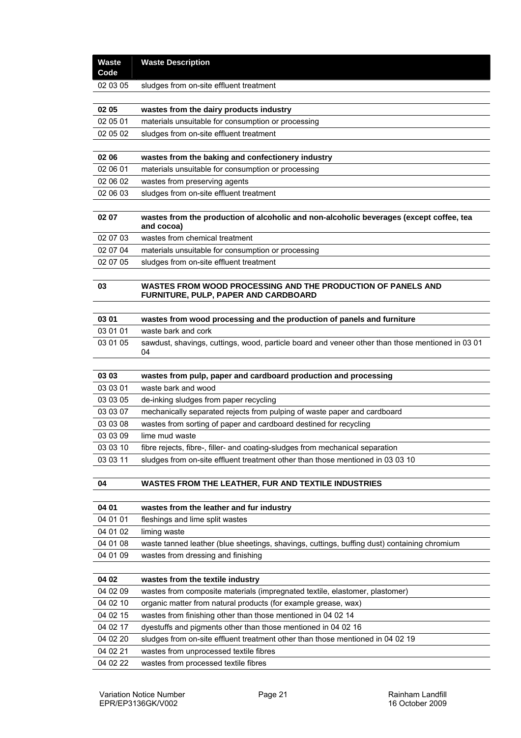| Waste Code | Waste Description |
|---|---|
| 02 03 05 | sludges from on-site effluent treatment |
| | |
| **02 05** | **wastes from the dairy products industry** |
| 02 05 01 | materials unsuitable for consumption or processing |
| 02 05 02 | sludges from on-site effluent treatment |
| | |
| **02 06** | **wastes from the baking and confectionery industry** |
| 02 06 01 | materials unsuitable for consumption or processing |
| 02 06 02 | wastes from preserving agents |
| 02 06 03 | sludges from on-site effluent treatment |
| | |
| **02 07** | **wastes from the production of alcoholic and non-alcoholic beverages (except coffee, tea and cocoa)** |
| 02 07 03 | wastes from chemical treatment |
| 02 07 04 | materials unsuitable for consumption or processing |
| 02 07 05 | sludges from on-site effluent treatment |
| | |
| **03** | **WASTES FROM WOOD PROCESSING AND THE PRODUCTION OF PANELS AND FURNITURE, PULP, PAPER AND CARDBOARD** |
| | |
| **03 01** | **wastes from wood processing and the production of panels and furniture** |
| 03 01 01 | waste bark and cork |
| 03 01 05 | sawdust, shavings, cuttings, wood, particle board and veneer other than those mentioned in 03 01 04 |
| | |
| **03 03** | **wastes from pulp, paper and cardboard production and processing** |
| 03 03 01 | waste bark and wood |
| 03 03 05 | de-inking sludges from paper recycling |
| 03 03 07 | mechanically separated rejects from pulping of waste paper and cardboard |
| 03 03 08 | wastes from sorting of paper and cardboard destined for recycling |
| 03 03 09 | lime mud waste |
| 03 03 10 | fibre rejects, fibre-, filler- and coating-sludges from mechanical separation |
| 03 03 11 | sludges from on-site effluent treatment other than those mentioned in 03 03 10 |
| | |
| **04** | **WASTES FROM THE LEATHER, FUR AND TEXTILE INDUSTRIES** |
| | |
| **04 01** | **wastes from the leather and fur industry** |
| 04 01 01 | fleshings and lime split wastes |
| 04 01 02 | liming waste |
| 04 01 08 | waste tanned leather (blue sheetings, shavings, cuttings, buffing dust) containing chromium |
| 04 01 09 | wastes from dressing and finishing |
| | |
| **04 02** | **wastes from the textile industry** |
| 04 02 09 | wastes from composite materials (impregnated textile, elastomer, plastomer) |
| 04 02 10 | organic matter from natural products (for example grease, wax) |
| 04 02 15 | wastes from finishing other than those mentioned in 04 02 14 |
| 04 02 17 | dyestuffs and pigments other than those mentioned in 04 02 16 |
| 04 02 20 | sludges from on-site effluent treatment other than those mentioned in 04 02 19 |
| 04 02 21 | wastes from unprocessed textile fibres |
| 04 02 22 | wastes from processed textile fibres |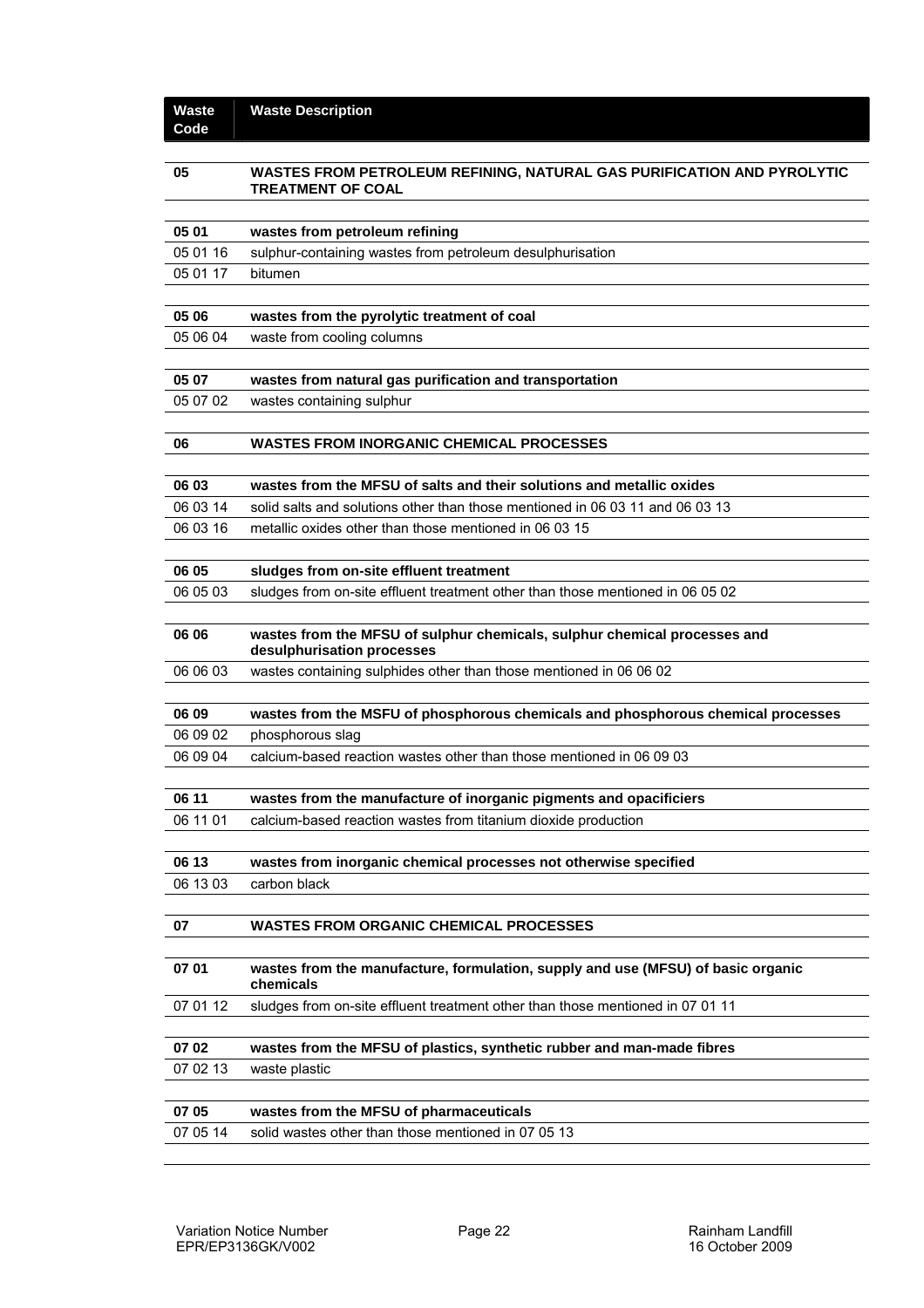| Waste Code | Waste Description |
|---|---|
| **05** | **WASTES FROM PETROLEUM REFINING, NATURAL GAS PURIFICATION AND PYROLYTIC TREATMENT OF COAL** |
| **05 01** | **wastes from petroleum refining** |
| 05 01 16 | sulphur-containing wastes from petroleum desulphurisation |
| 05 01 17 | bitumen |
| **05 06** | **wastes from the pyrolytic treatment of coal** |
| 05 06 04 | waste from cooling columns |
| **05 07** | **wastes from natural gas purification and transportation** |
| 05 07 02 | wastes containing sulphur |
| **06** | **WASTES FROM INORGANIC CHEMICAL PROCESSES** |
| **06 03** | **wastes from the MFSU of salts and their solutions and metallic oxides** |
| 06 03 14 | solid salts and solutions other than those mentioned in 06 03 11 and 06 03 13 |
| 06 03 16 | metallic oxides other than those mentioned in 06 03 15 |
| **06 05** | **sludges from on-site effluent treatment** |
| 06 05 03 | sludges from on-site effluent treatment other than those mentioned in 06 05 02 |
| **06 06** | **wastes from the MFSU of sulphur chemicals, sulphur chemical processes and desulphurisation processes** |
| 06 06 03 | wastes containing sulphides other than those mentioned in 06 06 02 |
| **06 09** | **wastes from the MSFU of phosphorous chemicals and phosphorous chemical processes** |
| 06 09 02 | phosphorous slag |
| 06 09 04 | calcium-based reaction wastes other than those mentioned in 06 09 03 |
| **06 11** | **wastes from the manufacture of inorganic pigments and opacificiers** |
| 06 11 01 | calcium-based reaction wastes from titanium dioxide production |
| **06 13** | **wastes from inorganic chemical processes not otherwise specified** |
| 06 13 03 | carbon black |
| **07** | **WASTES FROM ORGANIC CHEMICAL PROCESSES** |
| **07 01** | **wastes from the manufacture, formulation, supply and use (MFSU) of basic organic chemicals** |
| 07 01 12 | sludges from on-site effluent treatment other than those mentioned in 07 01 11 |
| **07 02** | **wastes from the MFSU of plastics, synthetic rubber and man-made fibres** |
| 07 02 13 | waste plastic |
| **07 05** | **wastes from the MFSU of pharmaceuticals** |
| 07 05 14 | solid wastes other than those mentioned in 07 05 13 |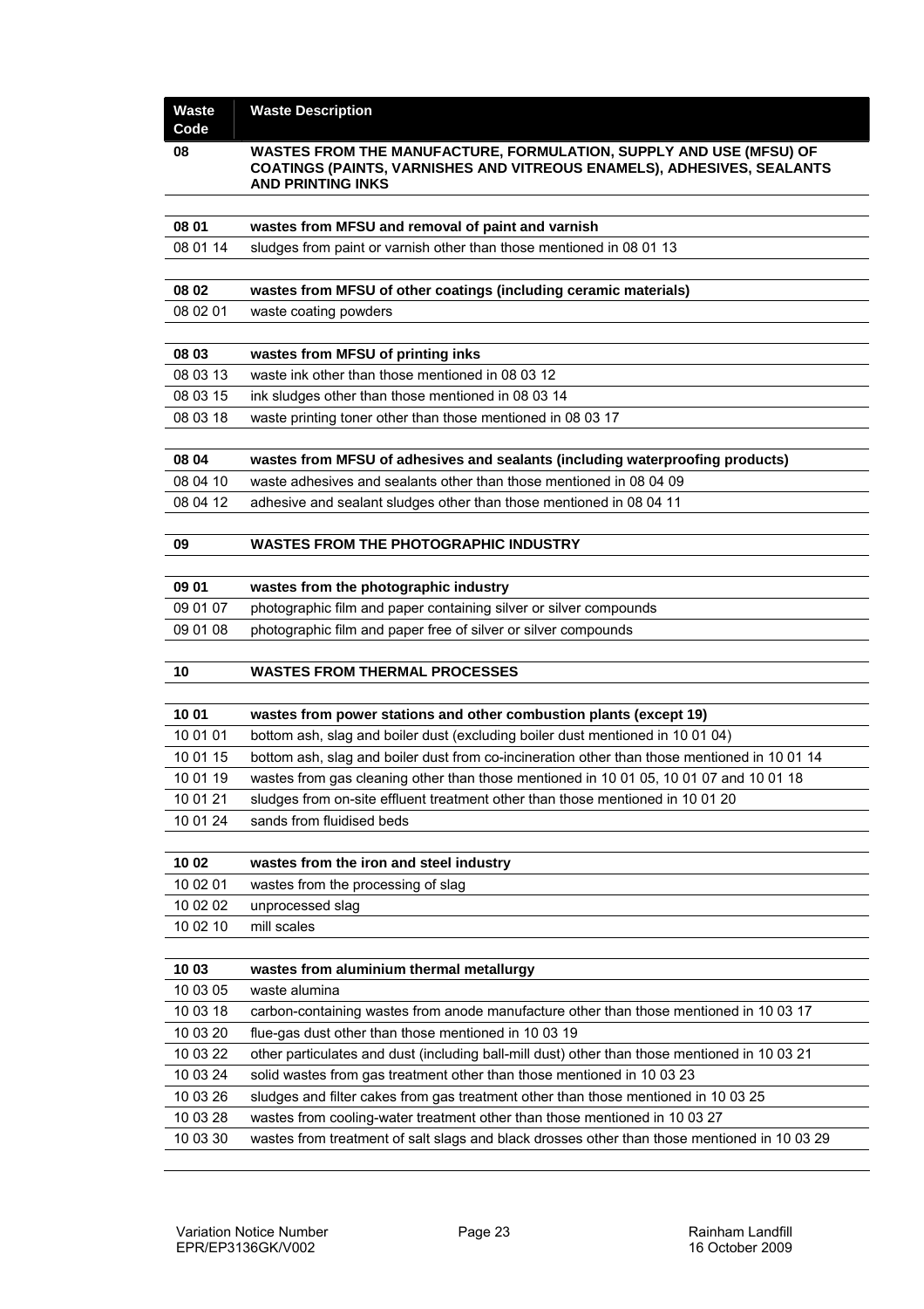| Waste Code | Waste Description |
|---|---|
| **08** | **WASTES FROM THE MANUFACTURE, FORMULATION, SUPPLY AND USE (MFSU) OF COATINGS (PAINTS, VARNISHES AND VITREOUS ENAMELS), ADHESIVES, SEALANTS AND PRINTING INKS** |
| **08 01** | **wastes from MFSU and removal of paint and varnish** |
| 08 01 14 | sludges from paint or varnish other than those mentioned in 08 01 13 |
| **08 02** | **wastes from MFSU of other coatings (including ceramic materials)** |
| 08 02 01 | waste coating powders |
| **08 03** | **wastes from MFSU of printing inks** |
| 08 03 13 | waste ink other than those mentioned in 08 03 12 |
| 08 03 15 | ink sludges other than those mentioned in 08 03 14 |
| 08 03 18 | waste printing toner other than those mentioned in 08 03 17 |
| **08 04** | **wastes from MFSU of adhesives and sealants (including waterproofing products)** |
| 08 04 10 | waste adhesives and sealants other than those mentioned in 08 04 09 |
| 08 04 12 | adhesive and sealant sludges other than those mentioned in 08 04 11 |
| **09** | **WASTES FROM THE PHOTOGRAPHIC INDUSTRY** |
| **09 01** | **wastes from the photographic industry** |
| 09 01 07 | photographic film and paper containing silver or silver compounds |
| 09 01 08 | photographic film and paper free of silver or silver compounds |
| **10** | **WASTES FROM THERMAL PROCESSES** |
| **10 01** | **wastes from power stations and other combustion plants (except 19)** |
| 10 01 01 | bottom ash, slag and boiler dust (excluding boiler dust mentioned in 10 01 04) |
| 10 01 15 | bottom ash, slag and boiler dust from co-incineration other than those mentioned in 10 01 14 |
| 10 01 19 | wastes from gas cleaning other than those mentioned in 10 01 05, 10 01 07 and 10 01 18 |
| 10 01 21 | sludges from on-site effluent treatment other than those mentioned in 10 01 20 |
| 10 01 24 | sands from fluidised beds |
| **10 02** | **wastes from the iron and steel industry** |
| 10 02 01 | wastes from the processing of slag |
| 10 02 02 | unprocessed slag |
| 10 02 10 | mill scales |
| **10 03** | **wastes from aluminium thermal metallurgy** |
| 10 03 05 | waste alumina |
| 10 03 18 | carbon-containing wastes from anode manufacture other than those mentioned in 10 03 17 |
| 10 03 20 | flue-gas dust other than those mentioned in 10 03 19 |
| 10 03 22 | other particulates and dust (including ball-mill dust) other than those mentioned in 10 03 21 |
| 10 03 24 | solid wastes from gas treatment other than those mentioned in 10 03 23 |
| 10 03 26 | sludges and filter cakes from gas treatment other than those mentioned in 10 03 25 |
| 10 03 28 | wastes from cooling-water treatment other than those mentioned in 10 03 27 |
| 10 03 30 | wastes from treatment of salt slags and black drosses other than those mentioned in 10 03 29 |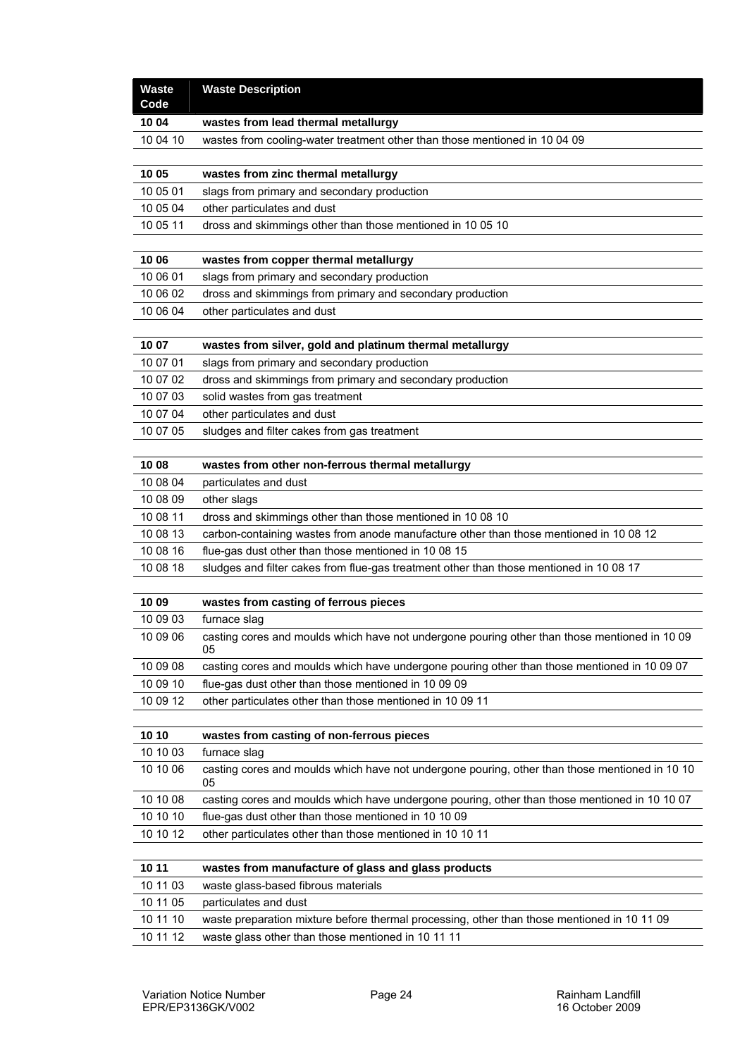| Waste Code | Waste Description |
|---|---|
| **10 04** | **wastes from lead thermal metallurgy** |
| 10 04 10 | wastes from cooling-water treatment other than those mentioned in 10 04 09 |
| | |
| **10 05** | **wastes from zinc thermal metallurgy** |
| 10 05 01 | slags from primary and secondary production |
| 10 05 04 | other particulates and dust |
| 10 05 11 | dross and skimmings other than those mentioned in 10 05 10 |
| | |
| **10 06** | **wastes from copper thermal metallurgy** |
| 10 06 01 | slags from primary and secondary production |
| 10 06 02 | dross and skimmings from primary and secondary production |
| 10 06 04 | other particulates and dust |
| | |
| **10 07** | **wastes from silver, gold and platinum thermal metallurgy** |
| 10 07 01 | slags from primary and secondary production |
| 10 07 02 | dross and skimmings from primary and secondary production |
| 10 07 03 | solid wastes from gas treatment |
| 10 07 04 | other particulates and dust |
| 10 07 05 | sludges and filter cakes from gas treatment |
| | |
| **10 08** | **wastes from other non-ferrous thermal metallurgy** |
| 10 08 04 | particulates and dust |
| 10 08 09 | other slags |
| 10 08 11 | dross and skimmings other than those mentioned in 10 08 10 |
| 10 08 13 | carbon-containing wastes from anode manufacture other than those mentioned in 10 08 12 |
| 10 08 16 | flue-gas dust other than those mentioned in 10 08 15 |
| 10 08 18 | sludges and filter cakes from flue-gas treatment other than those mentioned in 10 08 17 |
| | |
| **10 09** | **wastes from casting of ferrous pieces** |
| 10 09 03 | furnace slag |
| 10 09 06 | casting cores and moulds which have not undergone pouring other than those mentioned in 10 09 05 |
| 10 09 08 | casting cores and moulds which have undergone pouring other than those mentioned in 10 09 07 |
| 10 09 10 | flue-gas dust other than those mentioned in 10 09 09 |
| 10 09 12 | other particulates other than those mentioned in 10 09 11 |
| | |
| **10 10** | **wastes from casting of non-ferrous pieces** |
| 10 10 03 | furnace slag |
| 10 10 06 | casting cores and moulds which have not undergone pouring, other than those mentioned in 10 10 05 |
| 10 10 08 | casting cores and moulds which have undergone pouring, other than those mentioned in 10 10 07 |
| 10 10 10 | flue-gas dust other than those mentioned in 10 10 09 |
| 10 10 12 | other particulates other than those mentioned in 10 10 11 |
| | |
| **10 11** | **wastes from manufacture of glass and glass products** |
| 10 11 03 | waste glass-based fibrous materials |
| 10 11 05 | particulates and dust |
| 10 11 10 | waste preparation mixture before thermal processing, other than those mentioned in 10 11 09 |
| 10 11 12 | waste glass other than those mentioned in 10 11 11 |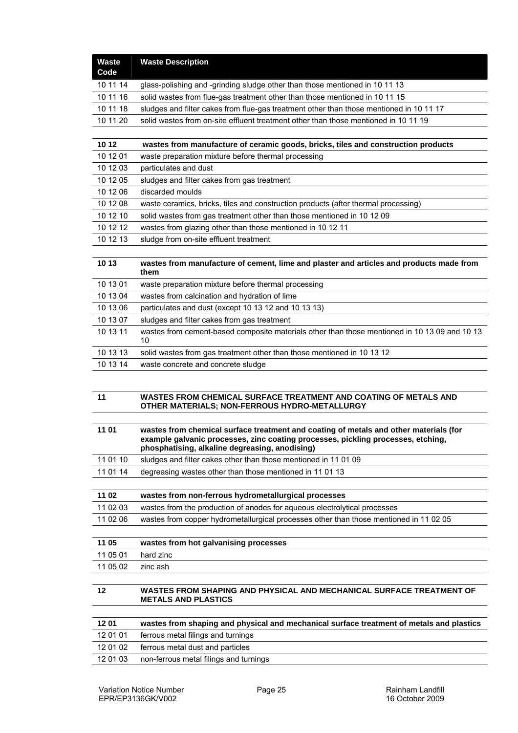| Waste Code | Waste Description |
|---|---|
| 10 11 14 | glass-polishing and -grinding sludge other than those mentioned in 10 11 13 |
| 10 11 16 | solid wastes from flue-gas treatment other than those mentioned in 10 11 15 |
| 10 11 18 | sludges and filter cakes from flue-gas treatment other than those mentioned in 10 11 17 |
| 10 11 20 | solid wastes from on-site effluent treatment other than those mentioned in 10 11 19 |
| | |
| **10 12** | **wastes from manufacture of ceramic goods, bricks, tiles and construction products** |
| 10 12 01 | waste preparation mixture before thermal processing |
| 10 12 03 | particulates and dust |
| 10 12 05 | sludges and filter cakes from gas treatment |
| 10 12 06 | discarded moulds |
| 10 12 08 | waste ceramics, bricks, tiles and construction products (after thermal processing) |
| 10 12 10 | solid wastes from gas treatment other than those mentioned in 10 12 09 |
| 10 12 12 | wastes from glazing other than those mentioned in 10 12 11 |
| 10 12 13 | sludge from on-site effluent treatment |
| | |
| **10 13** | **wastes from manufacture of cement, lime and plaster and articles and products made from them** |
| 10 13 01 | waste preparation mixture before thermal processing |
| 10 13 04 | wastes from calcination and hydration of lime |
| 10 13 06 | particulates and dust (except 10 13 12 and 10 13 13) |
| 10 13 07 | sludges and filter cakes from gas treatment |
| 10 13 11 | wastes from cement-based composite materials other than those mentioned in 10 13 09 and 10 13 10 |
| 10 13 13 | solid wastes from gas treatment other than those mentioned in 10 13 12 |
| 10 13 14 | waste concrete and concrete sludge |
| | |
| **11** | **WASTES FROM CHEMICAL SURFACE TREATMENT AND COATING OF METALS AND OTHER MATERIALS; NON-FERROUS HYDRO-METALLURGY** |
| | |
| **11 01** | **wastes from chemical surface treatment and coating of metals and other materials (for example galvanic processes, zinc coating processes, pickling processes, etching, phosphatising, alkaline degreasing, anodising)** |
| 11 01 10 | sludges and filter cakes other than those mentioned in 11 01 09 |
| 11 01 14 | degreasing wastes other than those mentioned in 11 01 13 |
| | |
| **11 02** | **wastes from non-ferrous hydrometallurgical processes** |
| 11 02 03 | wastes from the production of anodes for aqueous electrolytical processes |
| 11 02 06 | wastes from copper hydrometallurgical processes other than those mentioned in 11 02 05 |
| | |
| **11 05** | **wastes from hot galvanising processes** |
| 11 05 01 | hard zinc |
| 11 05 02 | zinc ash |
| | |
| **12** | **WASTES FROM SHAPING AND PHYSICAL AND MECHANICAL SURFACE TREATMENT OF METALS AND PLASTICS** |
| | |
| **12 01** | **wastes from shaping and physical and mechanical surface treatment of metals and plastics** |
| 12 01 01 | ferrous metal filings and turnings |
| 12 01 02 | ferrous metal dust and particles |
| 12 01 03 | non-ferrous metal filings and turnings |

Variation Notice Number EPR/EP3136GK/V002 — Rainham Landfill — 16 October 2009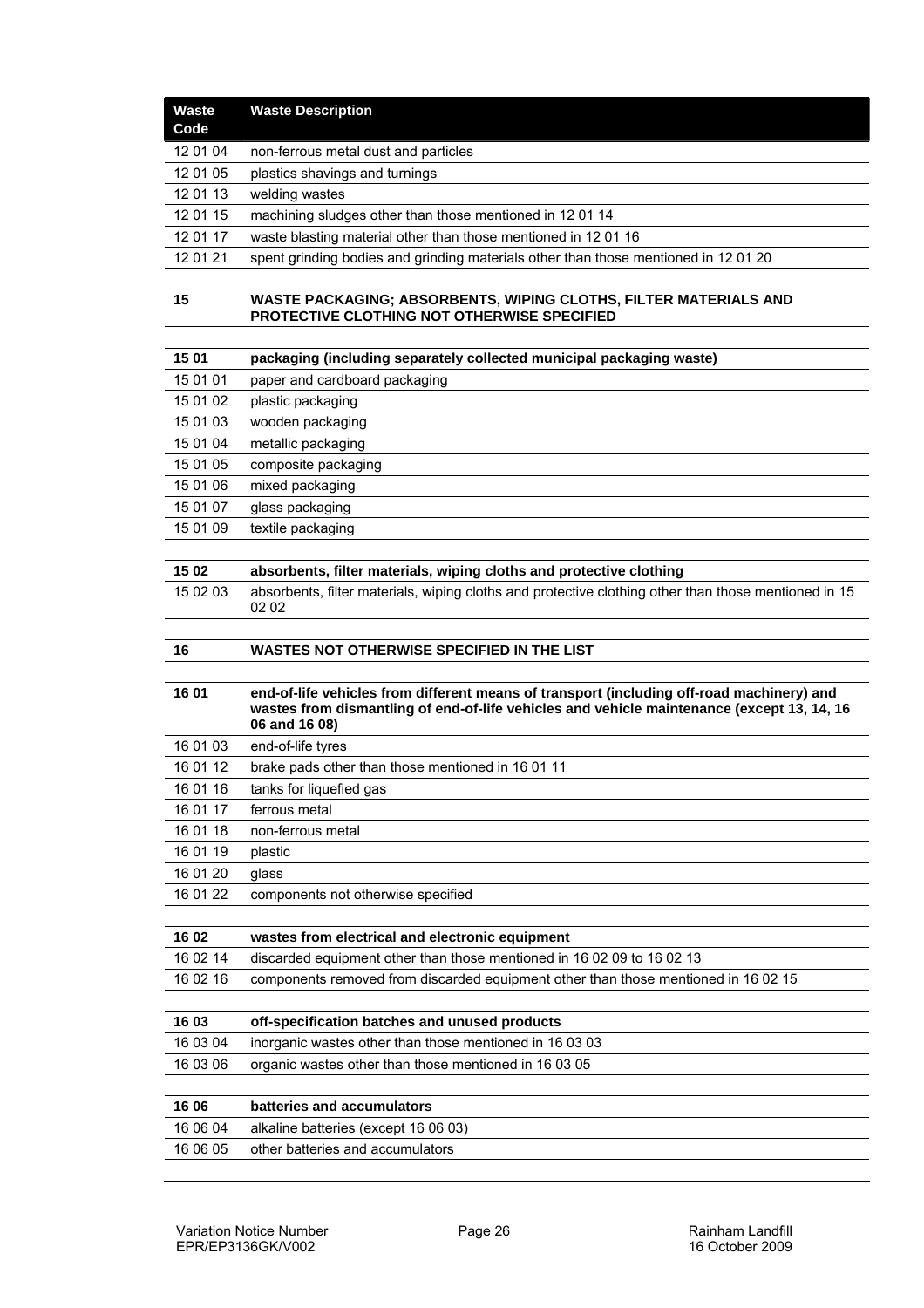| Waste Code | Waste Description |
|---|---|
| 12 01 04 | non-ferrous metal dust and particles |
| 12 01 05 | plastics shavings and turnings |
| 12 01 13 | welding wastes |
| 12 01 15 | machining sludges other than those mentioned in 12 01 14 |
| 12 01 17 | waste blasting material other than those mentioned in 12 01 16 |
| 12 01 21 | spent grinding bodies and grinding materials other than those mentioned in 12 01 20 |
| | |
| **15** | **WASTE PACKAGING; ABSORBENTS, WIPING CLOTHS, FILTER MATERIALS AND PROTECTIVE CLOTHING NOT OTHERWISE SPECIFIED** |
| | |
| **15 01** | **packaging (including separately collected municipal packaging waste)** |
| 15 01 01 | paper and cardboard packaging |
| 15 01 02 | plastic packaging |
| 15 01 03 | wooden packaging |
| 15 01 04 | metallic packaging |
| 15 01 05 | composite packaging |
| 15 01 06 | mixed packaging |
| 15 01 07 | glass packaging |
| 15 01 09 | textile packaging |
| | |
| **15 02** | **absorbents, filter materials, wiping cloths and protective clothing** |
| 15 02 03 | absorbents, filter materials, wiping cloths and protective clothing other than those mentioned in 15 02 02 |
| | |
| **16** | **WASTES NOT OTHERWISE SPECIFIED IN THE LIST** |
| | |
| **16 01** | **end-of-life vehicles from different means of transport (including off-road machinery) and wastes from dismantling of end-of-life vehicles and vehicle maintenance (except 13, 14, 16 06 and 16 08)** |
| 16 01 03 | end-of-life tyres |
| 16 01 12 | brake pads other than those mentioned in 16 01 11 |
| 16 01 16 | tanks for liquefied gas |
| 16 01 17 | ferrous metal |
| 16 01 18 | non-ferrous metal |
| 16 01 19 | plastic |
| 16 01 20 | glass |
| 16 01 22 | components not otherwise specified |
| | |
| **16 02** | **wastes from electrical and electronic equipment** |
| 16 02 14 | discarded equipment other than those mentioned in 16 02 09 to 16 02 13 |
| 16 02 16 | components removed from discarded equipment other than those mentioned in 16 02 15 |
| | |
| **16 03** | **off-specification batches and unused products** |
| 16 03 04 | inorganic wastes other than those mentioned in 16 03 03 |
| 16 03 06 | organic wastes other than those mentioned in 16 03 05 |
| | |
| **16 06** | **batteries and accumulators** |
| 16 06 04 | alkaline batteries (except 16 06 03) |
| 16 06 05 | other batteries and accumulators |

Variation Notice Number EPR/EP3136GK/V002 | Rainham Landfill | 16 October 2009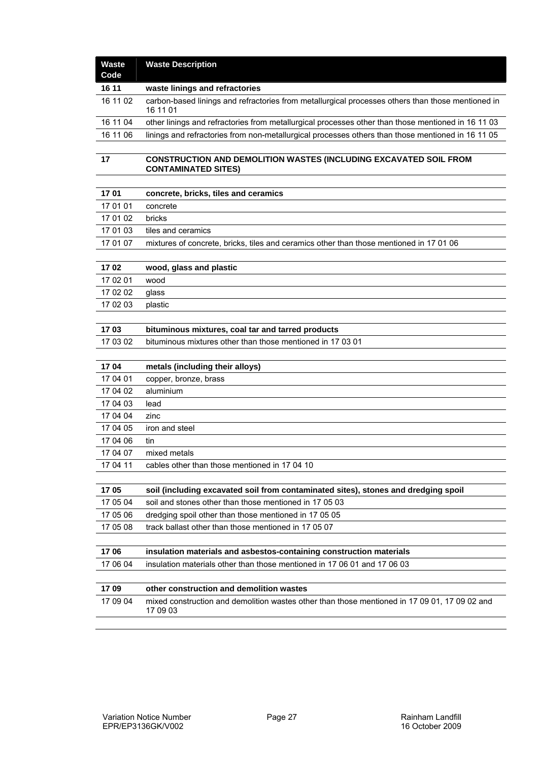| Waste Code | Waste Description |
|---|---|
| **16 11** | **waste linings and refractories** |
| 16 11 02 | carbon-based linings and refractories from metallurgical processes others than those mentioned in 16 11 01 |
| 16 11 04 | other linings and refractories from metallurgical processes other than those mentioned in 16 11 03 |
| 16 11 06 | linings and refractories from non-metallurgical processes others than those mentioned in 16 11 05 |
| | |
| **17** | **CONSTRUCTION AND DEMOLITION WASTES (INCLUDING EXCAVATED SOIL FROM CONTAMINATED SITES)** |
| | |
| **17 01** | **concrete, bricks, tiles and ceramics** |
| 17 01 01 | concrete |
| 17 01 02 | bricks |
| 17 01 03 | tiles and ceramics |
| 17 01 07 | mixtures of concrete, bricks, tiles and ceramics other than those mentioned in 17 01 06 |
| | |
| **17 02** | **wood, glass and plastic** |
| 17 02 01 | wood |
| 17 02 02 | glass |
| 17 02 03 | plastic |
| | |
| **17 03** | **bituminous mixtures, coal tar and tarred products** |
| 17 03 02 | bituminous mixtures other than those mentioned in 17 03 01 |
| | |
| **17 04** | **metals (including their alloys)** |
| 17 04 01 | copper, bronze, brass |
| 17 04 02 | aluminium |
| 17 04 03 | lead |
| 17 04 04 | zinc |
| 17 04 05 | iron and steel |
| 17 04 06 | tin |
| 17 04 07 | mixed metals |
| 17 04 11 | cables other than those mentioned in 17 04 10 |
| | |
| **17 05** | **soil (including excavated soil from contaminated sites), stones and dredging spoil** |
| 17 05 04 | soil and stones other than those mentioned in 17 05 03 |
| 17 05 06 | dredging spoil other than those mentioned in 17 05 05 |
| 17 05 08 | track ballast other than those mentioned in 17 05 07 |
| | |
| **17 06** | **insulation materials and asbestos-containing construction materials** |
| 17 06 04 | insulation materials other than those mentioned in 17 06 01 and 17 06 03 |
| | |
| **17 09** | **other construction and demolition wastes** |
| 17 09 04 | mixed construction and demolition wastes other than those mentioned in 17 09 01, 17 09 02 and 17 09 03 |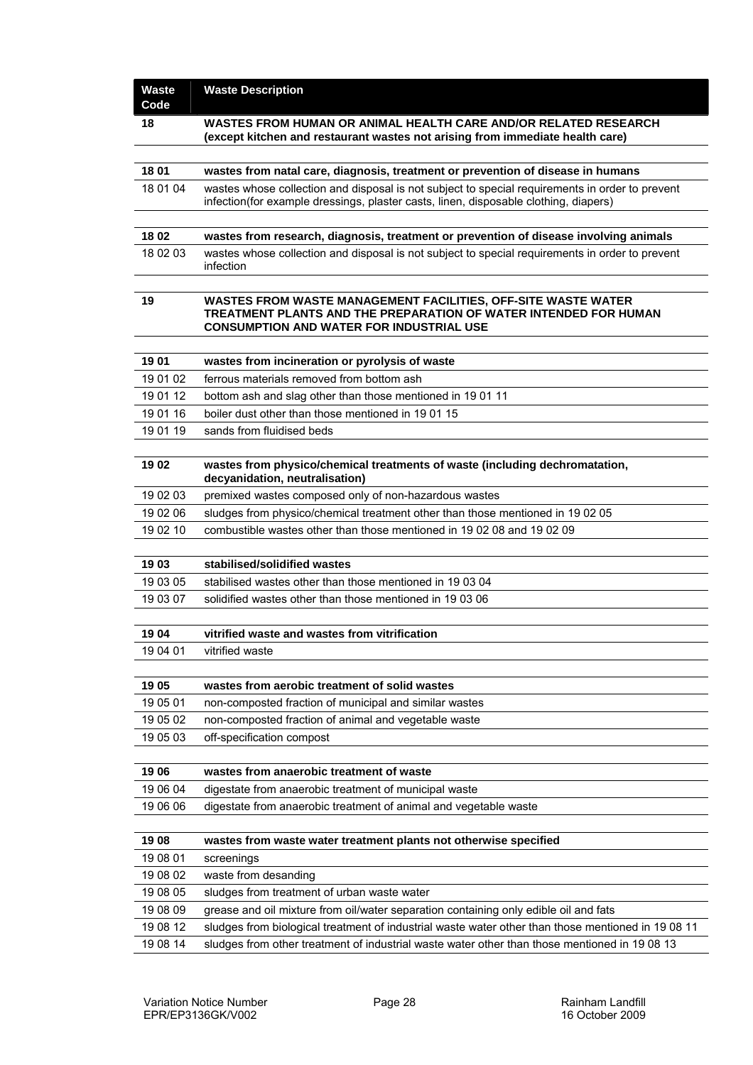| Waste Code | Waste Description |
|---|---|
| **18** | **WASTES FROM HUMAN OR ANIMAL HEALTH CARE AND/OR RELATED RESEARCH (except kitchen and restaurant wastes not arising from immediate health care)** |
| **18 01** | **wastes from natal care, diagnosis, treatment or prevention of disease in humans** |
| 18 01 04 | wastes whose collection and disposal is not subject to special requirements in order to prevent infection(for example dressings, plaster casts, linen, disposable clothing, diapers) |
| **18 02** | **wastes from research, diagnosis, treatment or prevention of disease involving animals** |
| 18 02 03 | wastes whose collection and disposal is not subject to special requirements in order to prevent infection |
| **19** | **WASTES FROM WASTE MANAGEMENT FACILITIES, OFF-SITE WASTE WATER TREATMENT PLANTS AND THE PREPARATION OF WATER INTENDED FOR HUMAN CONSUMPTION AND WATER FOR INDUSTRIAL USE** |
| **19 01** | **wastes from incineration or pyrolysis of waste** |
| 19 01 02 | ferrous materials removed from bottom ash |
| 19 01 12 | bottom ash and slag other than those mentioned in 19 01 11 |
| 19 01 16 | boiler dust other than those mentioned in 19 01 15 |
| 19 01 19 | sands from fluidised beds |
| **19 02** | **wastes from physico/chemical treatments of waste (including dechromatation, decyanidation, neutralisation)** |
| 19 02 03 | premixed wastes composed only of non-hazardous wastes |
| 19 02 06 | sludges from physico/chemical treatment other than those mentioned in 19 02 05 |
| 19 02 10 | combustible wastes other than those mentioned in 19 02 08 and 19 02 09 |
| **19 03** | **stabilised/solidified wastes** |
| 19 03 05 | stabilised wastes other than those mentioned in 19 03 04 |
| 19 03 07 | solidified wastes other than those mentioned in 19 03 06 |
| **19 04** | **vitrified waste and wastes from vitrification** |
| 19 04 01 | vitrified waste |
| **19 05** | **wastes from aerobic treatment of solid wastes** |
| 19 05 01 | non-composted fraction of municipal and similar wastes |
| 19 05 02 | non-composted fraction of animal and vegetable waste |
| 19 05 03 | off-specification compost |
| **19 06** | **wastes from anaerobic treatment of waste** |
| 19 06 04 | digestate from anaerobic treatment of municipal waste |
| 19 06 06 | digestate from anaerobic treatment of animal and vegetable waste |
| **19 08** | **wastes from waste water treatment plants not otherwise specified** |
| 19 08 01 | screenings |
| 19 08 02 | waste from desanding |
| 19 08 05 | sludges from treatment of urban waste water |
| 19 08 09 | grease and oil mixture from oil/water separation containing only edible oil and fats |
| 19 08 12 | sludges from biological treatment of industrial waste water other than those mentioned in 19 08 11 |
| 19 08 14 | sludges from other treatment of industrial waste water other than those mentioned in 19 08 13 |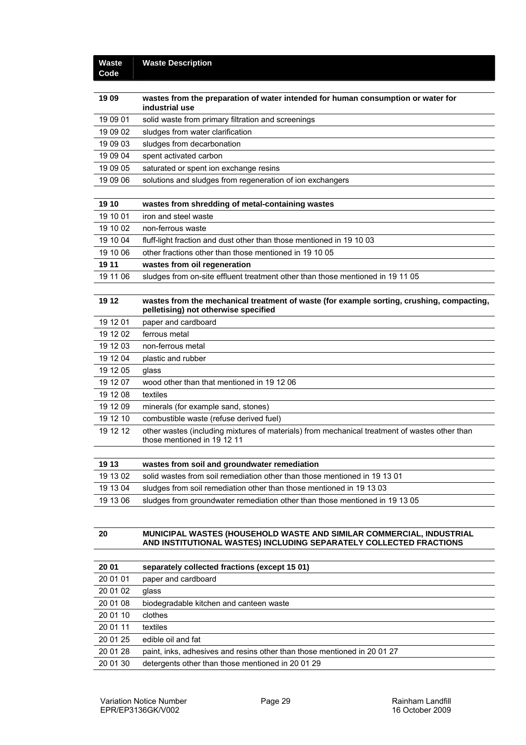| Waste Code | Waste Description |
|---|---|
| **19 09** | **wastes from the preparation of water intended for human consumption or water for industrial use** |
| 19 09 01 | solid waste from primary filtration and screenings |
| 19 09 02 | sludges from water clarification |
| 19 09 03 | sludges from decarbonation |
| 19 09 04 | spent activated carbon |
| 19 09 05 | saturated or spent ion exchange resins |
| 19 09 06 | solutions and sludges from regeneration of ion exchangers |
| **19 10** | **wastes from shredding of metal-containing wastes** |
| 19 10 01 | iron and steel waste |
| 19 10 02 | non-ferrous waste |
| 19 10 04 | fluff-light fraction and dust other than those mentioned in 19 10 03 |
| 19 10 06 | other fractions other than those mentioned in 19 10 05 |
| **19 11** | **wastes from oil regeneration** |
| 19 11 06 | sludges from on-site effluent treatment other than those mentioned in 19 11 05 |
| **19 12** | **wastes from the mechanical treatment of waste (for example sorting, crushing, compacting, pelletising) not otherwise specified** |
| 19 12 01 | paper and cardboard |
| 19 12 02 | ferrous metal |
| 19 12 03 | non-ferrous metal |
| 19 12 04 | plastic and rubber |
| 19 12 05 | glass |
| 19 12 07 | wood other than that mentioned in 19 12 06 |
| 19 12 08 | textiles |
| 19 12 09 | minerals (for example sand, stones) |
| 19 12 10 | combustible waste (refuse derived fuel) |
| 19 12 12 | other wastes (including mixtures of materials) from mechanical treatment of wastes other than those mentioned in 19 12 11 |
| **19 13** | **wastes from soil and groundwater remediation** |
| 19 13 02 | solid wastes from soil remediation other than those mentioned in 19 13 01 |
| 19 13 04 | sludges from soil remediation other than those mentioned in 19 13 03 |
| 19 13 06 | sludges from groundwater remediation other than those mentioned in 19 13 05 |
| **20** | **MUNICIPAL WASTES (HOUSEHOLD WASTE AND SIMILAR COMMERCIAL, INDUSTRIAL AND INSTITUTIONAL WASTES) INCLUDING SEPARATELY COLLECTED FRACTIONS** |
| **20 01** | **separately collected fractions (except 15 01)** |
| 20 01 01 | paper and cardboard |
| 20 01 02 | glass |
| 20 01 08 | biodegradable kitchen and canteen waste |
| 20 01 10 | clothes |
| 20 01 11 | textiles |
| 20 01 25 | edible oil and fat |
| 20 01 28 | paint, inks, adhesives and resins other than those mentioned in 20 01 27 |
| 20 01 30 | detergents other than those mentioned in 20 01 29 |

Variation Notice Number EPR/EP3136GK/V002 — Rainham Landfill — 16 October 2009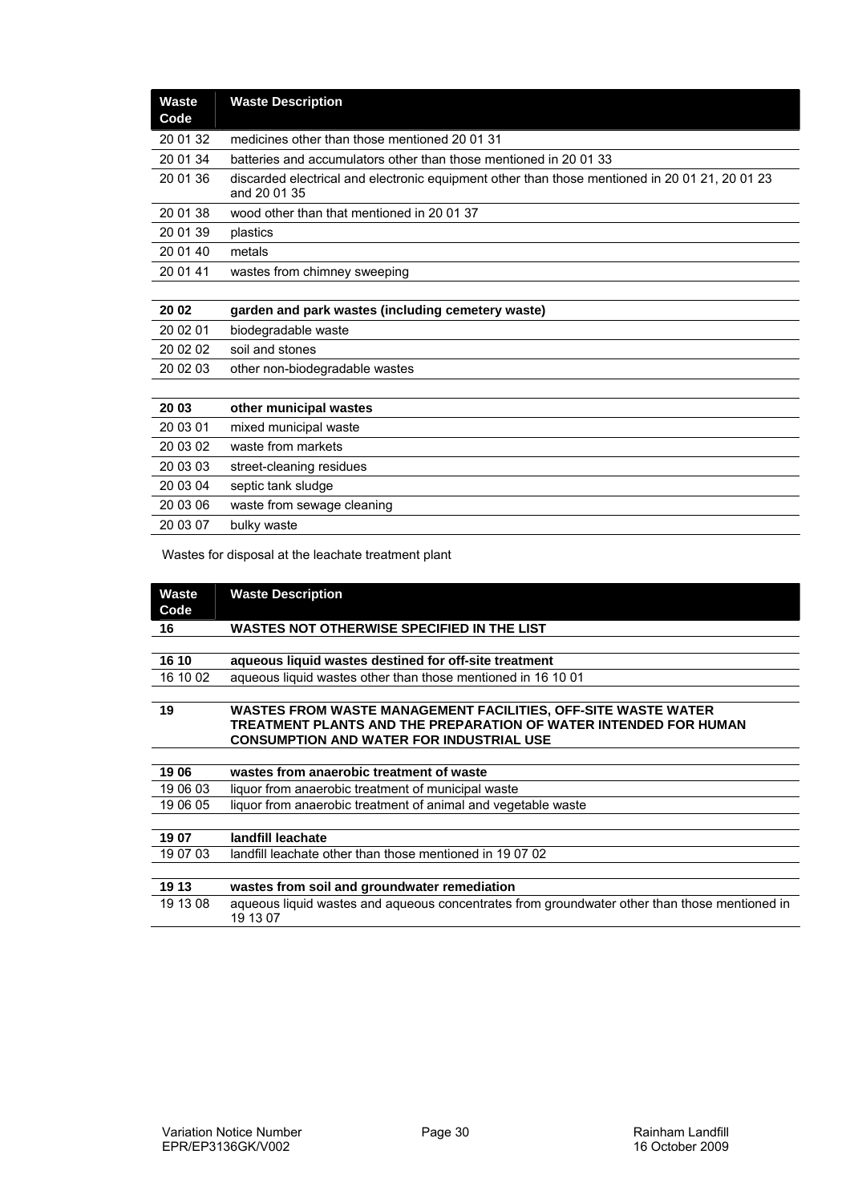| Waste Code | Waste Description |
| --- | --- |
| 20 01 32 | medicines other than those mentioned 20 01 31 |
| 20 01 34 | batteries and accumulators other than those mentioned in 20 01 33 |
| 20 01 36 | discarded electrical and electronic equipment other than those mentioned in 20 01 21, 20 01 23 and 20 01 35 |
| 20 01 38 | wood other than that mentioned in 20 01 37 |
| 20 01 39 | plastics |
| 20 01 40 | metals |
| 20 01 41 | wastes from chimney sweeping |
| | |
| **20 02** | **garden and park wastes (including cemetery waste)** |
| 20 02 01 | biodegradable waste |
| 20 02 02 | soil and stones |
| 20 02 03 | other non-biodegradable wastes |
| | |
| **20 03** | **other municipal wastes** |
| 20 03 01 | mixed municipal waste |
| 20 03 02 | waste from markets |
| 20 03 03 | street-cleaning residues |
| 20 03 04 | septic tank sludge |
| 20 03 06 | waste from sewage cleaning |
| 20 03 07 | bulky waste |

Wastes for disposal at the leachate treatment plant

| Waste Code | Waste Description |
| --- | --- |
| **16** | **WASTES NOT OTHERWISE SPECIFIED IN THE LIST** |
| | |
| **16 10** | **aqueous liquid wastes destined for off-site treatment** |
| 16 10 02 | aqueous liquid wastes other than those mentioned in 16 10 01 |
| | |
| **19** | **WASTES FROM WASTE MANAGEMENT FACILITIES, OFF-SITE WASTE WATER TREATMENT PLANTS AND THE PREPARATION OF WATER INTENDED FOR HUMAN CONSUMPTION AND WATER FOR INDUSTRIAL USE** |
| | |
| **19 06** | **wastes from anaerobic treatment of waste** |
| 19 06 03 | liquor from anaerobic treatment of municipal waste |
| 19 06 05 | liquor from anaerobic treatment of animal and vegetable waste |
| | |
| **19 07** | **landfill leachate** |
| 19 07 03 | landfill leachate other than those mentioned in 19 07 02 |
| | |
| **19 13** | **wastes from soil and groundwater remediation** |
| 19 13 08 | aqueous liquid wastes and aqueous concentrates from groundwater other than those mentioned in 19 13 07 |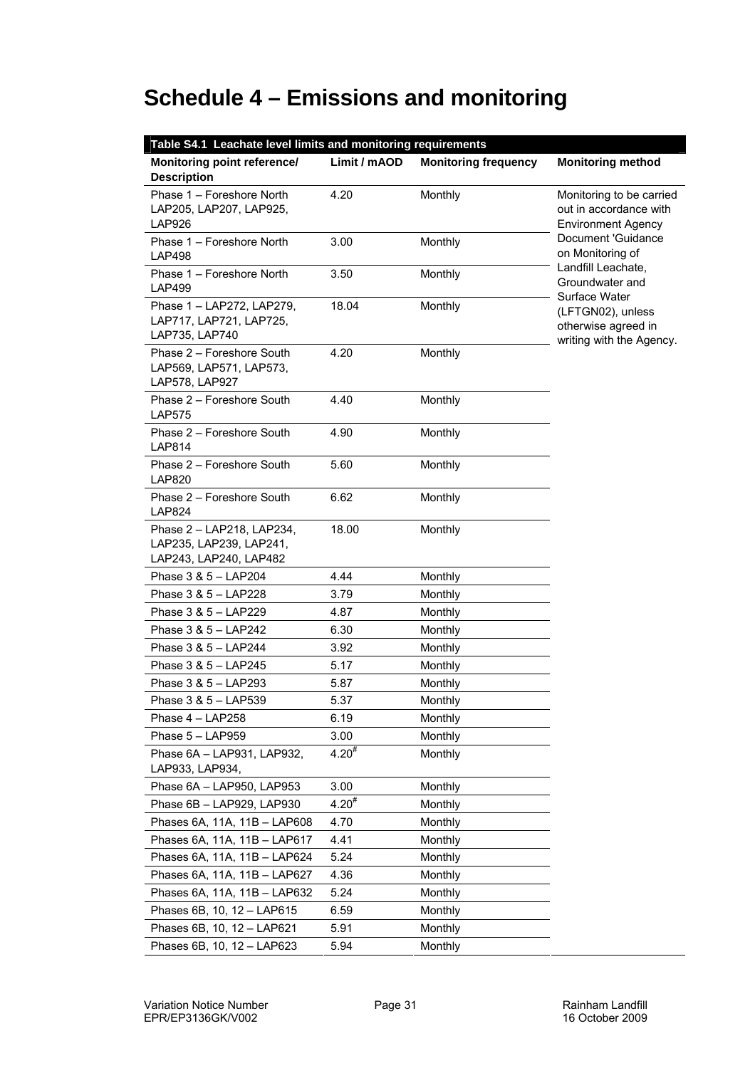# Schedule 4 – Emissions and monitoring

| Table S4.1 Leachate level limits and monitoring requirements | | | |
|---|---|---|---|
| **Monitoring point reference/ Description** | **Limit / mAOD** | **Monitoring frequency** | **Monitoring method** |
| Phase 1 – Foreshore North LAP205, LAP207, LAP925, LAP926 | 4.20 | Monthly | Monitoring to be carried out in accordance with Environment Agency Document 'Guidance on Monitoring of Landfill Leachate, Groundwater and Surface Water (LFTGN02), unless otherwise agreed in writing with the Agency. |
| Phase 1 – Foreshore North LAP498 | 3.00 | Monthly | |
| Phase 1 – Foreshore North LAP499 | 3.50 | Monthly | |
| Phase 1 – LAP272, LAP279, LAP717, LAP721, LAP725, LAP735, LAP740 | 18.04 | Monthly | |
| Phase 2 – Foreshore South LAP569, LAP571, LAP573, LAP578, LAP927 | 4.20 | Monthly | |
| Phase 2 – Foreshore South LAP575 | 4.40 | Monthly | |
| Phase 2 – Foreshore South LAP814 | 4.90 | Monthly | |
| Phase 2 – Foreshore South LAP820 | 5.60 | Monthly | |
| Phase 2 – Foreshore South LAP824 | 6.62 | Monthly | |
| Phase 2 – LAP218, LAP234, LAP235, LAP239, LAP241, LAP243, LAP240, LAP482 | 18.00 | Monthly | |
| Phase 3 & 5 – LAP204 | 4.44 | Monthly | |
| Phase 3 & 5 – LAP228 | 3.79 | Monthly | |
| Phase 3 & 5 – LAP229 | 4.87 | Monthly | |
| Phase 3 & 5 – LAP242 | 6.30 | Monthly | |
| Phase 3 & 5 – LAP244 | 3.92 | Monthly | |
| Phase 3 & 5 – LAP245 | 5.17 | Monthly | |
| Phase 3 & 5 – LAP293 | 5.87 | Monthly | |
| Phase 3 & 5 – LAP539 | 5.37 | Monthly | |
| Phase 4 – LAP258 | 6.19 | Monthly | |
| Phase 5 – LAP959 | 3.00 | Monthly | |
| Phase 6A – LAP931, LAP932, LAP933, LAP934, | 4.20[#] | Monthly | |
| Phase 6A – LAP950, LAP953 | 3.00 | Monthly | |
| Phase 6B – LAP929, LAP930 | 4.20[#] | Monthly | |
| Phases 6A, 11A, 11B – LAP608 | 4.70 | Monthly | |
| Phases 6A, 11A, 11B – LAP617 | 4.41 | Monthly | |
| Phases 6A, 11A, 11B – LAP624 | 5.24 | Monthly | |
| Phases 6A, 11A, 11B – LAP627 | 4.36 | Monthly | |
| Phases 6A, 11A, 11B – LAP632 | 5.24 | Monthly | |
| Phases 6B, 10, 12 – LAP615 | 6.59 | Monthly | |
| Phases 6B, 10, 12 – LAP621 | 5.91 | Monthly | |
| Phases 6B, 10, 12 – LAP623 | 5.94 | Monthly | |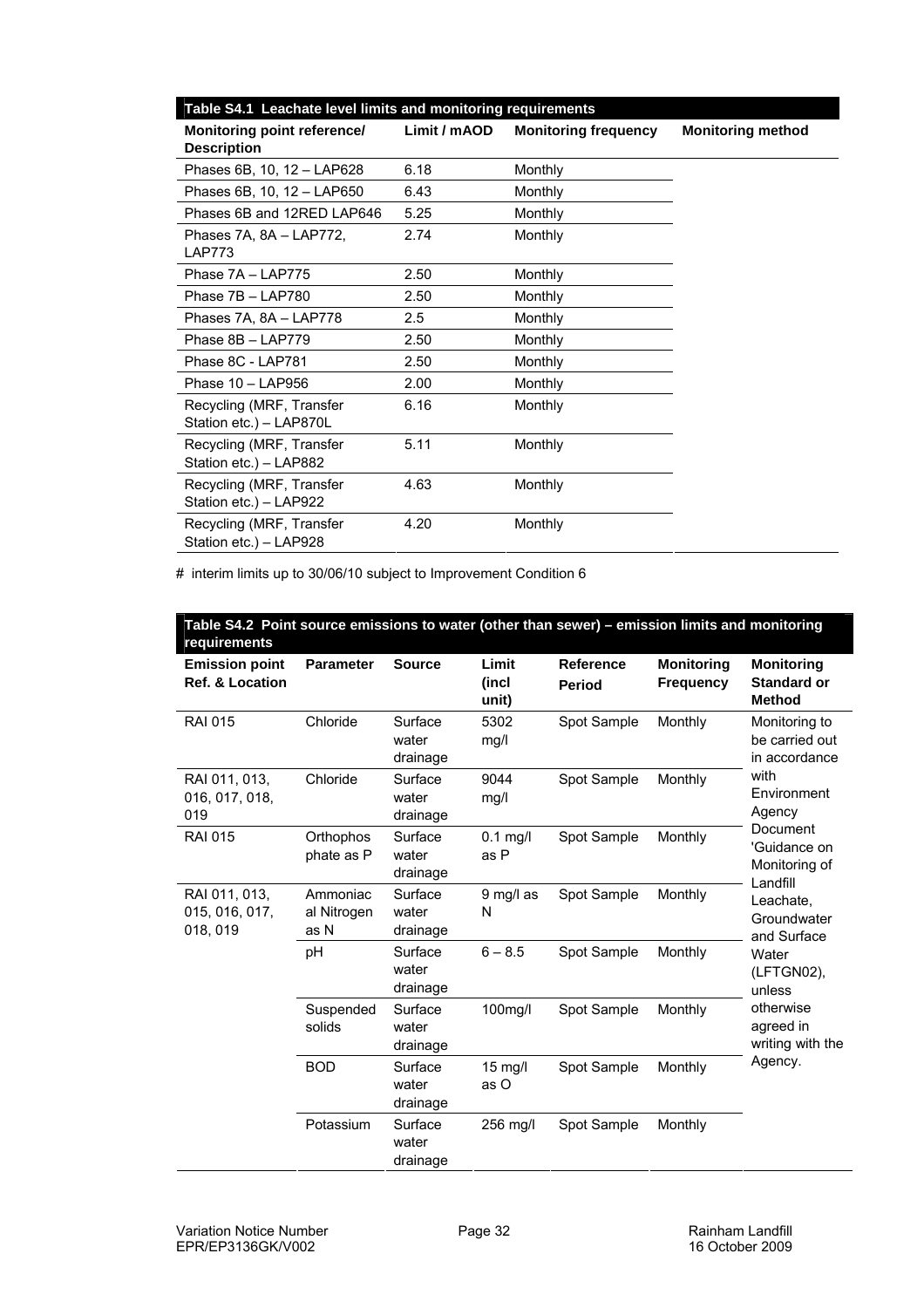| Table S4.1 Leachate level limits and monitoring requirements | | | |
|---|---|---|---|
| **Monitoring point reference/ Description** | **Limit / mAOD** | **Monitoring frequency** | **Monitoring method** |
| Phases 6B, 10, 12 – LAP628 | 6.18 | Monthly | |
| Phases 6B, 10, 12 – LAP650 | 6.43 | Monthly | |
| Phases 6B and 12RED LAP646 | 5.25 | Monthly | |
| Phases 7A, 8A – LAP772, LAP773 | 2.74 | Monthly | |
| Phase 7A – LAP775 | 2.50 | Monthly | |
| Phase 7B – LAP780 | 2.50 | Monthly | |
| Phases 7A, 8A – LAP778 | 2.5 | Monthly | |
| Phase 8B – LAP779 | 2.50 | Monthly | |
| Phase 8C - LAP781 | 2.50 | Monthly | |
| Phase 10 – LAP956 | 2.00 | Monthly | |
| Recycling (MRF, Transfer Station etc.) – LAP870L | 6.16 | Monthly | |
| Recycling (MRF, Transfer Station etc.) – LAP882 | 5.11 | Monthly | |
| Recycling (MRF, Transfer Station etc.) – LAP922 | 4.63 | Monthly | |
| Recycling (MRF, Transfer Station etc.) – LAP928 | 4.20 | Monthly | |

# interim limits up to 30/06/10 subject to Improvement Condition 6

| Table S4.2 Point source emissions to water (other than sewer) – emission limits and monitoring requirements | | | | | | |
|---|---|---|---|---|---|---|
| **Emission point Ref. & Location** | **Parameter** | **Source** | **Limit (incl unit)** | **Reference Period** | **Monitoring Frequency** | **Monitoring Standard or Method** |
| RAI 015 | Chloride | Surface water drainage | 5302 mg/l | Spot Sample | Monthly | Monitoring to be carried out in accordance with Environment Agency Document 'Guidance on Monitoring of Landfill Leachate, Groundwater and Surface Water (LFTGN02), unless otherwise agreed in writing with the Agency. |
| RAI 011, 013, 016, 017, 018, 019 | Chloride | Surface water drainage | 9044 mg/l | Spot Sample | Monthly | |
| RAI 015 | Orthophosphate as P | Surface water drainage | 0.1 mg/l as P | Spot Sample | Monthly | |
| RAI 011, 013, 015, 016, 017, 018, 019 | Ammoniacal Nitrogen as N | Surface water drainage | 9 mg/l as N | Spot Sample | Monthly | |
| | pH | Surface water drainage | 6 – 8.5 | Spot Sample | Monthly | |
| | Suspended solids | Surface water drainage | 100mg/l | Spot Sample | Monthly | |
| | BOD | Surface water drainage | 15 mg/l as O | Spot Sample | Monthly | |
| | Potassium | Surface water drainage | 256 mg/l | Spot Sample | Monthly | |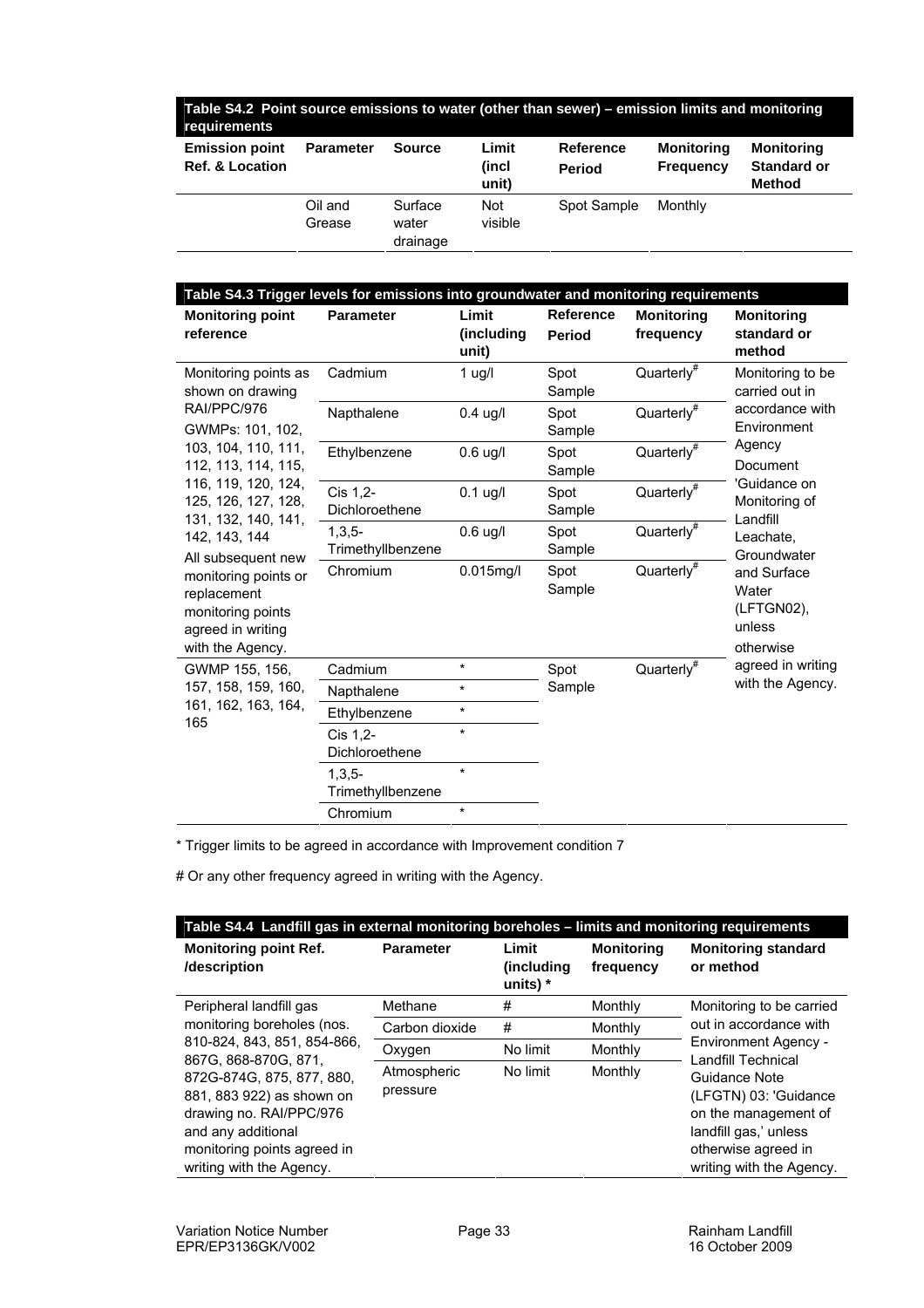**Table S4.2 Point source emissions to water (other than sewer) – emission limits and monitoring requirements**

| Emission point Ref. & Location | Parameter | Source | Limit (incl unit) | Reference Period | Monitoring Frequency | Monitoring Standard or Method |
|---|---|---|---|---|---|---|
| | Oil and Grease | Surface water drainage | Not visible | Spot Sample | Monthly | |

**Table S4.3 Trigger levels for emissions into groundwater and monitoring requirements**

| Monitoring point reference | Parameter | Limit (including unit) | Reference Period | Monitoring frequency | Monitoring standard or method |
|---|---|---|---|---|---|
| Monitoring points as shown on drawing RAI/PPC/976 GWMPs: 101, 102, 103, 104, 110, 111, 112, 113, 114, 115, 116, 119, 120, 124, 125, 126, 127, 128, 131, 132, 140, 141, 142, 143, 144 All subsequent new monitoring points or replacement monitoring points agreed in writing with the Agency. | Cadmium | 1 ug/l | Spot Sample | Quarterly# | Monitoring to be carried out in accordance with Environment Agency Document 'Guidance on Monitoring of Landfill Leachate, Groundwater and Surface Water (LFTGN02), unless otherwise agreed in writing with the Agency. |
| | Napthalene | 0.4 ug/l | Spot Sample | Quarterly# | |
| | Ethylbenzene | 0.6 ug/l | Spot Sample | Quarterly# | |
| | Cis 1,2-Dichloroethene | 0.1 ug/l | Spot Sample | Quarterly# | |
| | 1,3,5-Trimethyllbenzene | 0.6 ug/l | Spot Sample | Quarterly# | |
| | Chromium | 0.015mg/l | Spot Sample | Quarterly# | |
| GWMP 155, 156, 157, 158, 159, 160, 161, 162, 163, 164, 165 | Cadmium | * | Spot Sample | Quarterly# | |
| | Napthalene | * | | | |
| | Ethylbenzene | * | | | |
| | Cis 1,2-Dichloroethene | * | | | |
| | 1,3,5-Trimethyllbenzene | * | | | |
| | Chromium | * | | | |

* Trigger limits to be agreed in accordance with Improvement condition 7

# Or any other frequency agreed in writing with the Agency.

**Table S4.4 Landfill gas in external monitoring boreholes – limits and monitoring requirements**

| Monitoring point Ref. /description | Parameter | Limit (including units) * | Monitoring frequency | Monitoring standard or method |
|---|---|---|---|---|
| Peripheral landfill gas monitoring boreholes (nos. 810-824, 843, 851, 854-866, 867G, 868-870G, 871, 872G-874G, 875, 877, 880, 881, 883 922) as shown on drawing no. RAI/PPC/976 and any additional monitoring points agreed in writing with the Agency. | Methane | # | Monthly | Monitoring to be carried out in accordance with Environment Agency - Landfill Technical Guidance Note (LFGTN) 03: 'Guidance on the management of landfill gas,' unless otherwise agreed in writing with the Agency. |
| | Carbon dioxide | # | Monthly | |
| | Oxygen | No limit | Monthly | |
| | Atmospheric pressure | No limit | Monthly | |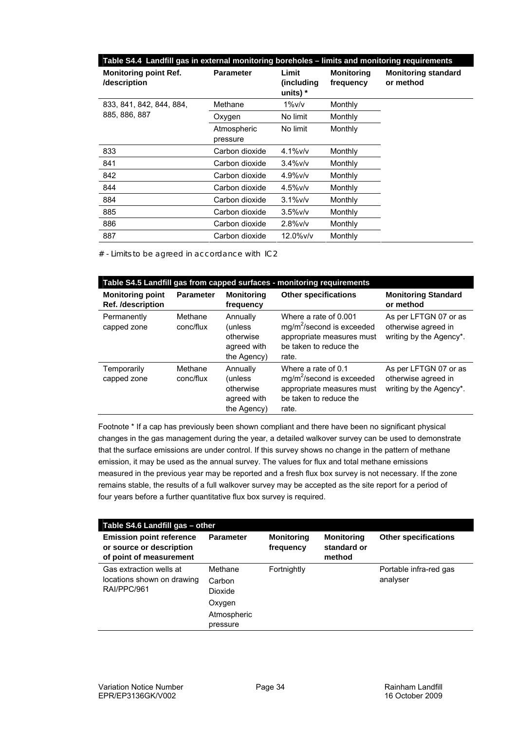| Table S4.4 Landfill gas in external monitoring boreholes – limits and monitoring requirements | | | | |
|---|---|---|---|---|
| **Monitoring point Ref. /description** | **Parameter** | **Limit (including units) *** | **Monitoring frequency** | **Monitoring standard or method** |
| 833, 841, 842, 844, 884, 885, 886, 887 | Methane | 1%v/v | Monthly | |
| | Oxygen | No limit | Monthly | |
| | Atmospheric pressure | No limit | Monthly | |
| 833 | Carbon dioxide | 4.1%v/v | Monthly | |
| 841 | Carbon dioxide | 3.4%v/v | Monthly | |
| 842 | Carbon dioxide | 4.9%v/v | Monthly | |
| 844 | Carbon dioxide | 4.5%v/v | Monthly | |
| 884 | Carbon dioxide | 3.1%v/v | Monthly | |
| 885 | Carbon dioxide | 3.5%v/v | Monthly | |
| 886 | Carbon dioxide | 2.8%v/v | Monthly | |
| 887 | Carbon dioxide | 12.0%v/v | Monthly | |

# - Limits to be agreed in accordance with IC2

| Table S4.5 Landfill gas from capped surfaces - monitoring requirements | | | | |
|---|---|---|---|---|
| **Monitoring point Ref. /description** | **Parameter** | **Monitoring frequency** | **Other specifications** | **Monitoring Standard or method** |
| Permanently capped zone | Methane conc/flux | Annually (unless otherwise agreed with the Agency) | Where a rate of 0.001 $mg/m^2$/second is exceeded appropriate measures must be taken to reduce the rate. | As per LFTGN 07 or as otherwise agreed in writing by the Agency*. |
| Temporarily capped zone | Methane conc/flux | Annually (unless otherwise agreed with the Agency) | Where a rate of 0.1 $mg/m^2$/second is exceeded appropriate measures must be taken to reduce the rate. | As per LFTGN 07 or as otherwise agreed in writing by the Agency*. |

Footnote * If a cap has previously been shown compliant and there have been no significant physical changes in the gas management during the year, a detailed walkover survey can be used to demonstrate that the surface emissions are under control. If this survey shows no change in the pattern of methane emission, it may be used as the annual survey. The values for flux and total methane emissions measured in the previous year may be reported and a fresh flux box survey is not necessary. If the zone remains stable, the results of a full walkover survey may be accepted as the site report for a period of four years before a further quantitative flux box survey is required.

| Table S4.6 Landfill gas – other | | | | |
|---|---|---|---|---|
| **Emission point reference or source or description of point of measurement** | **Parameter** | **Monitoring frequency** | **Monitoring standard or method** | **Other specifications** |
| Gas extraction wells at locations shown on drawing RAI/PPC/961 | Methane<br>Carbon Dioxide<br>Oxygen<br>Atmospheric pressure | Fortnightly | | Portable infra-red gas analyser |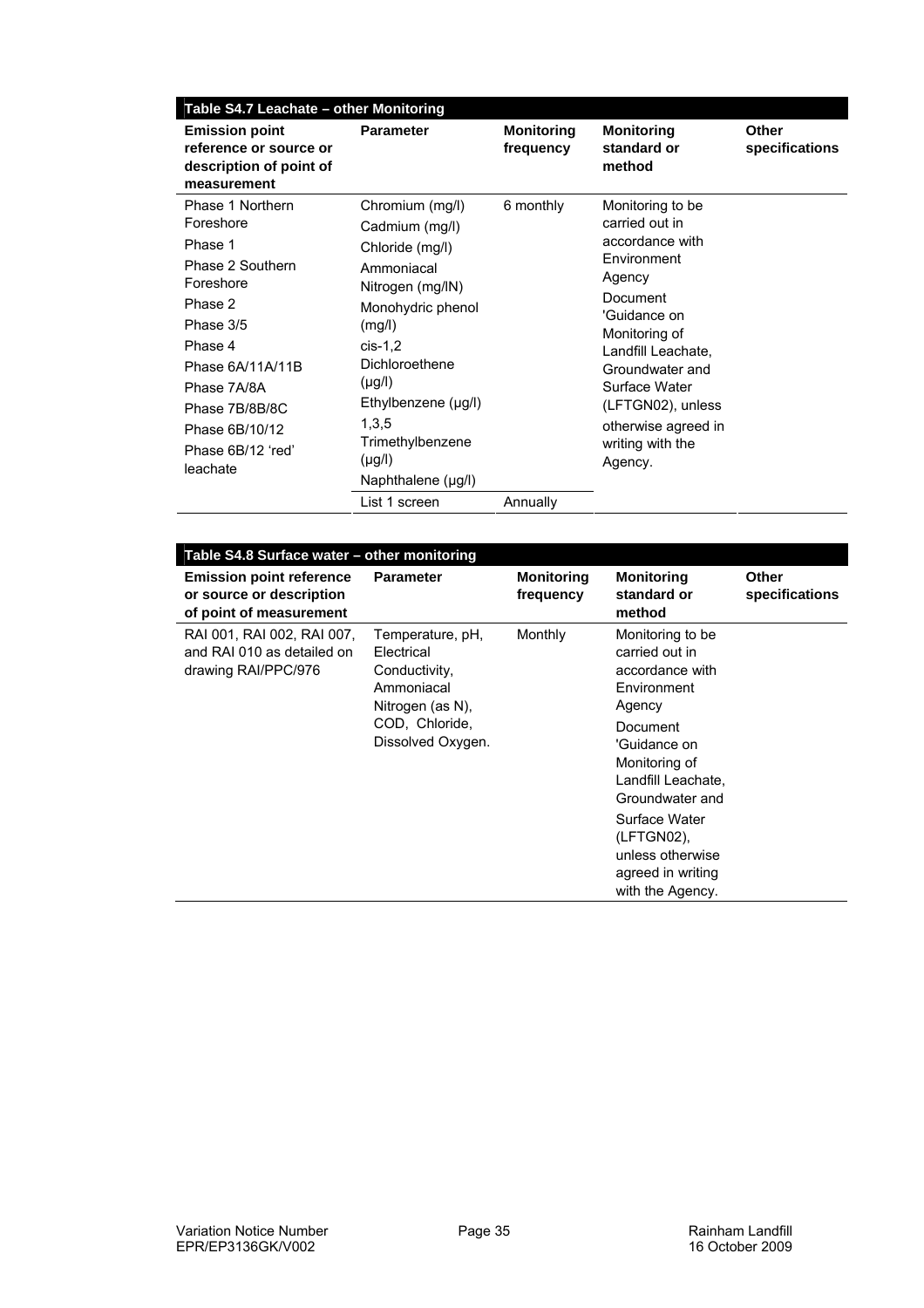| Table S4.7 Leachate – other Monitoring | | | | |
|---|---|---|---|---|
| **Emission point reference or source or description of point of measurement** | **Parameter** | **Monitoring frequency** | **Monitoring standard or method** | **Other specifications** |
| Phase 1 Northern Foreshore<br>Phase 1<br>Phase 2 Southern Foreshore<br>Phase 2<br>Phase 3/5<br>Phase 4<br>Phase 6A/11A/11B<br>Phase 7A/8A<br>Phase 7B/8B/8C<br>Phase 6B/10/12<br>Phase 6B/12 'red' leachate | Chromium (mg/l)<br>Cadmium (mg/l)<br>Chloride (mg/l)<br>Ammoniacal Nitrogen (mg/lN)<br>Monohydric phenol (mg/l)<br>cis-1,2 Dichloroethene (µg/l)<br>Ethylbenzene (µg/l)<br>1,3,5 Trimethylbenzene (µg/l)<br>Naphthalene (µg/l) | 6 monthly | Monitoring to be carried out in accordance with Environment Agency Document 'Guidance on Monitoring of Landfill Leachate, Groundwater and Surface Water (LFTGN02), unless otherwise agreed in writing with the Agency. | |
| | List 1 screen | Annually | | |

| Table S4.8 Surface water – other monitoring | | | | |
|---|---|---|---|---|
| **Emission point reference or source or description of point of measurement** | **Parameter** | **Monitoring frequency** | **Monitoring standard or method** | **Other specifications** |
| RAI 001, RAI 002, RAI 007, and RAI 010 as detailed on drawing RAI/PPC/976 | Temperature, pH, Electrical Conductivity, Ammoniacal Nitrogen (as N), COD, Chloride, Dissolved Oxygen. | Monthly | Monitoring to be carried out in accordance with Environment Agency Document 'Guidance on Monitoring of Landfill Leachate, Groundwater and Surface Water (LFTGN02), unless otherwise agreed in writing with the Agency. | |

Variation Notice Number EPR/EP3136GK/V002

Rainham Landfill 16 October 2009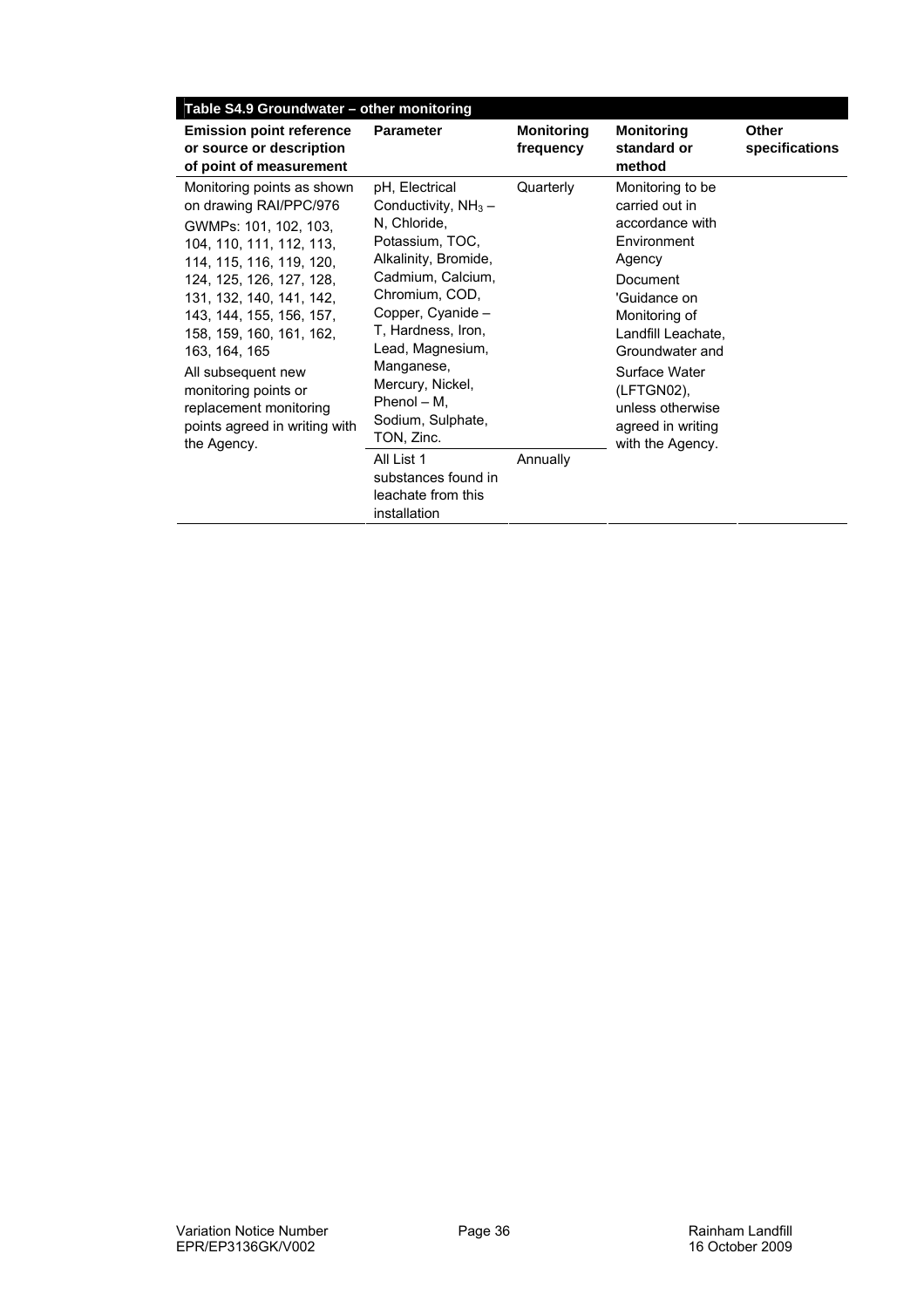| Table S4.9 Groundwater – other monitoring | | | | |
|---|---|---|---|---|
| **Emission point reference or source or description of point of measurement** | **Parameter** | **Monitoring frequency** | **Monitoring standard or method** | **Other specifications** |
| Monitoring points as shown on drawing RAI/PPC/976 GWMPs: 101, 102, 103, 104, 110, 111, 112, 113, 114, 115, 116, 119, 120, 124, 125, 126, 127, 128, 131, 132, 140, 141, 142, 143, 144, 155, 156, 157, 158, 159, 160, 161, 162, 163, 164, 165 All subsequent new monitoring points or replacement monitoring points agreed in writing with the Agency. | pH, Electrical Conductivity, $NH_3$ – N, Chloride, Potassium, TOC, Alkalinity, Bromide, Cadmium, Calcium, Chromium, COD, Copper, Cyanide – T, Hardness, Iron, Lead, Magnesium, Manganese, Mercury, Nickel, Phenol – M, Sodium, Sulphate, TON, Zinc. | Quarterly | Monitoring to be carried out in accordance with Environment Agency Document 'Guidance on Monitoring of Landfill Leachate, Groundwater and Surface Water (LFTGN02), unless otherwise agreed in writing with the Agency. | |
| | All List 1 substances found in leachate from this installation | Annually | | |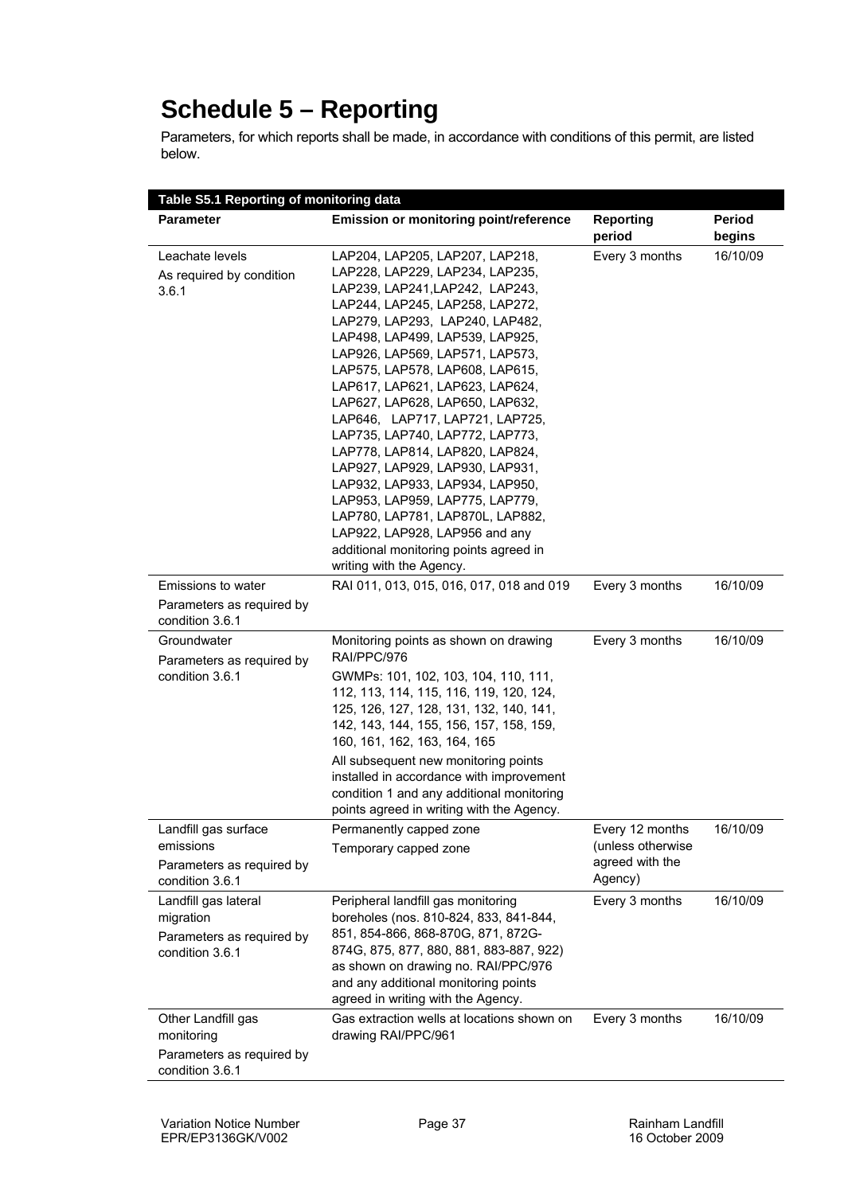# Schedule 5 – Reporting

Parameters, for which reports shall be made, in accordance with conditions of this permit, are listed below.

| Table S5.1 Reporting of monitoring data | | | |
|---|---|---|---|
| **Parameter** | **Emission or monitoring point/reference** | **Reporting period** | **Period begins** |
| Leachate levels<br>As required by condition 3.6.1 | LAP204, LAP205, LAP207, LAP218, LAP228, LAP229, LAP234, LAP235, LAP239, LAP241,LAP242, LAP243, LAP244, LAP245, LAP258, LAP272, LAP279, LAP293, LAP240, LAP482, LAP498, LAP499, LAP539, LAP925, LAP926, LAP569, LAP571, LAP573, LAP575, LAP578, LAP608, LAP615, LAP617, LAP621, LAP623, LAP624, LAP627, LAP628, LAP650, LAP632, LAP646, LAP717, LAP721, LAP725, LAP735, LAP740, LAP772, LAP773, LAP778, LAP814, LAP820, LAP824, LAP927, LAP929, LAP930, LAP931, LAP932, LAP933, LAP934, LAP950, LAP953, LAP959, LAP775, LAP779, LAP780, LAP781, LAP870L, LAP882, LAP922, LAP928, LAP956 and any additional monitoring points agreed in writing with the Agency. | Every 3 months | 16/10/09 |
| Emissions to water<br>Parameters as required by condition 3.6.1 | RAI 011, 013, 015, 016, 017, 018 and 019 | Every 3 months | 16/10/09 |
| Groundwater<br>Parameters as required by condition 3.6.1 | Monitoring points as shown on drawing RAI/PPC/976<br>GWMPs: 101, 102, 103, 104, 110, 111, 112, 113, 114, 115, 116, 119, 120, 124, 125, 126, 127, 128, 131, 132, 140, 141, 142, 143, 144, 155, 156, 157, 158, 159, 160, 161, 162, 163, 164, 165<br>All subsequent new monitoring points installed in accordance with improvement condition 1 and any additional monitoring points agreed in writing with the Agency. | Every 3 months | 16/10/09 |
| Landfill gas surface emissions<br>Parameters as required by condition 3.6.1 | Permanently capped zone<br>Temporary capped zone | Every 12 months (unless otherwise agreed with the Agency) | 16/10/09 |
| Landfill gas lateral migration<br>Parameters as required by condition 3.6.1 | Peripheral landfill gas monitoring boreholes (nos. 810-824, 833, 841-844, 851, 854-866, 868-870G, 871, 872G-874G, 875, 877, 880, 881, 883-887, 922) as shown on drawing no. RAI/PPC/976 and any additional monitoring points agreed in writing with the Agency. | Every 3 months | 16/10/09 |
| Other Landfill gas monitoring<br>Parameters as required by condition 3.6.1 | Gas extraction wells at locations shown on drawing RAI/PPC/961 | Every 3 months | 16/10/09 |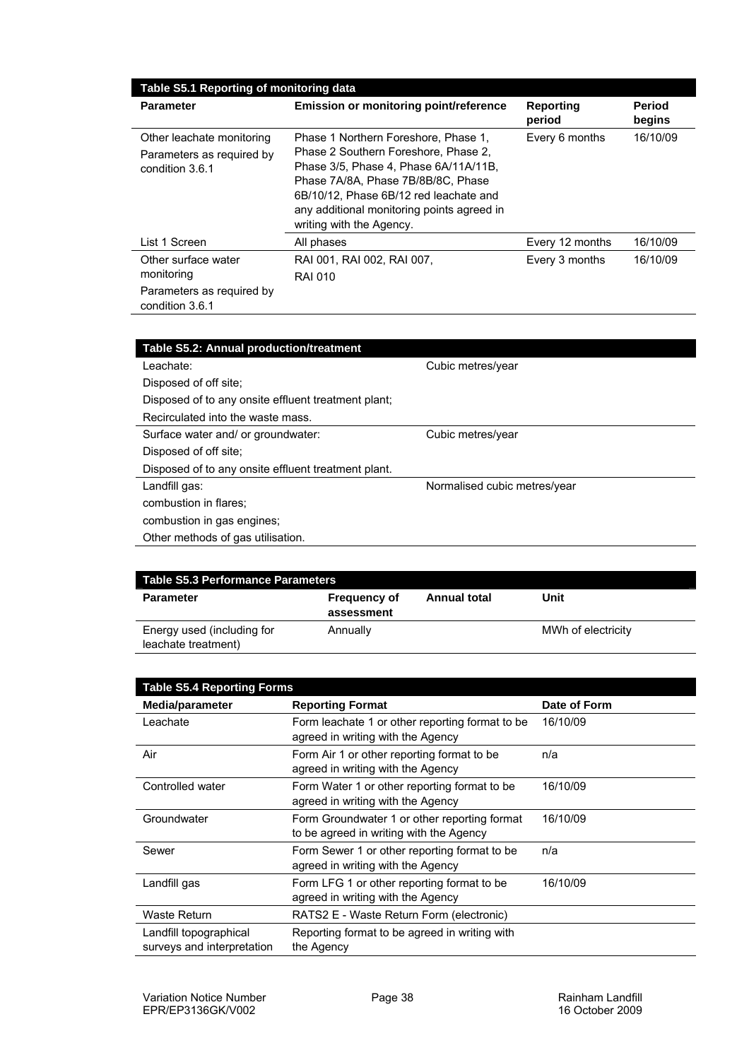| Table S5.1 Reporting of monitoring data | | | |
|---|---|---|---|
| **Parameter** | **Emission or monitoring point/reference** | **Reporting period** | **Period begins** |
| Other leachate monitoring<br>Parameters as required by condition 3.6.1 | Phase 1 Northern Foreshore, Phase 1, Phase 2 Southern Foreshore, Phase 2, Phase 3/5, Phase 4, Phase 6A/11A/11B, Phase 7A/8A, Phase 7B/8B/8C, Phase 6B/10/12, Phase 6B/12 red leachate and any additional monitoring points agreed in writing with the Agency. | Every 6 months | 16/10/09 |
| List 1 Screen | All phases | Every 12 months | 16/10/09 |
| Other surface water monitoring<br>Parameters as required by condition 3.6.1 | RAI 001, RAI 002, RAI 007, RAI 010 | Every 3 months | 16/10/09 |

| Table S5.2: Annual production/treatment | |
|---|---|
| Leachate:<br>Disposed of off site;<br>Disposed of to any onsite effluent treatment plant;<br>Recirculated into the waste mass. | Cubic metres/year |
| Surface water and/ or groundwater:<br>Disposed of off site;<br>Disposed of to any onsite effluent treatment plant. | Cubic metres/year |
| Landfill gas:<br>combustion in flares;<br>combustion in gas engines;<br>Other methods of gas utilisation. | Normalised cubic metres/year |

| Table S5.3 Performance Parameters | | | |
|---|---|---|---|
| **Parameter** | **Frequency of assessment** | **Annual total** | **Unit** |
| Energy used (including for leachate treatment) | Annually | | MWh of electricity |

| Table S5.4 Reporting Forms | | |
|---|---|---|
| **Media/parameter** | **Reporting Format** | **Date of Form** |
| Leachate | Form leachate 1 or other reporting format to be agreed in writing with the Agency | 16/10/09 |
| Air | Form Air 1 or other reporting format to be agreed in writing with the Agency | n/a |
| Controlled water | Form Water 1 or other reporting format to be agreed in writing with the Agency | 16/10/09 |
| Groundwater | Form Groundwater 1 or other reporting format to be agreed in writing with the Agency | 16/10/09 |
| Sewer | Form Sewer 1 or other reporting format to be agreed in writing with the Agency | n/a |
| Landfill gas | Form LFG 1 or other reporting format to be agreed in writing with the Agency | 16/10/09 |
| Waste Return | RATS2 E - Waste Return Form (electronic) | |
| Landfill topographical surveys and interpretation | Reporting format to be agreed in writing with the Agency | |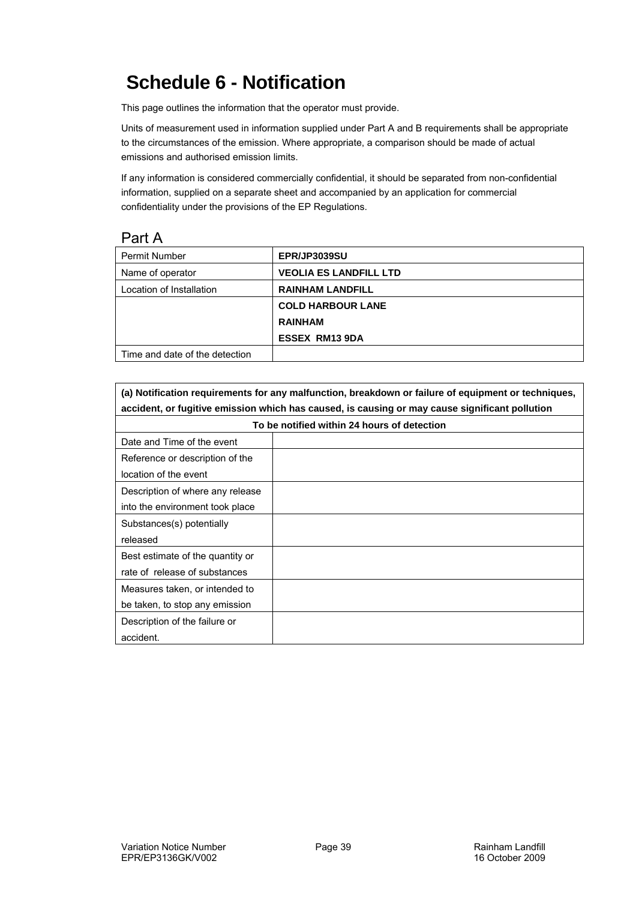# Schedule 6 - Notification

This page outlines the information that the operator must provide.

Units of measurement used in information supplied under Part A and B requirements shall be appropriate to the circumstances of the emission. Where appropriate, a comparison should be made of actual emissions and authorised emission limits.

If any information is considered commercially confidential, it should be separated from non-confidential information, supplied on a separate sheet and accompanied by an application for commercial confidentiality under the provisions of the EP Regulations.

## Part A

| Permit Number | **EPR/JP3039SU** |
|---|---|
| Name of operator | **VEOLIA ES LANDFILL LTD** |
| Location of Installation | **RAINHAM LANDFILL** |
| | **COLD HARBOUR LANE**<br>**RAINHAM**<br>**ESSEX RM13 9DA** |
| Time and date of the detection | |

| **(a) Notification requirements for any malfunction, breakdown or failure of equipment or techniques, accident, or fugitive emission which has caused, is causing or may cause significant pollution** | |
|---|---|
| **To be notified within 24 hours of detection** | |
| Date and Time of the event | |
| Reference or description of the location of the event | |
| Description of where any release into the environment took place | |
| Substances(s) potentially released | |
| Best estimate of the quantity or rate of release of substances | |
| Measures taken, or intended to be taken, to stop any emission | |
| Description of the failure or accident. | |

Variation Notice Number EPR/EP3136GK/V002 — Rainham Landfill — 16 October 2009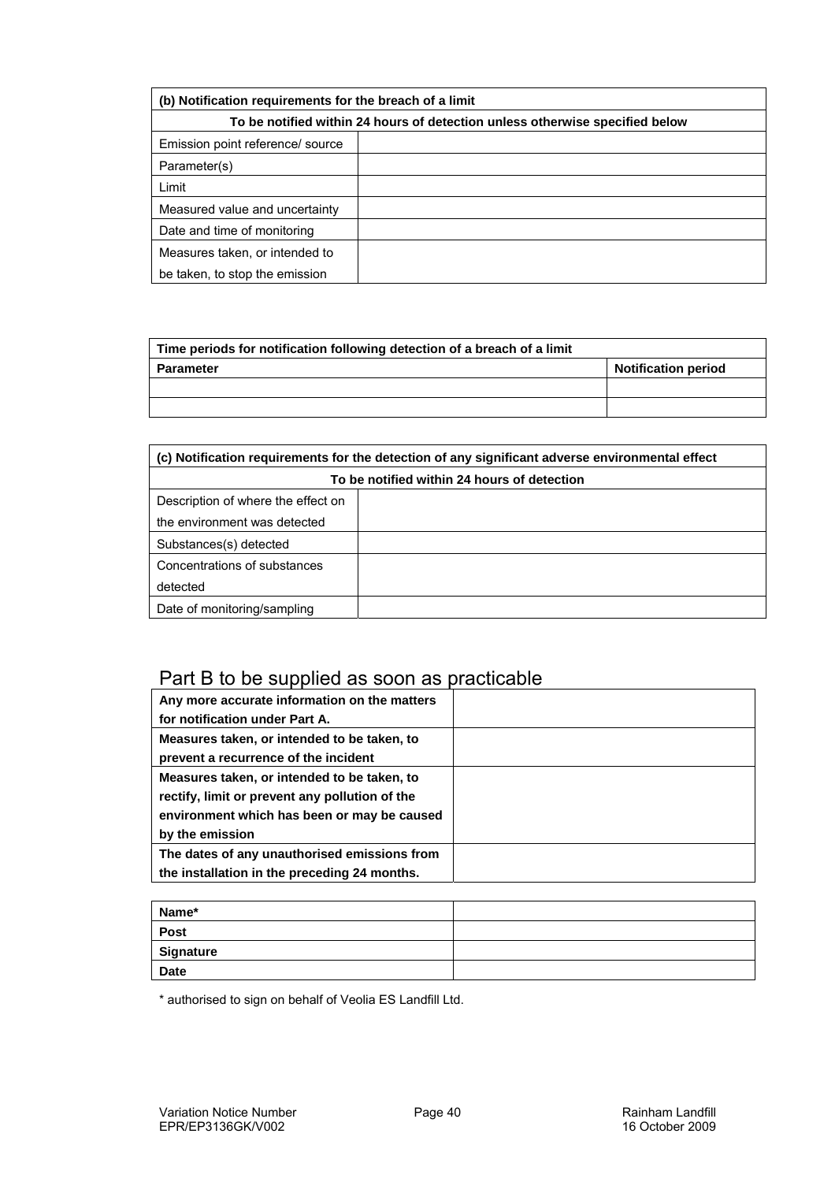| (b) Notification requirements for the breach of a limit | |
|---|---|
| To be notified within 24 hours of detection unless otherwise specified below | |
| Emission point reference/ source | |
| Parameter(s) | |
| Limit | |
| Measured value and uncertainty | |
| Date and time of monitoring | |
| Measures taken, or intended to be taken, to stop the emission | |

| Time periods for notification following detection of a breach of a limit | |
|---|---|
| **Parameter** | **Notification period** |
| | |
| | |

| (c) Notification requirements for the detection of any significant adverse environmental effect | |
|---|---|
| To be notified within 24 hours of detection | |
| Description of where the effect on the environment was detected | |
| Substances(s) detected | |
| Concentrations of substances detected | |
| Date of monitoring/sampling | |

## Part B to be supplied as soon as practicable

| | |
|---|---|
| **Any more accurate information on the matters for notification under Part A.** | |
| **Measures taken, or intended to be taken, to prevent a recurrence of the incident** | |
| **Measures taken, or intended to be taken, to rectify, limit or prevent any pollution of the environment which has been or may be caused by the emission** | |
| **The dates of any unauthorised emissions from the installation in the preceding 24 months.** | |

| | |
|---|---|
| **Name*** | |
| **Post** | |
| **Signature** | |
| **Date** | |

* authorised to sign on behalf of Veolia ES Landfill Ltd.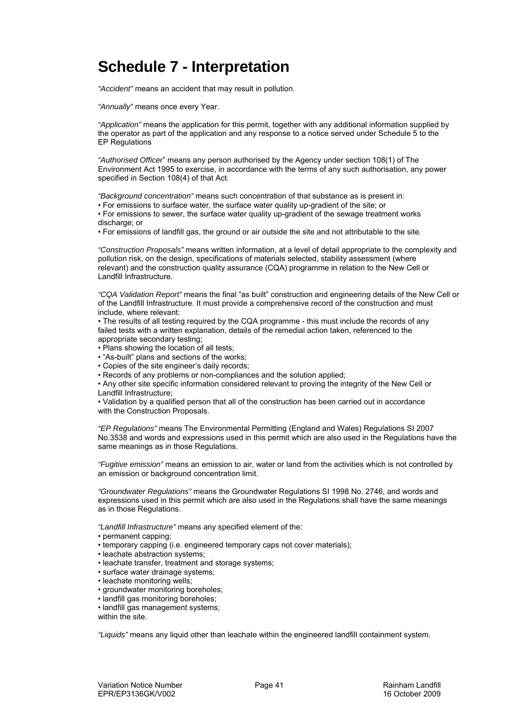# Schedule 7 - Interpretation

*"Accident"* means an accident that may result in pollution.

*"Annually"* means once every Year.

*"Application"* means the application for this permit, together with any additional information supplied by the operator as part of the application and any response to a notice served under Schedule 5 to the EP Regulations

*"Authorised Officer"* means any person authorised by the Agency under section 108(1) of The Environment Act 1995 to exercise, in accordance with the terms of any such authorisation, any power specified in Section 108(4) of that Act.

*"Background concentration"* means such concentration of that substance as is present in:

- For emissions to surface water, the surface water quality up-gradient of the site; or
- For emissions to sewer, the surface water quality up-gradient of the sewage treatment works discharge; or
- For emissions of landfill gas, the ground or air outside the site and not attributable to the site.

*"Construction Proposals"* means written information, at a level of detail appropriate to the complexity and pollution risk, on the design, specifications of materials selected, stability assessment (where relevant) and the construction quality assurance (CQA) programme in relation to the New Cell or Landfill Infrastructure.

*"CQA Validation Report"* means the final "as built" construction and engineering details of the New Cell or of the Landfill Infrastructure. It must provide a comprehensive record of the construction and must include, where relevant:

- The results of all testing required by the CQA programme - this must include the records of any failed tests with a written explanation, details of the remedial action taken, referenced to the appropriate secondary testing;
- Plans showing the location of all tests;
- "As-built" plans and sections of the works;
- Copies of the site engineer's daily records;
- Records of any problems or non-compliances and the solution applied;
- Any other site specific information considered relevant to proving the integrity of the New Cell or Landfill Infrastructure;
- Validation by a qualified person that all of the construction has been carried out in accordance with the Construction Proposals.

*"EP Regulations"* means The Environmental Permitting (England and Wales) Regulations SI 2007 No.3538 and words and expressions used in this permit which are also used in the Regulations have the same meanings as in those Regulations.

*"Fugitive emission"* means an emission to air, water or land from the activities which is not controlled by an emission or background concentration limit.

*"Groundwater Regulations"* means the Groundwater Regulations SI 1998 No. 2746, and words and expressions used in this permit which are also used in the Regulations shall have the same meanings as in those Regulations.

*"Landfill Infrastructure"* means any specified element of the:

- permanent capping;
- temporary capping (i.e. engineered temporary caps not cover materials);
- leachate abstraction systems;
- leachate transfer, treatment and storage systems;
- surface water drainage systems;
- leachate monitoring wells;
- groundwater monitoring boreholes;
- landfill gas monitoring boreholes;
- landfill gas management systems;

within the site.

*"Liquids"* means any liquid other than leachate within the engineered landfill containment system.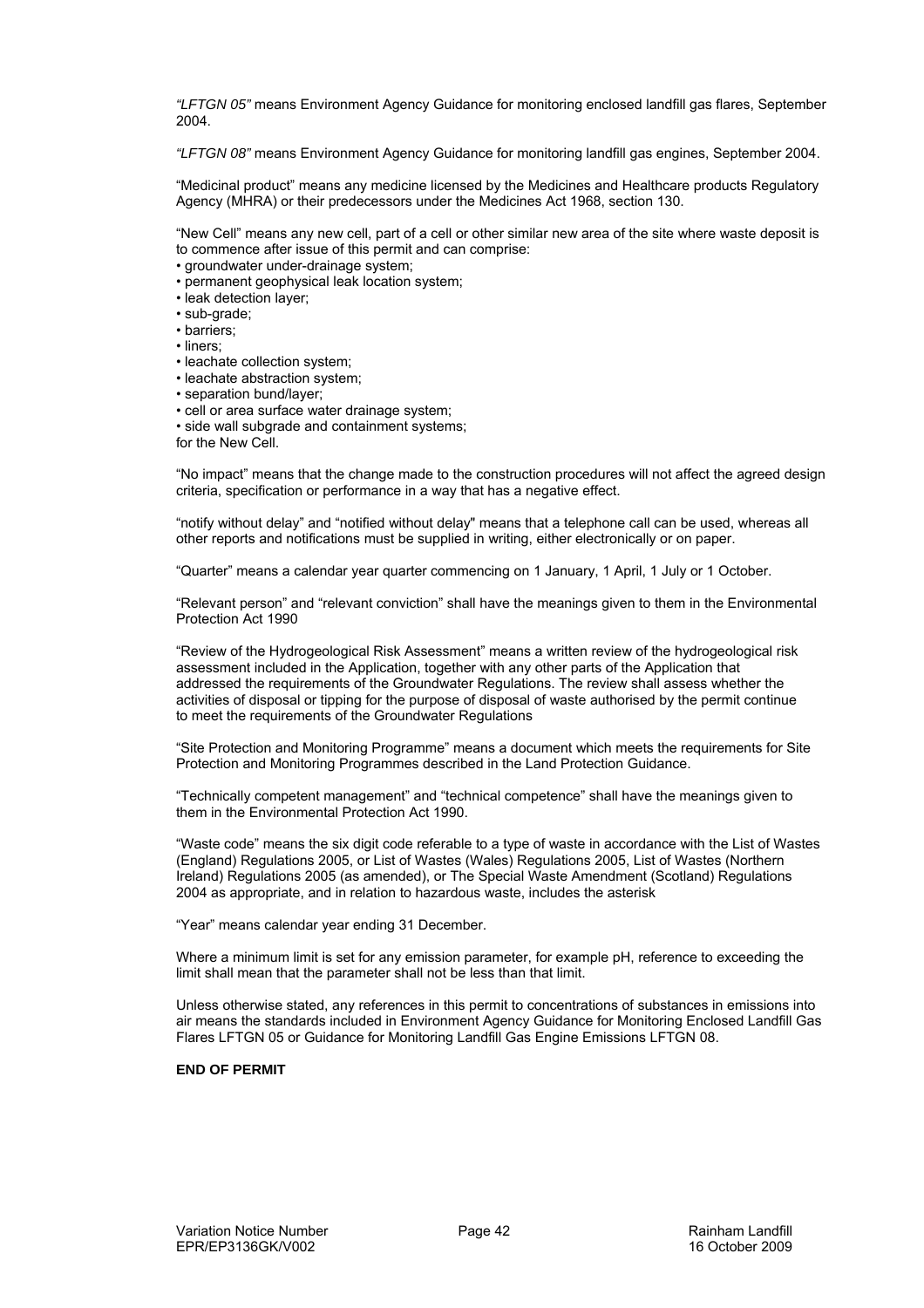*"LFTGN 05"* means Environment Agency Guidance for monitoring enclosed landfill gas flares, September 2004.

*"LFTGN 08"* means Environment Agency Guidance for monitoring landfill gas engines, September 2004.

"Medicinal product" means any medicine licensed by the Medicines and Healthcare products Regulatory Agency (MHRA) or their predecessors under the Medicines Act 1968, section 130.

"New Cell" means any new cell, part of a cell or other similar new area of the site where waste deposit is to commence after issue of this permit and can comprise:

- groundwater under-drainage system;
- permanent geophysical leak location system;
- leak detection layer;
- sub-grade;
- barriers;
- liners;
- leachate collection system;
- leachate abstraction system;
- separation bund/layer;
- cell or area surface water drainage system;
- side wall subgrade and containment systems;

for the New Cell.

"No impact" means that the change made to the construction procedures will not affect the agreed design criteria, specification or performance in a way that has a negative effect.

"notify without delay" and "notified without delay" means that a telephone call can be used, whereas all other reports and notifications must be supplied in writing, either electronically or on paper.

"Quarter" means a calendar year quarter commencing on 1 January, 1 April, 1 July or 1 October.

"Relevant person" and "relevant conviction" shall have the meanings given to them in the Environmental Protection Act 1990

"Review of the Hydrogeological Risk Assessment" means a written review of the hydrogeological risk assessment included in the Application, together with any other parts of the Application that addressed the requirements of the Groundwater Regulations. The review shall assess whether the activities of disposal or tipping for the purpose of disposal of waste authorised by the permit continue to meet the requirements of the Groundwater Regulations

"Site Protection and Monitoring Programme" means a document which meets the requirements for Site Protection and Monitoring Programmes described in the Land Protection Guidance.

"Technically competent management" and "technical competence" shall have the meanings given to them in the Environmental Protection Act 1990.

"Waste code" means the six digit code referable to a type of waste in accordance with the List of Wastes (England) Regulations 2005, or List of Wastes (Wales) Regulations 2005, List of Wastes (Northern Ireland) Regulations 2005 (as amended), or The Special Waste Amendment (Scotland) Regulations 2004 as appropriate, and in relation to hazardous waste, includes the asterisk

"Year" means calendar year ending 31 December.

Where a minimum limit is set for any emission parameter, for example pH, reference to exceeding the limit shall mean that the parameter shall not be less than that limit.

Unless otherwise stated, any references in this permit to concentrations of substances in emissions into air means the standards included in Environment Agency Guidance for Monitoring Enclosed Landfill Gas Flares LFTGN 05 or Guidance for Monitoring Landfill Gas Engine Emissions LFTGN 08.

**END OF PERMIT**